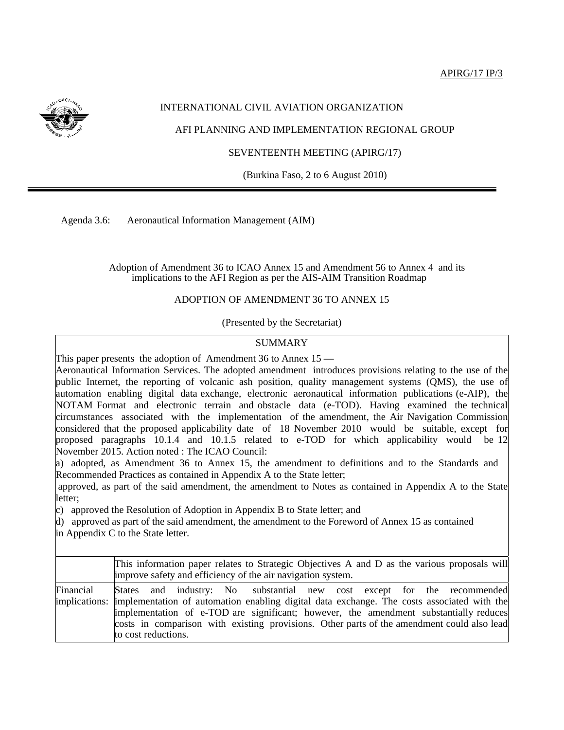APIRG/17 IP/3

INTERNATIONAL CIVIL AVIATION ORGANIZATION

AFI PLANNING AND IMPLEMENTATION REGIONAL GROUP

SEVENTEENTH MEETING (APIRG/17)

(Burkina Faso, 2 to 6 August 2010)

Agenda 3.6: Aeronautical Information Management (AIM)

Adoption of Amendment 36 to ICAO Annex 15 and Amendment 56 to Annex 4 and its implications to the AFI Region as per the AIS-AIM Transition Roadmap

ADOPTION OF AMENDMENT 36 TO ANNEX 15

(Presented by the Secretariat)

| SUMMARY | |
|---|---|
| This paper presents the adoption of Amendment 36 to Annex 15 — Aeronautical Information Services. The adopted amendment introduces provisions relating to the use of the public Internet, the reporting of volcanic ash position, quality management systems (QMS), the use of automation enabling digital data exchange, electronic aeronautical information publications (e-AIP), the NOTAM Format and electronic terrain and obstacle data (e-TOD). Having examined the technical circumstances associated with the implementation of the amendment, the Air Navigation Commission considered that the proposed applicability date of 18 November 2010 would be suitable, except for proposed paragraphs 10.1.4 and 10.1.5 related to e-TOD for which applicability would be 12 November 2015. Action noted : The ICAO Council:<br>a) adopted, as Amendment 36 to Annex 15, the amendment to definitions and to the Standards and Recommended Practices as contained in Appendix A to the State letter;<br>approved, as part of the said amendment, the amendment to Notes as contained in Appendix A to the State letter;<br>c) approved the Resolution of Adoption in Appendix B to State letter; and<br>d) approved as part of the said amendment, the amendment to the Foreword of Annex 15 as contained in Appendix C to the State letter. | |
| | This information paper relates to Strategic Objectives A and D as the various proposals will improve safety and efficiency of the air navigation system. |
| Financial implications: | States and industry: No substantial new cost except for the recommended implementation of automation enabling digital data exchange. The costs associated with the implementation of e-TOD are significant; however, the amendment substantially reduces costs in comparison with existing provisions. Other parts of the amendment could also lead to cost reductions. |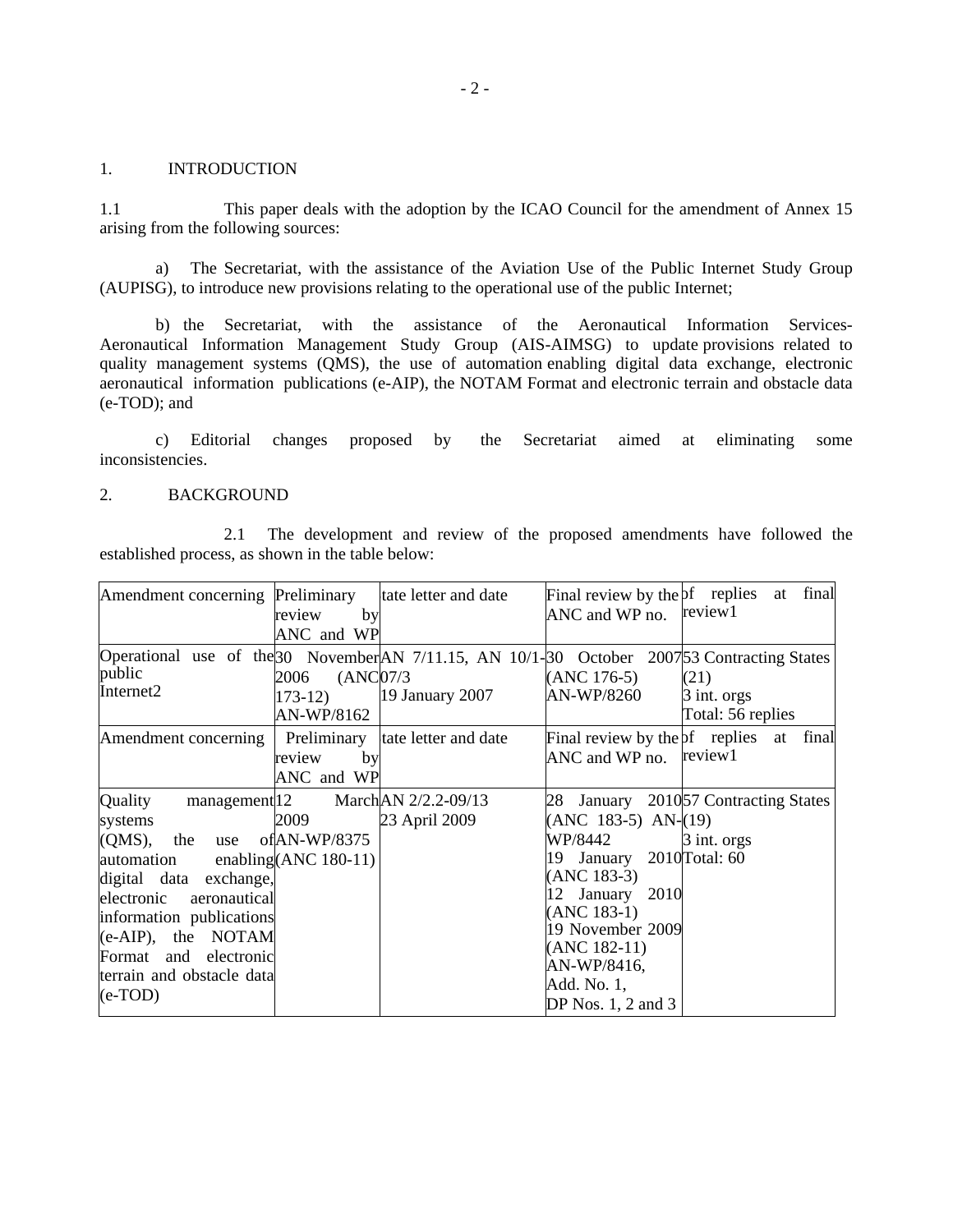## 1. INTRODUCTION

1.1 This paper deals with the adoption by the ICAO Council for the amendment of Annex 15 arising from the following sources:

a) The Secretariat, with the assistance of the Aviation Use of the Public Internet Study Group (AUPISG), to introduce new provisions relating to the operational use of the public Internet;

b) the Secretariat, with the assistance of the Aeronautical Information Services-Aeronautical Information Management Study Group (AIS-AIMSG) to update provisions related to quality management systems (QMS), the use of automation enabling digital data exchange, electronic aeronautical information publications (e-AIP), the NOTAM Format and electronic terrain and obstacle data (e-TOD); and

c) Editorial changes proposed by the Secretariat aimed at eliminating some inconsistencies.

## 2. BACKGROUND

2.1 The development and review of the proposed amendments have followed the established process, as shown in the table below:

| Amendment concerning | Preliminary review by ANC and WP | tate letter and date | Final review by the ANC and WP no. | of replies at final review1 |
|---|---|---|---|---|
| Operational use of the public Internet2 | 30 November 2006 (ANC 173-12) AN-WP/8162 | AN 7/11.15, AN 10/1-07/3<br>19 January 2007 | 30 October 2007 (ANC 176-5)<br>AN-WP/8260 | 53 Contracting States (21)<br>3 int. orgs<br>Total: 56 replies |
| Amendment concerning | Preliminary review by ANC and WP | tate letter and date | Final review by the ANC and WP no. | of replies at final review1 |
| Quality management systems (QMS), the use of automation enabling digital data exchange, electronic aeronautical information publications (e-AIP), the NOTAM Format and electronic terrain and obstacle data (e-TOD) | 12 March 2009 AN-WP/8375 (ANC 180-11) | AN 2/2.2-09/13<br>23 April 2009 | 28 January 2010 (ANC 183-5) AN-WP/8442<br>19 January 2010 (ANC 183-3)<br>12 January 2010 (ANC 183-1)<br>19 November 2009 (ANC 182-11)<br>AN-WP/8416, Add. No. 1, DP Nos. 1, 2 and 3 | 57 Contracting States (19)<br>3 int. orgs<br>Total: 60 |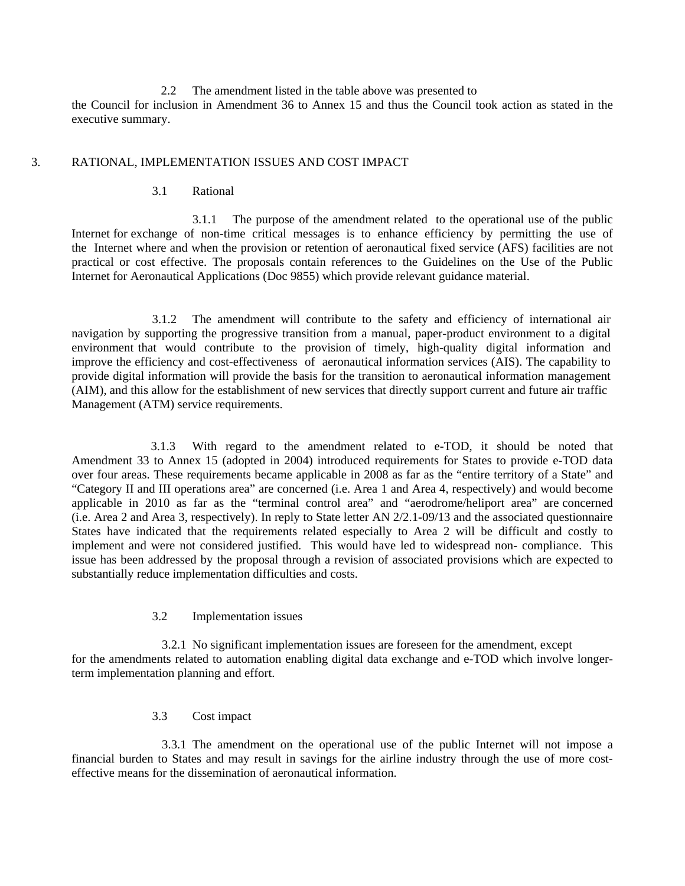2.2 The amendment listed in the table above was presented to the Council for inclusion in Amendment 36 to Annex 15 and thus the Council took action as stated in the executive summary.

## 3. RATIONAL, IMPLEMENTATION ISSUES AND COST IMPACT

### 3.1 Rational

3.1.1 The purpose of the amendment related to the operational use of the public Internet for exchange of non-time critical messages is to enhance efficiency by permitting the use of the Internet where and when the provision or retention of aeronautical fixed service (AFS) facilities are not practical or cost effective. The proposals contain references to the Guidelines on the Use of the Public Internet for Aeronautical Applications (Doc 9855) which provide relevant guidance material.

3.1.2 The amendment will contribute to the safety and efficiency of international air navigation by supporting the progressive transition from a manual, paper-product environment to a digital environment that would contribute to the provision of timely, high-quality digital information and improve the efficiency and cost-effectiveness of aeronautical information services (AIS). The capability to provide digital information will provide the basis for the transition to aeronautical information management (AIM), and this allow for the establishment of new services that directly support current and future air traffic Management (ATM) service requirements.

3.1.3 With regard to the amendment related to e-TOD, it should be noted that Amendment 33 to Annex 15 (adopted in 2004) introduced requirements for States to provide e-TOD data over four areas. These requirements became applicable in 2008 as far as the "entire territory of a State" and "Category II and III operations area" are concerned (i.e. Area 1 and Area 4, respectively) and would become applicable in 2010 as far as the "terminal control area" and "aerodrome/heliport area" are concerned (i.e. Area 2 and Area 3, respectively). In reply to State letter AN 2/2.1-09/13 and the associated questionnaire States have indicated that the requirements related especially to Area 2 will be difficult and costly to implement and were not considered justified. This would have led to widespread non- compliance. This issue has been addressed by the proposal through a revision of associated provisions which are expected to substantially reduce implementation difficulties and costs.

### 3.2 Implementation issues

3.2.1 No significant implementation issues are foreseen for the amendment, except for the amendments related to automation enabling digital data exchange and e-TOD which involve longer-term implementation planning and effort.

### 3.3 Cost impact

3.3.1 The amendment on the operational use of the public Internet will not impose a financial burden to States and may result in savings for the airline industry through the use of more cost-effective means for the dissemination of aeronautical information.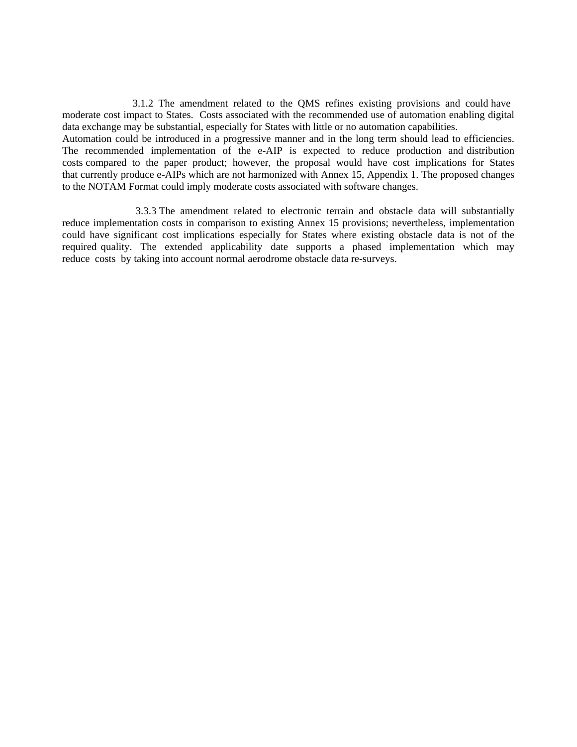3.1.2 The amendment related to the QMS refines existing provisions and could have moderate cost impact to States. Costs associated with the recommended use of automation enabling digital data exchange may be substantial, especially for States with little or no automation capabilities.
Automation could be introduced in a progressive manner and in the long term should lead to efficiencies. The recommended implementation of the e-AIP is expected to reduce production and distribution costs compared to the paper product; however, the proposal would have cost implications for States that currently produce e-AIPs which are not harmonized with Annex 15, Appendix 1. The proposed changes to the NOTAM Format could imply moderate costs associated with software changes.

3.3.3 The amendment related to electronic terrain and obstacle data will substantially reduce implementation costs in comparison to existing Annex 15 provisions; nevertheless, implementation could have significant cost implications especially for States where existing obstacle data is not of the required quality. The extended applicability date supports a phased implementation which may reduce costs by taking into account normal aerodrome obstacle data re-surveys.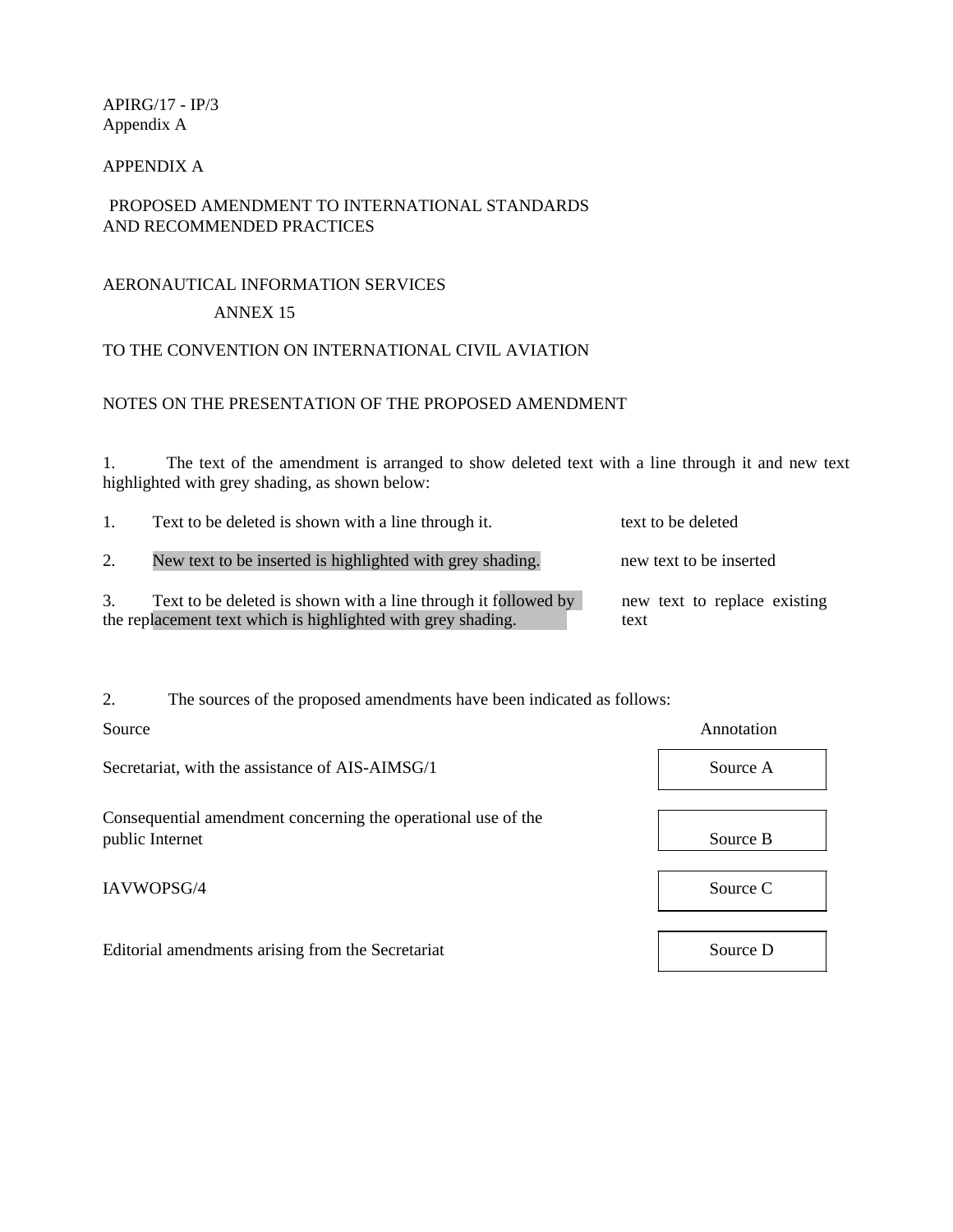APIRG/17 - IP/3
Appendix A

# APPENDIX A

## PROPOSED AMENDMENT TO INTERNATIONAL STANDARDS AND RECOMMENDED PRACTICES

## AERONAUTICAL INFORMATION SERVICES

## ANNEX 15

## TO THE CONVENTION ON INTERNATIONAL CIVIL AVIATION

### NOTES ON THE PRESENTATION OF THE PROPOSED AMENDMENT

1. The text of the amendment is arranged to show deleted text with a line through it and new text highlighted with grey shading, as shown below:

| | |
|---|---|
| 1. Text to be deleted is shown with a line through it. | text to be deleted |
| 2. New text to be inserted is highlighted with grey shading. | new text to be inserted |
| 3. Text to be deleted is shown with a line through it followed by the replacement text which is highlighted with grey shading. | new text to replace existing text |

2. The sources of the proposed amendments have been indicated as follows:

| Source | Annotation |
|---|---|
| Secretariat, with the assistance of AIS-AIMSG/1 | Source A |
| Consequential amendment concerning the operational use of the public Internet | Source B |
| IAVWOPSG/4 | Source C |
| Editorial amendments arising from the Secretariat | Source D |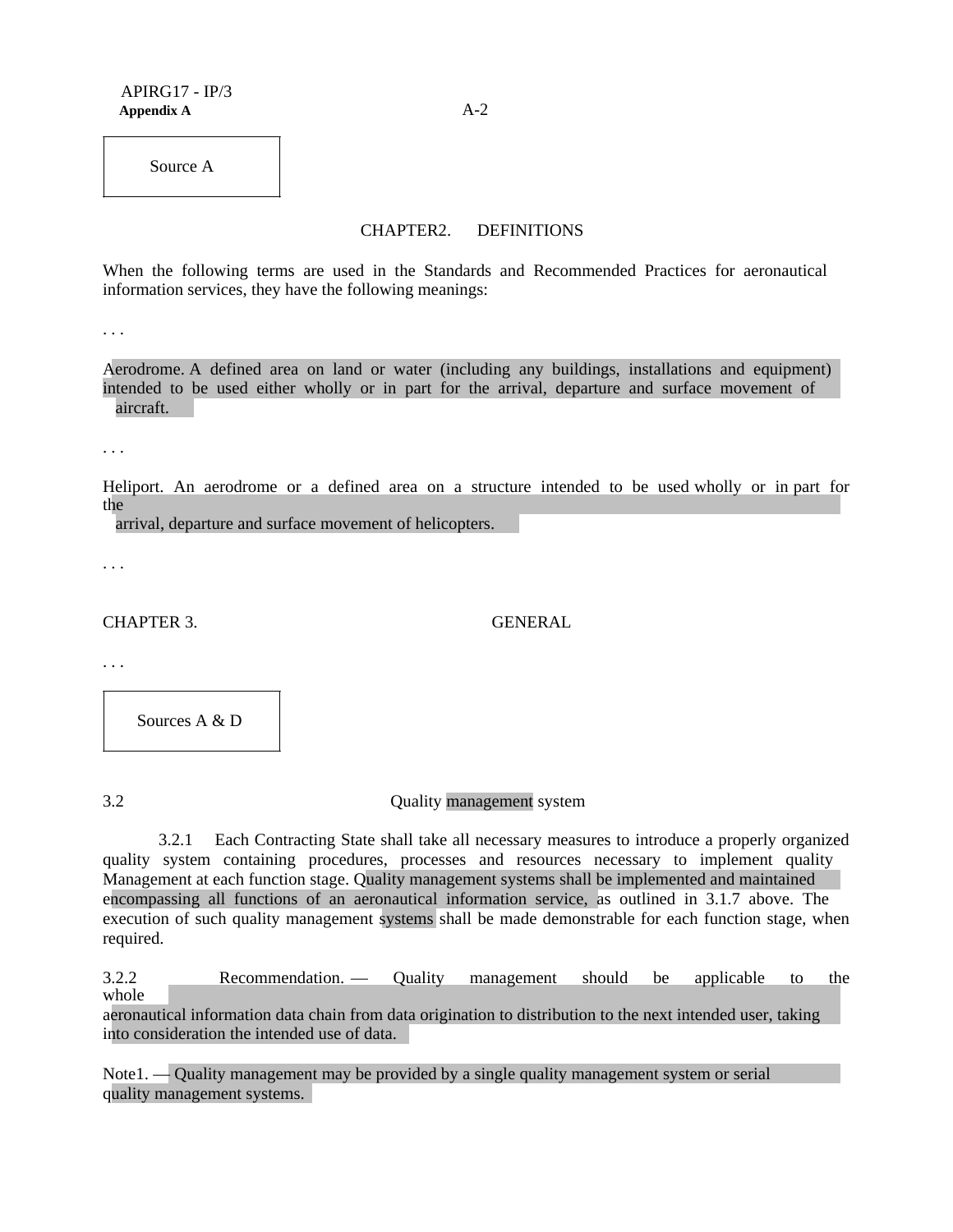Source A

CHAPTER2. DEFINITIONS

When the following terms are used in the Standards and Recommended Practices for aeronautical information services, they have the following meanings:

. . .

Aerodrome. A defined area on land or water (including any buildings, installations and equipment) intended to be used either wholly or in part for the arrival, departure and surface movement of aircraft.

. . .

Heliport. An aerodrome or a defined area on a structure intended to be used wholly or in part for the arrival, departure and surface movement of helicopters.

. . .

CHAPTER 3. GENERAL

. . .

Sources A & D

3.2 Quality management system

3.2.1 Each Contracting State shall take all necessary measures to introduce a properly organized quality system containing procedures, processes and resources necessary to implement quality Management at each function stage. Quality management systems shall be implemented and maintained encompassing all functions of an aeronautical information service, as outlined in 3.1.7 above. The execution of such quality management systems shall be made demonstrable for each function stage, when required.

3.2.2 Recommendation. — Quality management should be applicable to the whole aeronautical information data chain from data origination to distribution to the next intended user, taking into consideration the intended use of data.

Note1. — Quality management may be provided by a single quality management system or serial quality management systems.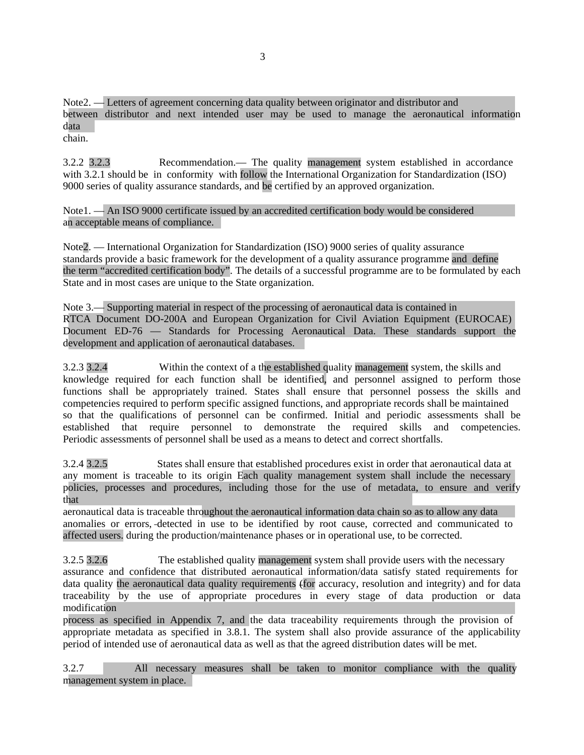Note2. — Letters of agreement concerning data quality between originator and distributor and between distributor and next intended user may be used to manage the aeronautical information data chain.

3.2.2 3.2.3 Recommendation.— The quality management system established in accordance with 3.2.1 should be in conformity with follow the International Organization for Standardization (ISO) 9000 series of quality assurance standards, and be certified by an approved organization.

Note1. — An ISO 9000 certificate issued by an accredited certification body would be considered an acceptable means of compliance.

Note2. — International Organization for Standardization (ISO) 9000 series of quality assurance standards provide a basic framework for the development of a quality assurance programme and define the term "accredited certification body". The details of a successful programme are to be formulated by each State and in most cases are unique to the State organization.

Note 3.— Supporting material in respect of the processing of aeronautical data is contained in RTCA Document DO-200A and European Organization for Civil Aviation Equipment (EUROCAE) Document ED-76 — Standards for Processing Aeronautical Data. These standards support the development and application of aeronautical databases.

3.2.3 3.2.4 Within the context of a the established quality management system, the skills and knowledge required for each function shall be identified, and personnel assigned to perform those functions shall be appropriately trained. States shall ensure that personnel possess the skills and competencies required to perform specific assigned functions, and appropriate records shall be maintained so that the qualifications of personnel can be confirmed. Initial and periodic assessments shall be established that require personnel to demonstrate the required skills and competencies. Periodic assessments of personnel shall be used as a means to detect and correct shortfalls.

3.2.4 3.2.5 States shall ensure that established procedures exist in order that aeronautical data at any moment is traceable to its origin Each quality management system shall include the necessary policies, processes and procedures, including those for the use of metadata, to ensure and verify that aeronautical data is traceable throughout the aeronautical information data chain so as to allow any data anomalies or errors, detected in use to be identified by root cause, corrected and communicated to affected users. during the production/maintenance phases or in operational use, to be corrected.

3.2.5 3.2.6 The established quality management system shall provide users with the necessary assurance and confidence that distributed aeronautical information/data satisfy stated requirements for data quality the aeronautical data quality requirements (for accuracy, resolution and integrity) and for data traceability by the use of appropriate procedures in every stage of data production or data modification process as specified in Appendix 7, and the data traceability requirements through the provision of appropriate metadata as specified in 3.8.1. The system shall also provide assurance of the applicability period of intended use of aeronautical data as well as that the agreed distribution dates will be met.

3.2.7 All necessary measures shall be taken to monitor compliance with the quality management system in place.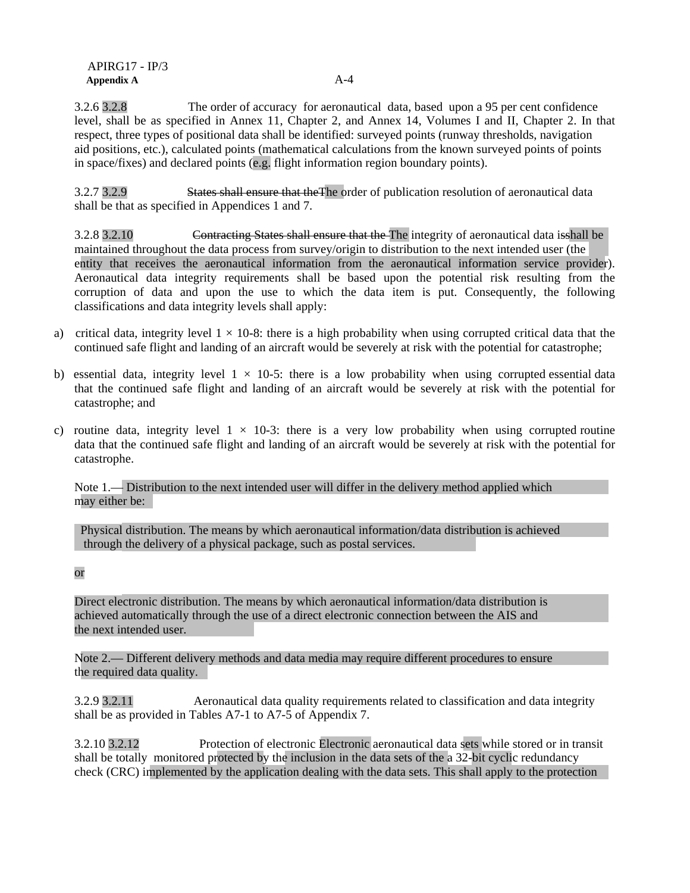3.2.6 3.2.8 The order of accuracy for aeronautical data, based upon a 95 per cent confidence level, shall be as specified in Annex 11, Chapter 2, and Annex 14, Volumes I and II, Chapter 2. In that respect, three types of positional data shall be identified: surveyed points (runway thresholds, navigation aid positions, etc.), calculated points (mathematical calculations from the known surveyed points of points in space/fixes) and declared points (e.g. flight information region boundary points).

3.2.7 3.2.9 ~~States shall ensure that the~~The order of publication resolution of aeronautical data shall be that as specified in Appendices 1 and 7.

3.2.8 3.2.10 ~~Contracting States shall ensure that the~~ The integrity of aeronautical data ~~is~~shall be maintained throughout the data process from survey/origin to distribution to the next intended user (the entity that receives the aeronautical information from the aeronautical information service provider). Aeronautical data integrity requirements shall be based upon the potential risk resulting from the corruption of data and upon the use to which the data item is put. Consequently, the following classifications and data integrity levels shall apply:

a) critical data, integrity level $1 \times 10^{-8}$: there is a high probability when using corrupted critical data that the continued safe flight and landing of an aircraft would be severely at risk with the potential for catastrophe;

b) essential data, integrity level $1 \times 10^{-5}$: there is a low probability when using corrupted essential data that the continued safe flight and landing of an aircraft would be severely at risk with the potential for catastrophe; and

c) routine data, integrity level $1 \times 10^{-3}$: there is a very low probability when using corrupted routine data that the continued safe flight and landing of an aircraft would be severely at risk with the potential for catastrophe.

Note 1.— Distribution to the next intended user will differ in the delivery method applied which may either be:

Physical distribution. The means by which aeronautical information/data distribution is achieved through the delivery of a physical package, such as postal services.

or

Direct electronic distribution. The means by which aeronautical information/data distribution is achieved automatically through the use of a direct electronic connection between the AIS and the next intended user.

Note 2.— Different delivery methods and data media may require different procedures to ensure the required data quality.

3.2.9 3.2.11 Aeronautical data quality requirements related to classification and data integrity shall be as provided in Tables A7-1 to A7-5 of Appendix 7.

3.2.10 3.2.12 Protection of electronic Electronic aeronautical data sets while stored or in transit shall be totally monitored protected by the inclusion in the data sets of the a 32-bit cyclic redundancy check (CRC) implemented by the application dealing with the data sets. This shall apply to the protection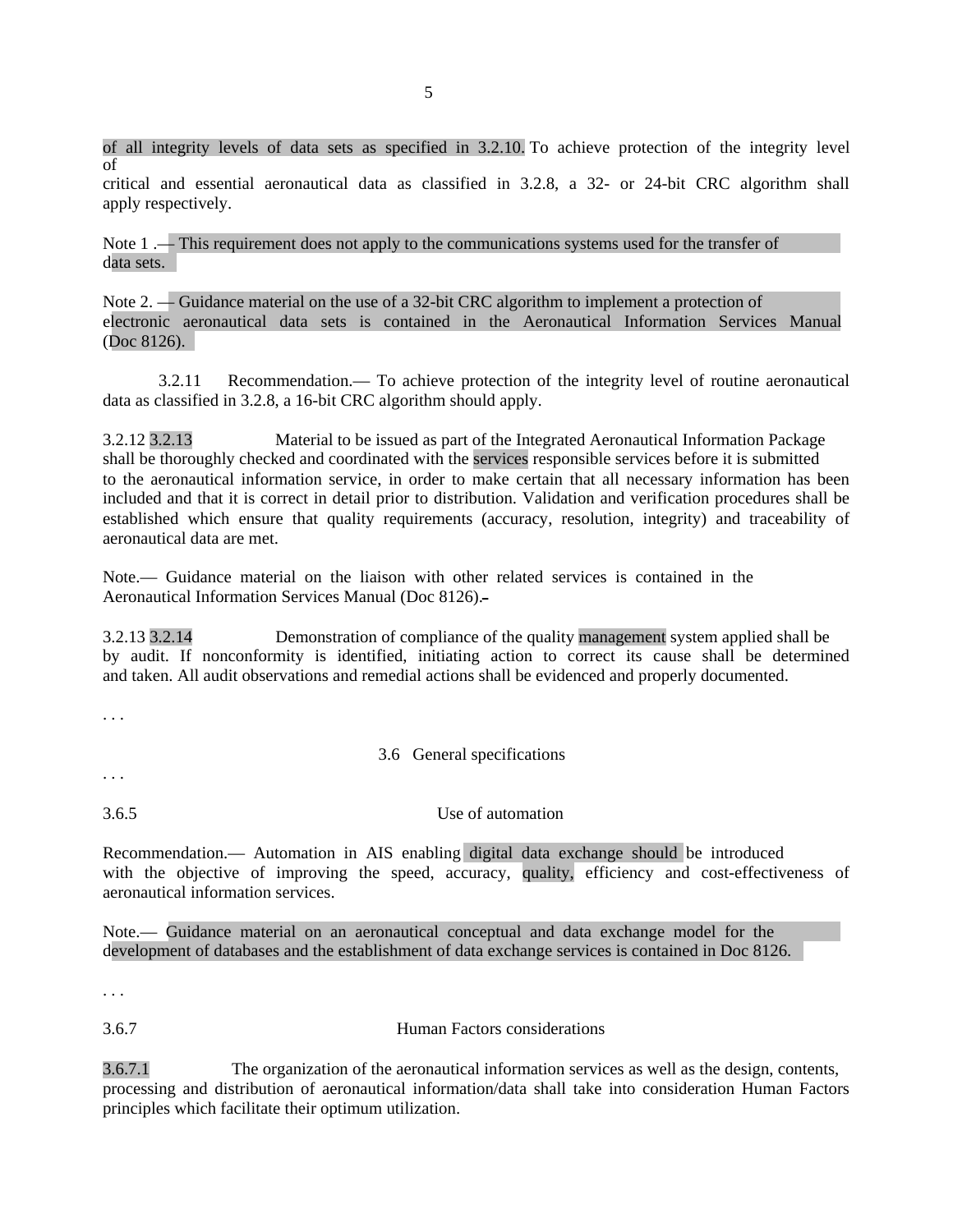of all integrity levels of data sets as specified in 3.2.10. To achieve protection of the integrity level of critical and essential aeronautical data as classified in 3.2.8, a 32- or 24-bit CRC algorithm shall apply respectively.

Note 1 .— This requirement does not apply to the communications systems used for the transfer of data sets.

Note 2. — Guidance material on the use of a 32-bit CRC algorithm to implement a protection of electronic aeronautical data sets is contained in the Aeronautical Information Services Manual (Doc 8126).

3.2.11 Recommendation.— To achieve protection of the integrity level of routine aeronautical data as classified in 3.2.8, a 16-bit CRC algorithm should apply.

3.2.12 3.2.13 Material to be issued as part of the Integrated Aeronautical Information Package shall be thoroughly checked and coordinated with the services responsible services before it is submitted to the aeronautical information service, in order to make certain that all necessary information has been included and that it is correct in detail prior to distribution. Validation and verification procedures shall be established which ensure that quality requirements (accuracy, resolution, integrity) and traceability of aeronautical data are met.

Note.— Guidance material on the liaison with other related services is contained in the Aeronautical Information Services Manual (Doc 8126).

3.2.13 3.2.14 Demonstration of compliance of the quality management system applied shall be by audit. If nonconformity is identified, initiating action to correct its cause shall be determined and taken. All audit observations and remedial actions shall be evidenced and properly documented.

. . .

### 3.6 General specifications

. . .

### 3.6.5 Use of automation

Recommendation.— Automation in AIS enabling digital data exchange should be introduced with the objective of improving the speed, accuracy, quality, efficiency and cost-effectiveness of aeronautical information services.

Note.— Guidance material on an aeronautical conceptual and data exchange model for the development of databases and the establishment of data exchange services is contained in Doc 8126.

. . .

### 3.6.7 Human Factors considerations

3.6.7.1 The organization of the aeronautical information services as well as the design, contents, processing and distribution of aeronautical information/data shall take into consideration Human Factors principles which facilitate their optimum utilization.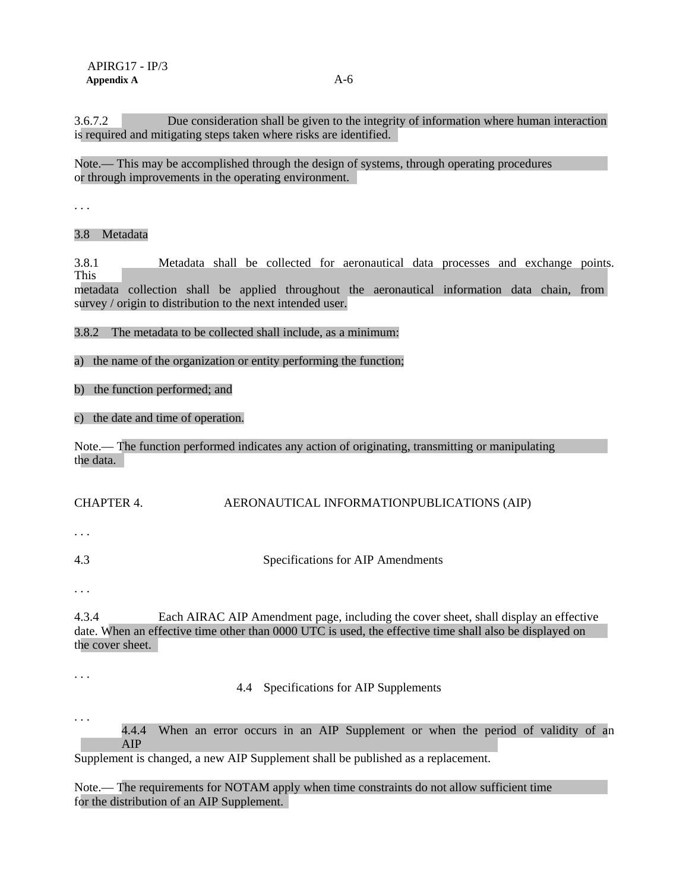3.6.7.2 Due consideration shall be given to the integrity of information where human interaction is required and mitigating steps taken where risks are identified.

Note.— This may be accomplished through the design of systems, through operating procedures or through improvements in the operating environment.

. . .

3.8 Metadata

3.8.1 Metadata shall be collected for aeronautical data processes and exchange points. This metadata collection shall be applied throughout the aeronautical information data chain, from survey / origin to distribution to the next intended user.

3.8.2 The metadata to be collected shall include, as a minimum:

a) the name of the organization or entity performing the function;

b) the function performed; and

c) the date and time of operation.

Note.— The function performed indicates any action of originating, transmitting or manipulating the data.

## CHAPTER 4. AERONAUTICAL INFORMATIONPUBLICATIONS (AIP)

. . .

### 4.3 Specifications for AIP Amendments

. . .

4.3.4 Each AIRAC AIP Amendment page, including the cover sheet, shall display an effective date. When an effective time other than 0000 UTC is used, the effective time shall also be displayed on the cover sheet.

. . .

### 4.4 Specifications for AIP Supplements

. . .

4.4.4 When an error occurs in an AIP Supplement or when the period of validity of an AIP Supplement is changed, a new AIP Supplement shall be published as a replacement.

Note.— The requirements for NOTAM apply when time constraints do not allow sufficient time for the distribution of an AIP Supplement.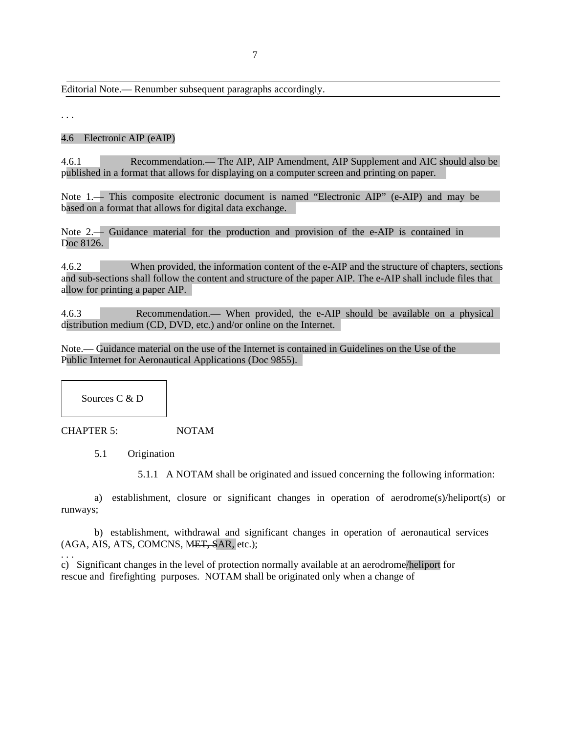Editorial Note.— Renumber subsequent paragraphs accordingly.

. . .

4.6 Electronic AIP (eAIP)

4.6.1 *Recommendation.— The AIP, AIP Amendment, AIP Supplement and AIC should also be published in a format that allows for displaying on a computer screen and printing on paper.*

Note 1.— This composite electronic document is named "Electronic AIP" (e-AIP) and may be based on a format that allows for digital data exchange.

Note 2.— Guidance material for the production and provision of the e-AIP is contained in Doc 8126.

4.6.2 When provided, the information content of the e-AIP and the structure of chapters, sections and sub-sections shall follow the content and structure of the paper AIP. The e-AIP shall include files that allow for printing a paper AIP.

4.6.3 *Recommendation.— When provided, the e-AIP should be available on a physical distribution medium (CD, DVD, etc.) and/or online on the Internet.*

Note.— Guidance material on the use of the Internet is contained in Guidelines on the Use of the Public Internet for Aeronautical Applications (Doc 9855).

Sources C & D

CHAPTER 5: NOTAM

5.1 Origination

5.1.1 A NOTAM shall be originated and issued concerning the following information:

a) establishment, closure or significant changes in operation of aerodrome(s)/heliport(s) or runways;

b) establishment, withdrawal and significant changes in operation of aeronautical services (AGA, AIS, ATS, COMCNS, ~~MET,~~ SAR, etc.);

. . .

c) Significant changes in the level of protection normally available at an aerodrome/heliport for rescue and firefighting purposes. NOTAM shall be originated only when a change of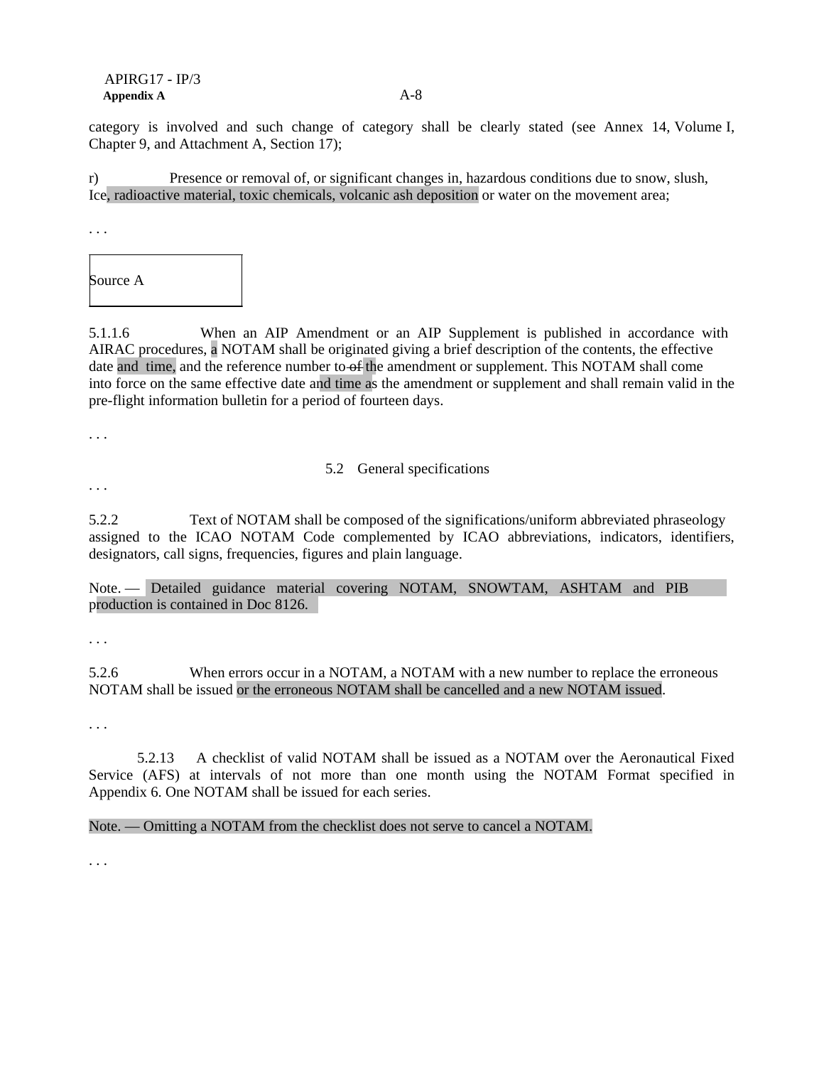category is involved and such change of category shall be clearly stated (see Annex 14, Volume I, Chapter 9, and Attachment A, Section 17);

r) Presence or removal of, or significant changes in, hazardous conditions due to snow, slush, Ice, radioactive material, toxic chemicals, volcanic ash deposition or water on the movement area;

. . .

Source A

5.1.1.6 When an AIP Amendment or an AIP Supplement is published in accordance with AIRAC procedures, a NOTAM shall be originated giving a brief description of the contents, the effective date and time, and the reference number to ~~of~~ the amendment or supplement. This NOTAM shall come into force on the same effective date and time as the amendment or supplement and shall remain valid in the pre-flight information bulletin for a period of fourteen days.

. . .

5.2 General specifications

. . .

5.2.2 Text of NOTAM shall be composed of the significations/uniform abbreviated phraseology assigned to the ICAO NOTAM Code complemented by ICAO abbreviations, indicators, identifiers, designators, call signs, frequencies, figures and plain language.

Note. — Detailed guidance material covering NOTAM, SNOWTAM, ASHTAM and PIB production is contained in Doc 8126.

. . .

5.2.6 When errors occur in a NOTAM, a NOTAM with a new number to replace the erroneous NOTAM shall be issued or the erroneous NOTAM shall be cancelled and a new NOTAM issued.

. . .

5.2.13 A checklist of valid NOTAM shall be issued as a NOTAM over the Aeronautical Fixed Service (AFS) at intervals of not more than one month using the NOTAM Format specified in Appendix 6. One NOTAM shall be issued for each series.

Note. — Omitting a NOTAM from the checklist does not serve to cancel a NOTAM.

. . .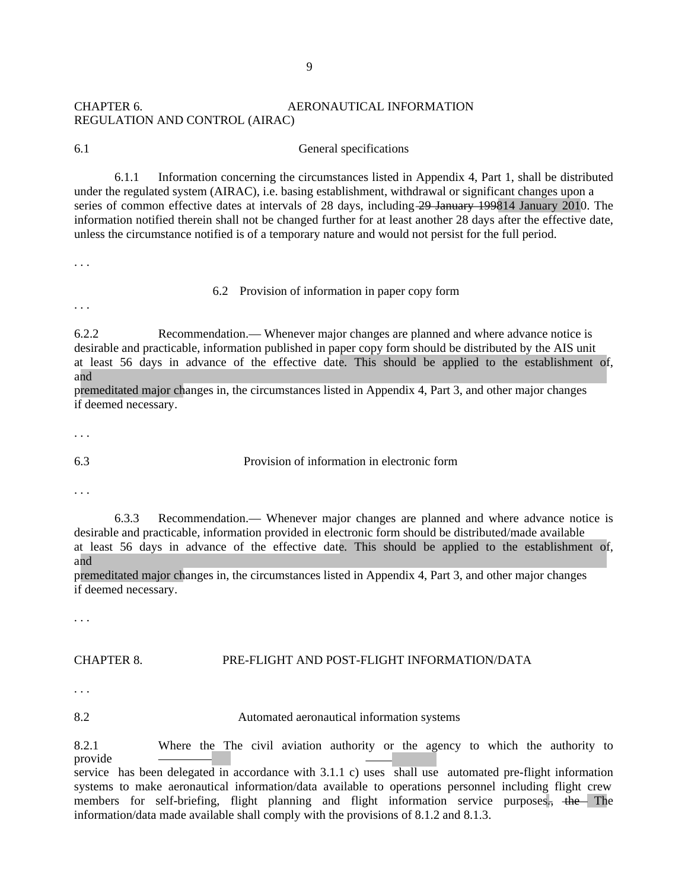CHAPTER 6. AERONAUTICAL INFORMATION REGULATION AND CONTROL (AIRAC)

6.1 General specifications

6.1.1 Information concerning the circumstances listed in Appendix 4, Part 1, shall be distributed under the regulated system (AIRAC), i.e. basing establishment, withdrawal or significant changes upon a series of common effective dates at intervals of 28 days, including ~~29 January 1998~~14 January 2010. The information notified therein shall not be changed further for at least another 28 days after the effective date, unless the circumstance notified is of a temporary nature and would not persist for the full period.

. . .

6.2 Provision of information in paper copy form

. . .

6.2.2 Recommendation.— Whenever major changes are planned and where advance notice is desirable and practicable, information published in paper copy form should be distributed by the AIS unit at least 56 days in advance of the effective date. This should be applied to the establishment of, and premeditated major changes in, the circumstances listed in Appendix 4, Part 3, and other major changes if deemed necessary.

. . .

6.3 Provision of information in electronic form

. . .

6.3.3 Recommendation.— Whenever major changes are planned and where advance notice is desirable and practicable, information provided in electronic form should be distributed/made available at least 56 days in advance of the effective date. This should be applied to the establishment of, and premeditated major changes in, the circumstances listed in Appendix 4, Part 3, and other major changes if deemed necessary.

. . .

CHAPTER 8. PRE-FLIGHT AND POST-FLIGHT INFORMATION/DATA

. . .

8.2 Automated aeronautical information systems

8.2.1 ~~Where the~~ The civil aviation authority or the agency to which the authority to provide service has been delegated in accordance with 3.1.1 c) ~~uses~~ shall use automated pre-flight information systems to make aeronautical information/data available to operations personnel including flight crew members for self-briefing, flight planning and flight information service purposes~~, the~~. The information/data made available shall comply with the provisions of 8.1.2 and 8.1.3.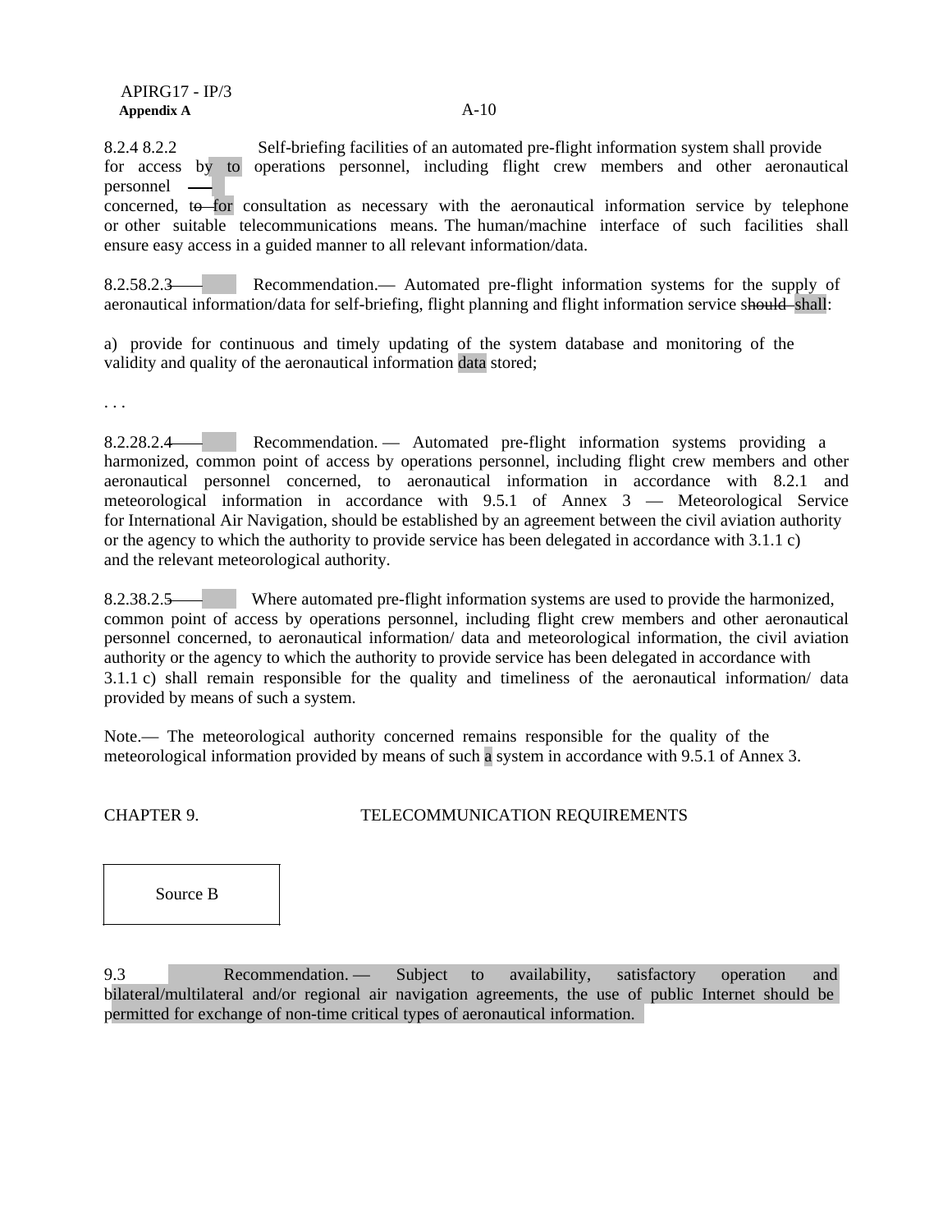8.2.4 8.2.2 Self-briefing facilities of an automated pre-flight information system shall provide for access by to operations personnel, including flight crew members and other aeronautical personnel concerned, to for consultation as necessary with the aeronautical information service by telephone or other suitable telecommunications means. The human/machine interface of such facilities shall ensure easy access in a guided manner to all relevant information/data.

8.2.58.2.3 Recommendation.— Automated pre-flight information systems for the supply of aeronautical information/data for self-briefing, flight planning and flight information service should shall:

a) provide for continuous and timely updating of the system database and monitoring of the validity and quality of the aeronautical information data stored;

. . .

8.2.28.2.4 Recommendation. — Automated pre-flight information systems providing a harmonized, common point of access by operations personnel, including flight crew members and other aeronautical personnel concerned, to aeronautical information in accordance with 8.2.1 and meteorological information in accordance with 9.5.1 of Annex 3 — Meteorological Service for International Air Navigation, should be established by an agreement between the civil aviation authority or the agency to which the authority to provide service has been delegated in accordance with 3.1.1 c) and the relevant meteorological authority.

8.2.38.2.5 Where automated pre-flight information systems are used to provide the harmonized, common point of access by operations personnel, including flight crew members and other aeronautical personnel concerned, to aeronautical information/ data and meteorological information, the civil aviation authority or the agency to which the authority to provide service has been delegated in accordance with 3.1.1 c) shall remain responsible for the quality and timeliness of the aeronautical information/ data provided by means of such a system.

Note.— The meteorological authority concerned remains responsible for the quality of the meteorological information provided by means of such a system in accordance with 9.5.1 of Annex 3.

## CHAPTER 9. TELECOMMUNICATION REQUIREMENTS

Source B

9.3 Recommendation. — Subject to availability, satisfactory operation and bilateral/multilateral and/or regional air navigation agreements, the use of public Internet should be permitted for exchange of non-time critical types of aeronautical information.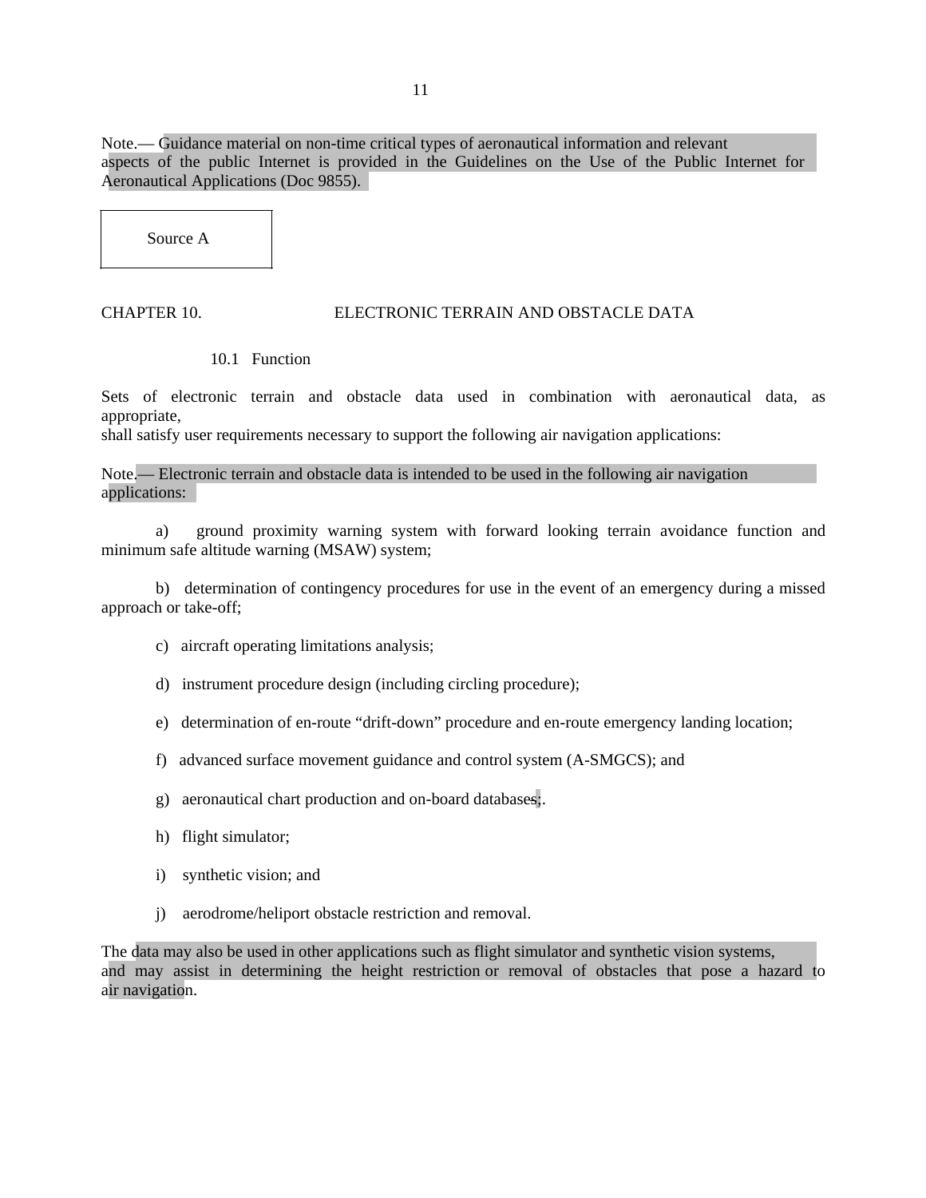Note.— Guidance material on non-time critical types of aeronautical information and relevant aspects of the public Internet is provided in the Guidelines on the Use of the Public Internet for Aeronautical Applications (Doc 9855).

Source A

## CHAPTER 10. ELECTRONIC TERRAIN AND OBSTACLE DATA

### 10.1 Function

Sets of electronic terrain and obstacle data used in combination with aeronautical data, as appropriate,
shall satisfy user requirements necessary to support the following air navigation applications:

Note.— Electronic terrain and obstacle data is intended to be used in the following air navigation applications:

a) ground proximity warning system with forward looking terrain avoidance function and minimum safe altitude warning (MSAW) system;

b) determination of contingency procedures for use in the event of an emergency during a missed approach or take-off;

c) aircraft operating limitations analysis;

d) instrument procedure design (including circling procedure);

e) determination of en-route "drift-down" procedure and en-route emergency landing location;

f) advanced surface movement guidance and control system (A-SMGCS); and

g) aeronautical chart production and on-board databases;.

h) flight simulator;

i) synthetic vision; and

j) aerodrome/heliport obstacle restriction and removal.

The data may also be used in other applications such as flight simulator and synthetic vision systems, and may assist in determining the height restriction or removal of obstacles that pose a hazard to air navigation.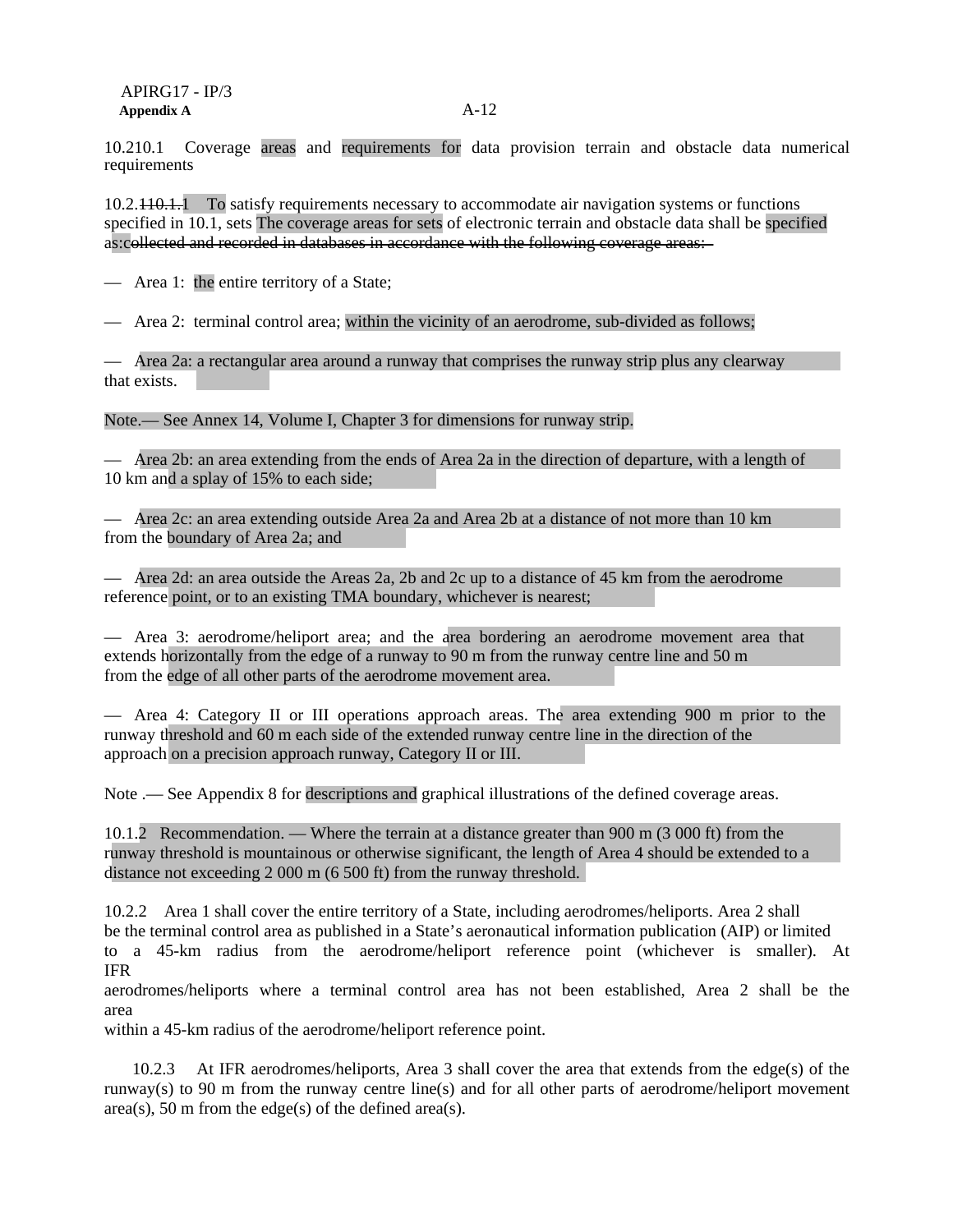10.210.1 Coverage areas and requirements for data provision terrain and obstacle data numerical requirements

10.2.~~110.1.~~1 To satisfy requirements necessary to accommodate air navigation systems or functions specified in 10.1, sets The coverage areas for sets of electronic terrain and obstacle data shall be specified as:~~collected and recorded in databases in accordance with the following coverage areas:~~

— Area 1: the entire territory of a State;

— Area 2: terminal control area; within the vicinity of an aerodrome, sub-divided as follows;

— Area 2a: a rectangular area around a runway that comprises the runway strip plus any clearway that exists.

Note.— See Annex 14, Volume I, Chapter 3 for dimensions for runway strip.

— Area 2b: an area extending from the ends of Area 2a in the direction of departure, with a length of 10 km and a splay of 15% to each side;

— Area 2c: an area extending outside Area 2a and Area 2b at a distance of not more than 10 km from the boundary of Area 2a; and

— Area 2d: an area outside the Areas 2a, 2b and 2c up to a distance of 45 km from the aerodrome reference point, or to an existing TMA boundary, whichever is nearest;

— Area 3: aerodrome/heliport area; and the area bordering an aerodrome movement area that extends horizontally from the edge of a runway to 90 m from the runway centre line and 50 m from the edge of all other parts of the aerodrome movement area.

— Area 4: Category II or III operations approach areas. The area extending 900 m prior to the runway threshold and 60 m each side of the extended runway centre line in the direction of the approach on a precision approach runway, Category II or III.

Note .— See Appendix 8 for descriptions and graphical illustrations of the defined coverage areas.

10.1.2 Recommendation. — Where the terrain at a distance greater than 900 m (3 000 ft) from the runway threshold is mountainous or otherwise significant, the length of Area 4 should be extended to a distance not exceeding 2 000 m (6 500 ft) from the runway threshold.

10.2.2 Area 1 shall cover the entire territory of a State, including aerodromes/heliports. Area 2 shall be the terminal control area as published in a State's aeronautical information publication (AIP) or limited to a 45-km radius from the aerodrome/heliport reference point (whichever is smaller). At IFR aerodromes/heliports where a terminal control area has not been established, Area 2 shall be the area within a 45-km radius of the aerodrome/heliport reference point.

10.2.3 At IFR aerodromes/heliports, Area 3 shall cover the area that extends from the edge(s) of the runway(s) to 90 m from the runway centre line(s) and for all other parts of aerodrome/heliport movement area(s), 50 m from the edge(s) of the defined area(s).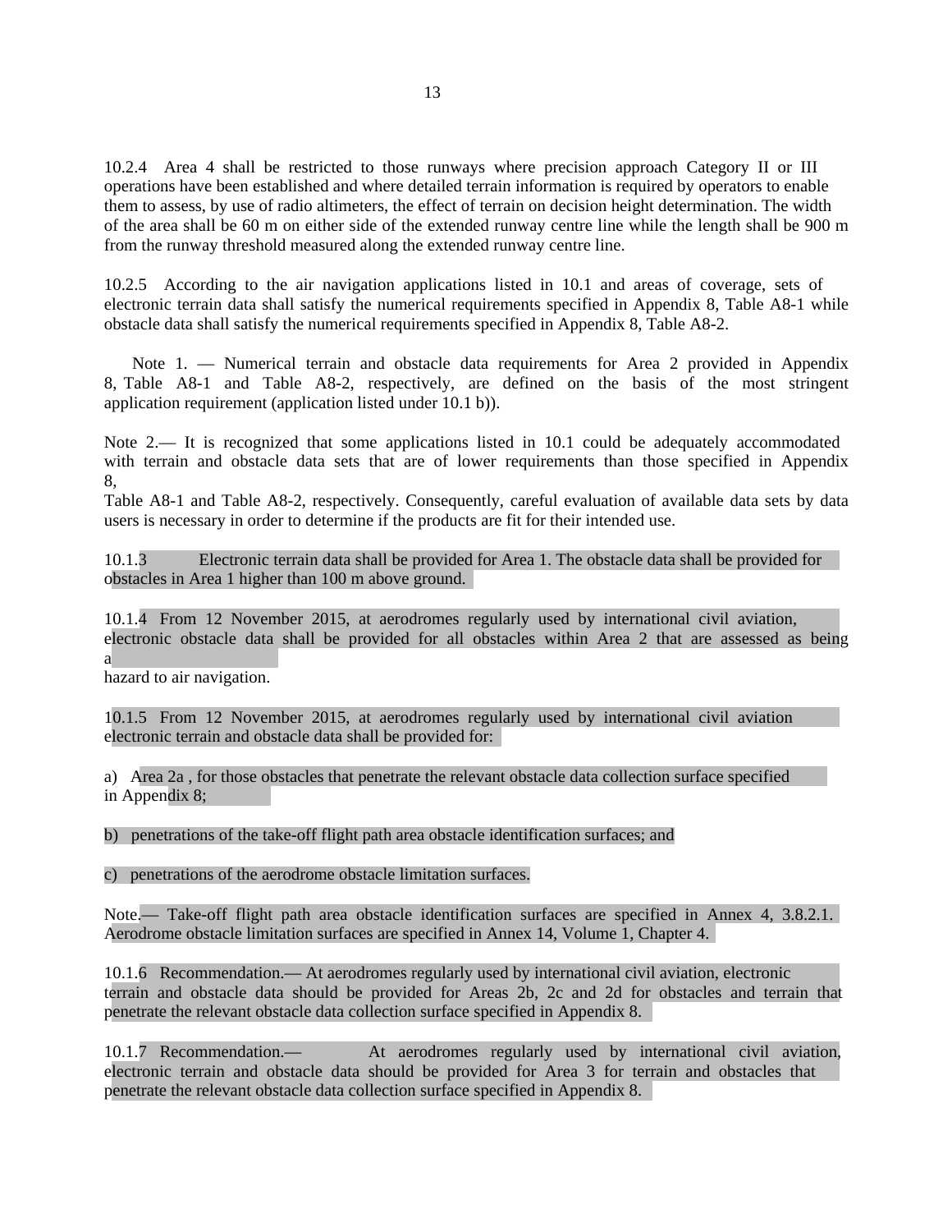10.2.4 Area 4 shall be restricted to those runways where precision approach Category II or III operations have been established and where detailed terrain information is required by operators to enable them to assess, by use of radio altimeters, the effect of terrain on decision height determination. The width of the area shall be 60 m on either side of the extended runway centre line while the length shall be 900 m from the runway threshold measured along the extended runway centre line.

10.2.5 According to the air navigation applications listed in 10.1 and areas of coverage, sets of electronic terrain data shall satisfy the numerical requirements specified in Appendix 8, Table A8-1 while obstacle data shall satisfy the numerical requirements specified in Appendix 8, Table A8-2.

Note 1. — Numerical terrain and obstacle data requirements for Area 2 provided in Appendix 8, Table A8-1 and Table A8-2, respectively, are defined on the basis of the most stringent application requirement (application listed under 10.1 b)).

Note 2.— It is recognized that some applications listed in 10.1 could be adequately accommodated with terrain and obstacle data sets that are of lower requirements than those specified in Appendix 8, Table A8-1 and Table A8-2, respectively. Consequently, careful evaluation of available data sets by data users is necessary in order to determine if the products are fit for their intended use.

10.1.3 Electronic terrain data shall be provided for Area 1. The obstacle data shall be provided for obstacles in Area 1 higher than 100 m above ground.

10.1.4 From 12 November 2015, at aerodromes regularly used by international civil aviation, electronic obstacle data shall be provided for all obstacles within Area 2 that are assessed as being a hazard to air navigation.

10.1.5 From 12 November 2015, at aerodromes regularly used by international civil aviation electronic terrain and obstacle data shall be provided for:

a) Area 2a , for those obstacles that penetrate the relevant obstacle data collection surface specified in Appendix 8;

b) penetrations of the take-off flight path area obstacle identification surfaces; and

c) penetrations of the aerodrome obstacle limitation surfaces.

Note.— Take-off flight path area obstacle identification surfaces are specified in Annex 4, 3.8.2.1. Aerodrome obstacle limitation surfaces are specified in Annex 14, Volume 1, Chapter 4.

10.1.6 Recommendation.— At aerodromes regularly used by international civil aviation, electronic terrain and obstacle data should be provided for Areas 2b, 2c and 2d for obstacles and terrain that penetrate the relevant obstacle data collection surface specified in Appendix 8.

10.1.7 Recommendation.— At aerodromes regularly used by international civil aviation, electronic terrain and obstacle data should be provided for Area 3 for terrain and obstacles that penetrate the relevant obstacle data collection surface specified in Appendix 8.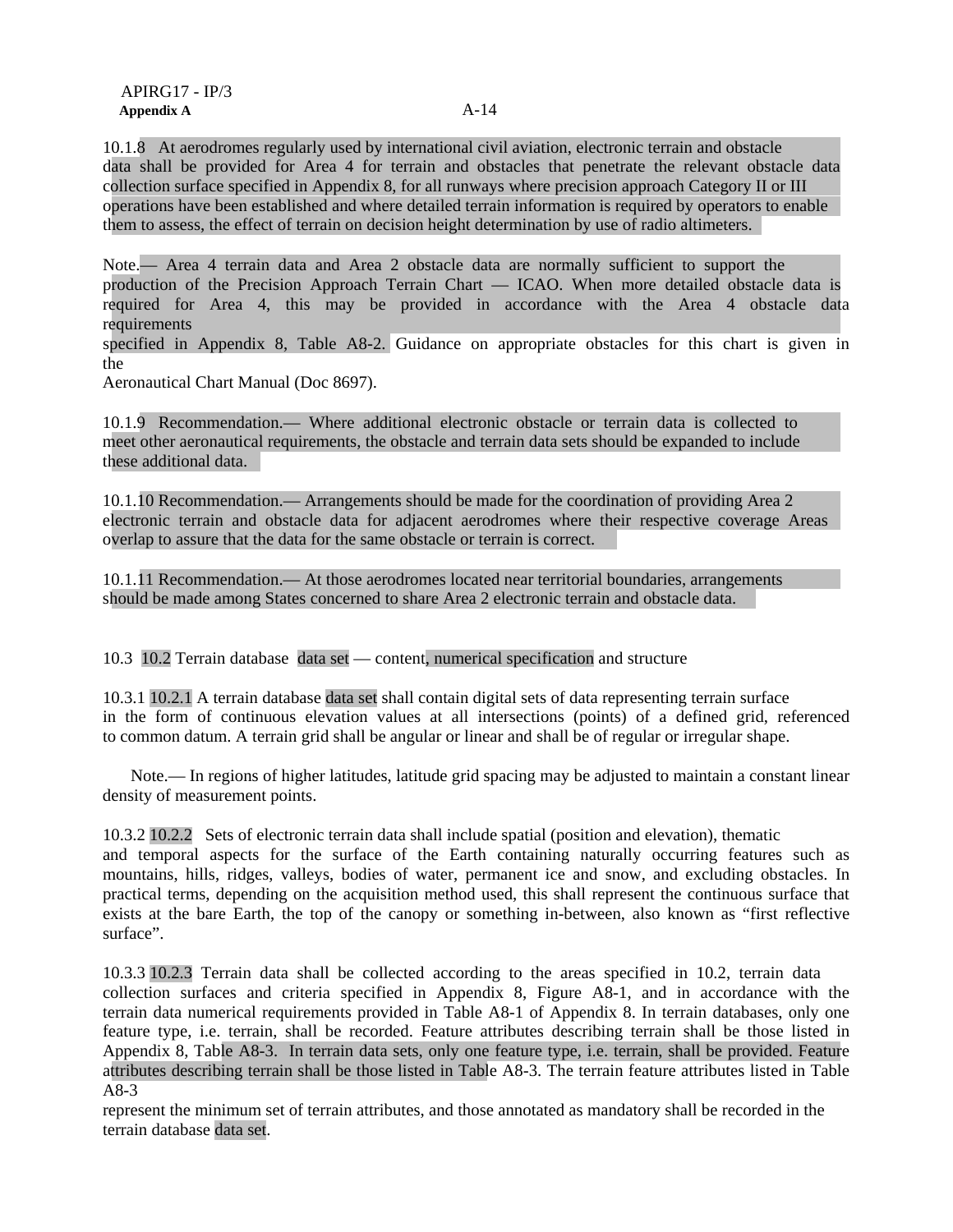10.1.8 At aerodromes regularly used by international civil aviation, electronic terrain and obstacle data shall be provided for Area 4 for terrain and obstacles that penetrate the relevant obstacle data collection surface specified in Appendix 8, for all runways where precision approach Category II or III operations have been established and where detailed terrain information is required by operators to enable them to assess, the effect of terrain on decision height determination by use of radio altimeters.

Note.— Area 4 terrain data and Area 2 obstacle data are normally sufficient to support the production of the Precision Approach Terrain Chart — ICAO. When more detailed obstacle data is required for Area 4, this may be provided in accordance with the Area 4 obstacle data requirements specified in Appendix 8, Table A8-2. Guidance on appropriate obstacles for this chart is given in the Aeronautical Chart Manual (Doc 8697).

10.1.9 Recommendation.— Where additional electronic obstacle or terrain data is collected to meet other aeronautical requirements, the obstacle and terrain data sets should be expanded to include these additional data.

10.1.10 Recommendation.— Arrangements should be made for the coordination of providing Area 2 electronic terrain and obstacle data for adjacent aerodromes where their respective coverage Areas overlap to assure that the data for the same obstacle or terrain is correct.

10.1.11 Recommendation.— At those aerodromes located near territorial boundaries, arrangements should be made among States concerned to share Area 2 electronic terrain and obstacle data.

10.3 10.2 Terrain database data set — content, numerical specification and structure

10.3.1 10.2.1 A terrain database data set shall contain digital sets of data representing terrain surface in the form of continuous elevation values at all intersections (points) of a defined grid, referenced to common datum. A terrain grid shall be angular or linear and shall be of regular or irregular shape.

Note.— In regions of higher latitudes, latitude grid spacing may be adjusted to maintain a constant linear density of measurement points.

10.3.2 10.2.2 Sets of electronic terrain data shall include spatial (position and elevation), thematic and temporal aspects for the surface of the Earth containing naturally occurring features such as mountains, hills, ridges, valleys, bodies of water, permanent ice and snow, and excluding obstacles. In practical terms, depending on the acquisition method used, this shall represent the continuous surface that exists at the bare Earth, the top of the canopy or something in-between, also known as "first reflective surface".

10.3.3 10.2.3 Terrain data shall be collected according to the areas specified in 10.2, terrain data collection surfaces and criteria specified in Appendix 8, Figure A8-1, and in accordance with the terrain data numerical requirements provided in Table A8-1 of Appendix 8. In terrain databases, only one feature type, i.e. terrain, shall be recorded. Feature attributes describing terrain shall be those listed in Appendix 8, Table A8-3. In terrain data sets, only one feature type, i.e. terrain, shall be provided. Feature attributes describing terrain shall be those listed in Table A8-3. The terrain feature attributes listed in Table A8-3 represent the minimum set of terrain attributes, and those annotated as mandatory shall be recorded in the terrain database data set.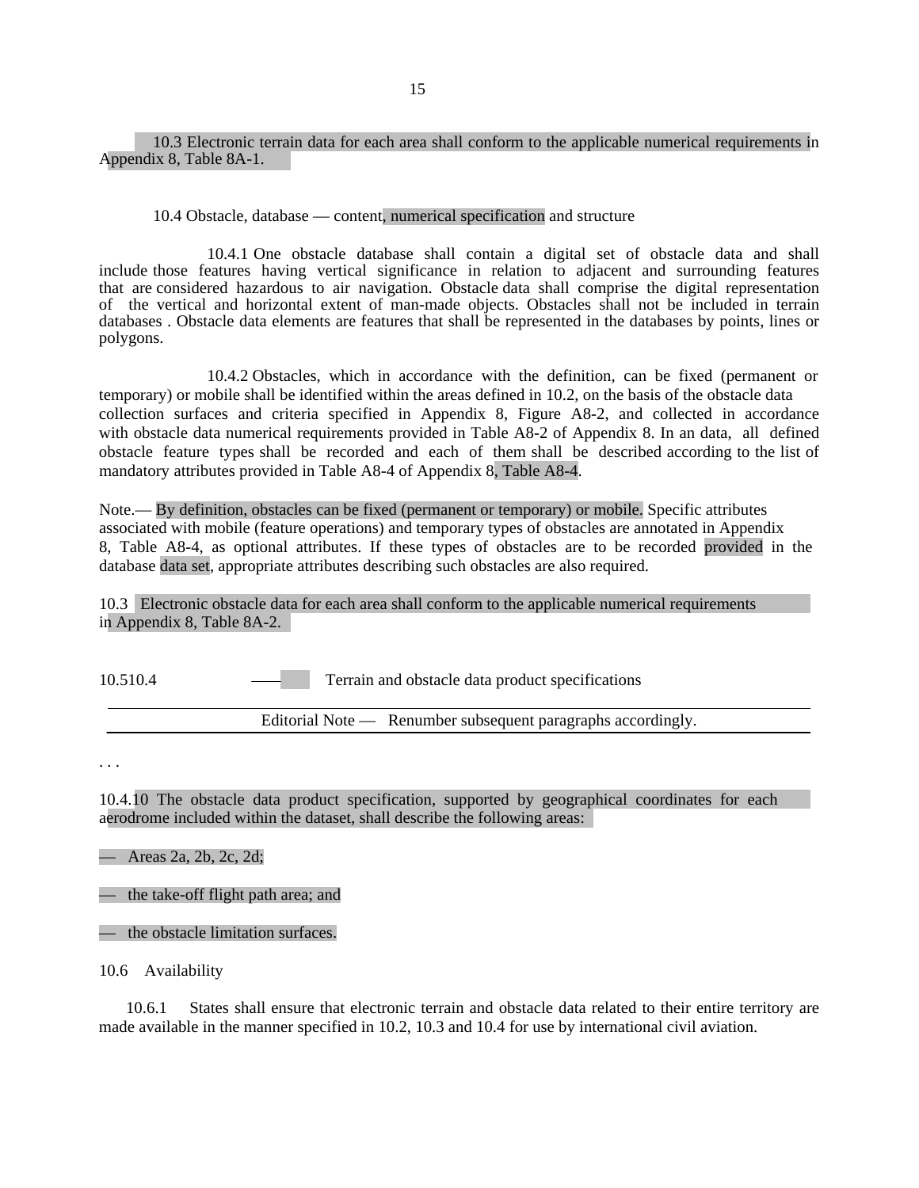10.3 Electronic terrain data for each area shall conform to the applicable numerical requirements in Appendix 8, Table 8A-1.

10.4 Obstacle, database — content, numerical specification and structure

10.4.1 One obstacle database shall contain a digital set of obstacle data and shall include those features having vertical significance in relation to adjacent and surrounding features that are considered hazardous to air navigation. Obstacle data shall comprise the digital representation of the vertical and horizontal extent of man-made objects. Obstacles shall not be included in terrain databases . Obstacle data elements are features that shall be represented in the databases by points, lines or polygons.

10.4.2 Obstacles, which in accordance with the definition, can be fixed (permanent or temporary) or mobile shall be identified within the areas defined in 10.2, on the basis of the obstacle data collection surfaces and criteria specified in Appendix 8, Figure A8-2, and collected in accordance with obstacle data numerical requirements provided in Table A8-2 of Appendix 8. In an data, all defined obstacle feature types shall be recorded and each of them shall be described according to the list of mandatory attributes provided in Table A8-4 of Appendix 8, Table A8-4.

Note.— By definition, obstacles can be fixed (permanent or temporary) or mobile. Specific attributes associated with mobile (feature operations) and temporary types of obstacles are annotated in Appendix 8, Table A8-4, as optional attributes. If these types of obstacles are to be recorded provided in the database data set, appropriate attributes describing such obstacles are also required.

10.3 Electronic obstacle data for each area shall conform to the applicable numerical requirements in Appendix 8, Table 8A-2.

10.510.4 —— Terrain and obstacle data product specifications

Editorial Note — Renumber subsequent paragraphs accordingly.

. . .

10.4.10 The obstacle data product specification, supported by geographical coordinates for each aerodrome included within the dataset, shall describe the following areas:

— Areas 2a, 2b, 2c, 2d;

— the take-off flight path area; and

— the obstacle limitation surfaces.

10.6 Availability

10.6.1 States shall ensure that electronic terrain and obstacle data related to their entire territory are made available in the manner specified in 10.2, 10.3 and 10.4 for use by international civil aviation.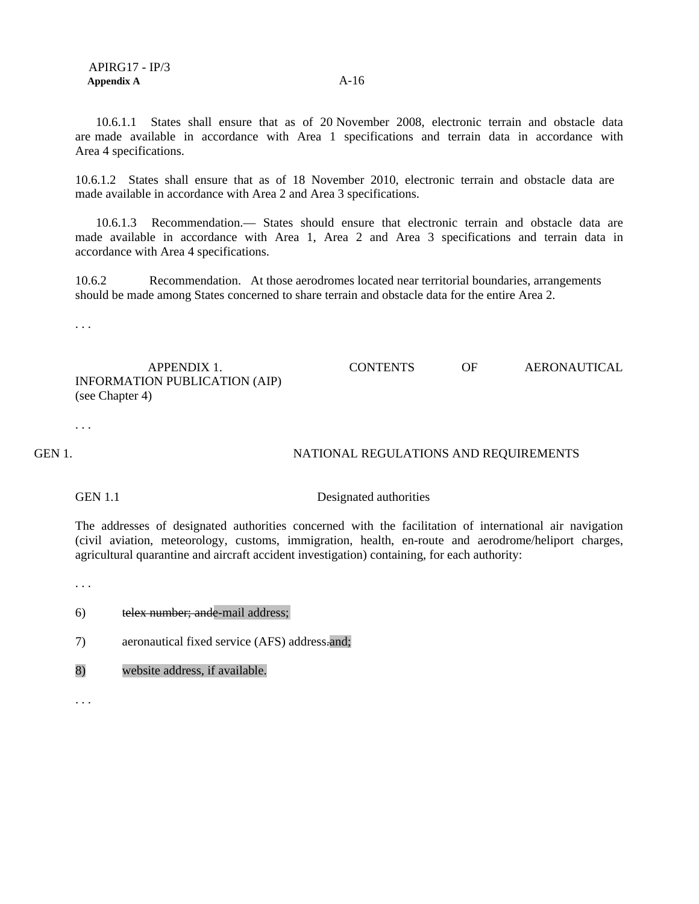10.6.1.1 States shall ensure that as of 20 November 2008, electronic terrain and obstacle data are made available in accordance with Area 1 specifications and terrain data in accordance with Area 4 specifications.

10.6.1.2 States shall ensure that as of 18 November 2010, electronic terrain and obstacle data are made available in accordance with Area 2 and Area 3 specifications.

10.6.1.3 Recommendation.— States should ensure that electronic terrain and obstacle data are made available in accordance with Area 1, Area 2 and Area 3 specifications and terrain data in accordance with Area 4 specifications.

10.6.2 Recommendation. At those aerodromes located near territorial boundaries, arrangements should be made among States concerned to share terrain and obstacle data for the entire Area 2.

. . .

## APPENDIX 1. CONTENTS OF AERONAUTICAL INFORMATION PUBLICATION (AIP)
(see Chapter 4)

. . .

## GEN 1. NATIONAL REGULATIONS AND REQUIREMENTS

### GEN 1.1 Designated authorities

The addresses of designated authorities concerned with the facilitation of international air navigation (civil aviation, meteorology, customs, immigration, health, en-route and aerodrome/heliport charges, agricultural quarantine and aircraft accident investigation) containing, for each authority:

. . .

6) ~~telex number; and~~e-mail address;

7) aeronautical fixed service (AFS) address~~.~~and;

8) website address, if available.

. . .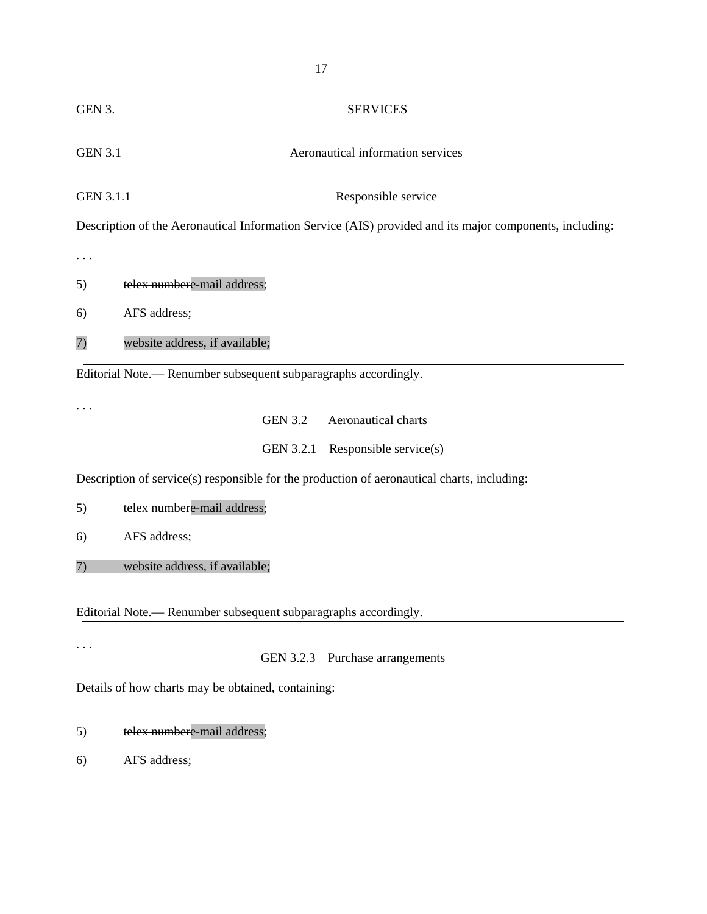GEN 3. SERVICES

GEN 3.1 Aeronautical information services

GEN 3.1.1 Responsible service

Description of the Aeronautical Information Service (AIS) provided and its major components, including:

. . .

5) ~~telex number~~e-mail address;

6) AFS address;

7) website address, if available;

---

Editorial Note.— Renumber subsequent subparagraphs accordingly.

---

. . .

GEN 3.2 Aeronautical charts

GEN 3.2.1 Responsible service(s)

Description of service(s) responsible for the production of aeronautical charts, including:

5) ~~telex number~~e-mail address;

6) AFS address;

7) website address, if available;

---

Editorial Note.— Renumber subsequent subparagraphs accordingly.

---

. . .

GEN 3.2.3 Purchase arrangements

Details of how charts may be obtained, containing:

5) ~~telex number~~e-mail address;

6) AFS address;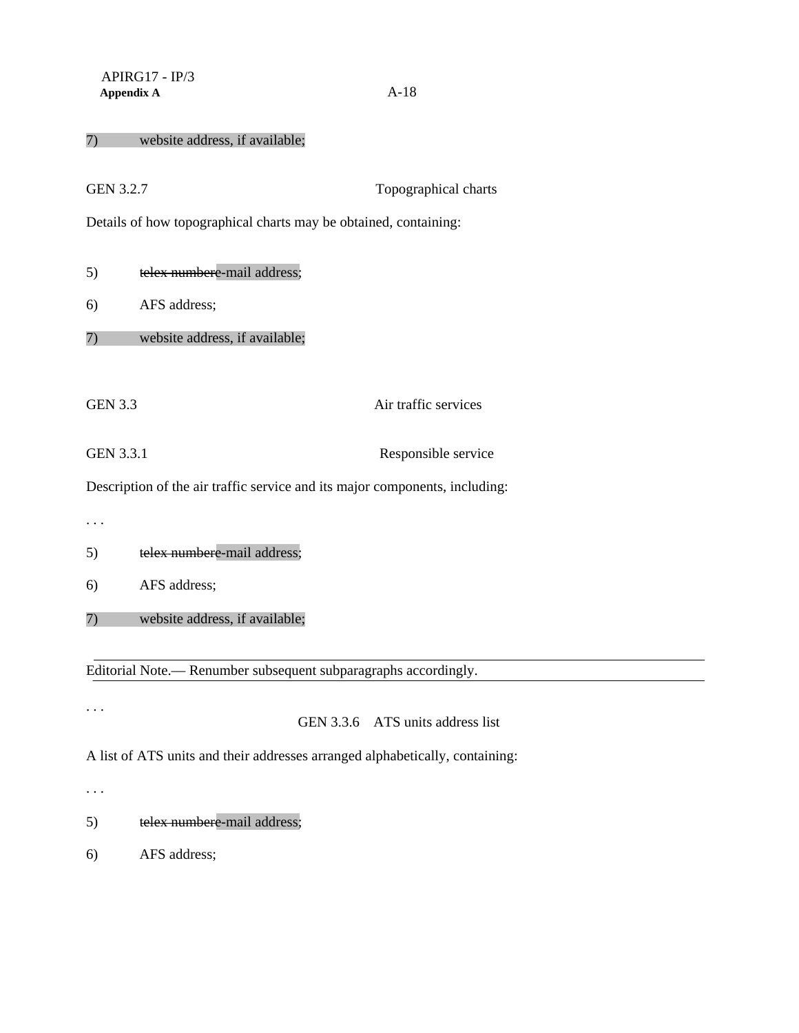7) website address, if available;

GEN 3.2.7 Topographical charts

Details of how topographical charts may be obtained, containing:

5) ~~telex number~~e-mail address;

6) AFS address;

7) website address, if available;

GEN 3.3 Air traffic services

GEN 3.3.1 Responsible service

Description of the air traffic service and its major components, including:

. . .

5) ~~telex number~~e-mail address;

6) AFS address;

7) website address, if available;

---

Editorial Note.— Renumber subsequent subparagraphs accordingly.

---

. . .

GEN 3.3.6 ATS units address list

A list of ATS units and their addresses arranged alphabetically, containing:

. . .

5) ~~telex number~~e-mail address;

6) AFS address;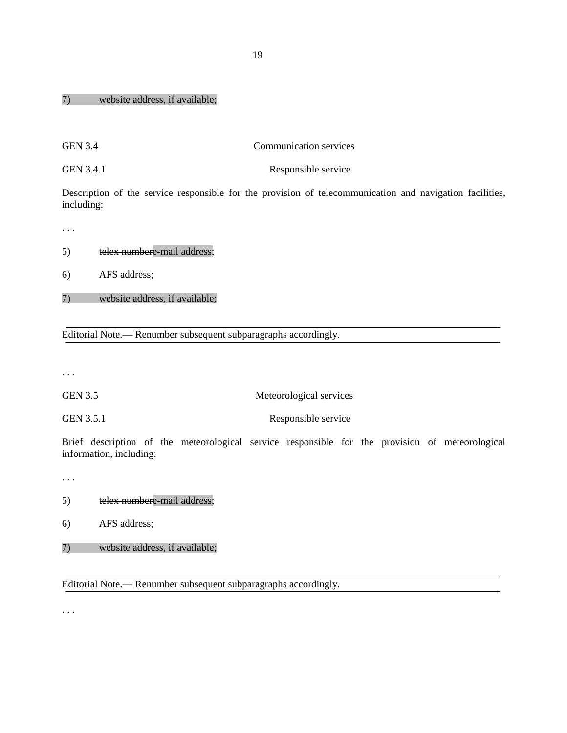7) website address, if available;

GEN 3.4 Communication services

GEN 3.4.1 Responsible service

Description of the service responsible for the provision of telecommunication and navigation facilities, including:

. . .

5) ~~telex number~~e-mail address;

6) AFS address;

7) website address, if available;

---

Editorial Note.— Renumber subsequent subparagraphs accordingly.

---

. . .

GEN 3.5 Meteorological services

GEN 3.5.1 Responsible service

Brief description of the meteorological service responsible for the provision of meteorological information, including:

. . .

5) ~~telex number~~e-mail address;

6) AFS address;

7) website address, if available;

---

Editorial Note.— Renumber subsequent subparagraphs accordingly.

---

. . .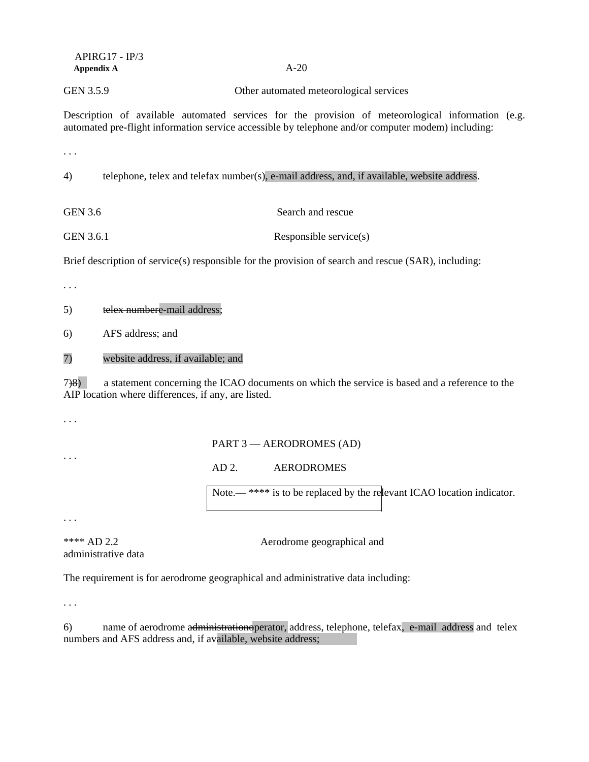GEN 3.5.9 Other automated meteorological services

Description of available automated services for the provision of meteorological information (e.g. automated pre-flight information service accessible by telephone and/or computer modem) including:

. . .

4) telephone, telex and telefax number(s), e-mail address, and, if available, website address.

GEN 3.6 Search and rescue

GEN 3.6.1 Responsible service(s)

Brief description of service(s) responsible for the provision of search and rescue (SAR), including:

. . .

5) ~~telex number~~e-mail address;

6) AFS address; and

7) website address, if available; and

~~7)~~8) a statement concerning the ICAO documents on which the service is based and a reference to the AIP location where differences, if any, are listed.

. . .

PART 3 — AERODROMES (AD)

. . .

AD 2. AERODROMES

Note.— **** is to be replaced by the relevant ICAO location indicator.

. . .

**** AD 2.2 Aerodrome geographical and administrative data

The requirement is for aerodrome geographical and administrative data including:

. . .

6) name of aerodrome ~~administration~~operator, address, telephone, telefax, e-mail address and telex numbers and AFS address and, if available, website address;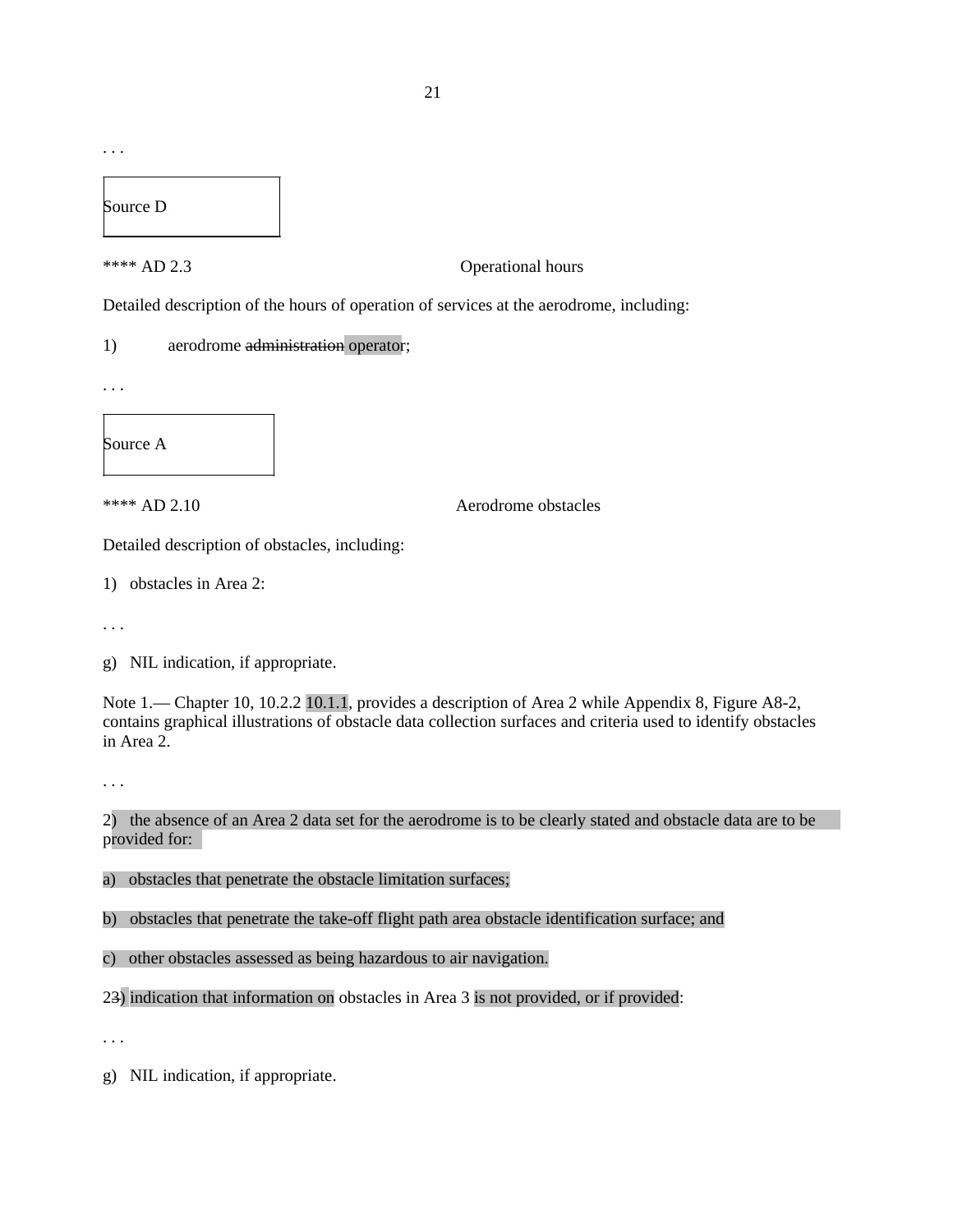. . .

Source D

**** AD 2.3 Operational hours

Detailed description of the hours of operation of services at the aerodrome, including:

1) aerodrome ~~administration~~ operator;

. . .

Source A

**** AD 2.10 Aerodrome obstacles

Detailed description of obstacles, including:

1) obstacles in Area 2:

. . .

g) NIL indication, if appropriate.

Note 1.— Chapter 10, 10.2.2 10.1.1, provides a description of Area 2 while Appendix 8, Figure A8-2, contains graphical illustrations of obstacle data collection surfaces and criteria used to identify obstacles in Area 2.

. . .

2) the absence of an Area 2 data set for the aerodrome is to be clearly stated and obstacle data are to be provided for:

a) obstacles that penetrate the obstacle limitation surfaces;

b) obstacles that penetrate the take-off flight path area obstacle identification surface; and

c) other obstacles assessed as being hazardous to air navigation.

2~~3~~) indication that information on obstacles in Area 3 is not provided, or if provided:

. . .

g) NIL indication, if appropriate.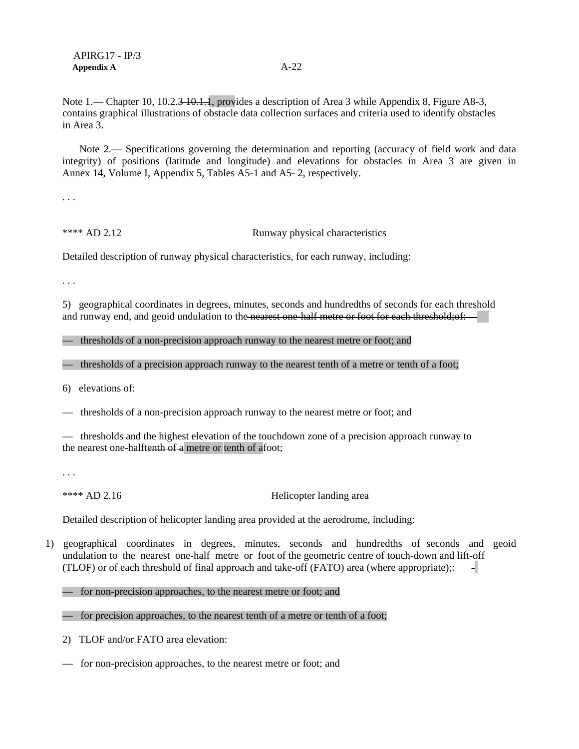Note 1.— Chapter 10, 10.2.3 ~~10.1.1~~, provides a description of Area 3 while Appendix 8, Figure A8-3, contains graphical illustrations of obstacle data collection surfaces and criteria used to identify obstacles in Area 3.

Note 2.— Specifications governing the determination and reporting (accuracy of field work and data integrity) of positions (latitude and longitude) and elevations for obstacles in Area 3 are given in Annex 14, Volume I, Appendix 5, Tables A5-1 and A5- 2, respectively.

. . .

**** AD 2.12 Runway physical characteristics

Detailed description of runway physical characteristics, for each runway, including:

. . .

5) geographical coordinates in degrees, minutes, seconds and hundredths of seconds for each threshold and runway end, and geoid undulation to the ~~nearest one-half metre or foot for each threshold;~~of:

— thresholds of a non-precision approach runway to the nearest metre or foot; and

— thresholds of a precision approach runway to the nearest tenth of a metre or tenth of a foot;

6) elevations of:

— thresholds of a non-precision approach runway to the nearest metre or foot; and

— thresholds and the highest elevation of the touchdown zone of a precision approach runway to the nearest one-half~~tenth of a~~ metre or tenth of afoot;

. . .

**** AD 2.16 Helicopter landing area

Detailed description of helicopter landing area provided at the aerodrome, including:

1) geographical coordinates in degrees, minutes, seconds and hundredths of seconds and geoid undulation to the nearest one-half metre or foot of the geometric centre of touch-down and lift-off (TLOF) or of each threshold of final approach and take-off (FATO) area (where appropriate);:

— for non-precision approaches, to the nearest metre or foot; and

— for precision approaches, to the nearest tenth of a metre or tenth of a foot;

2) TLOF and/or FATO area elevation:

— for non-precision approaches, to the nearest metre or foot; and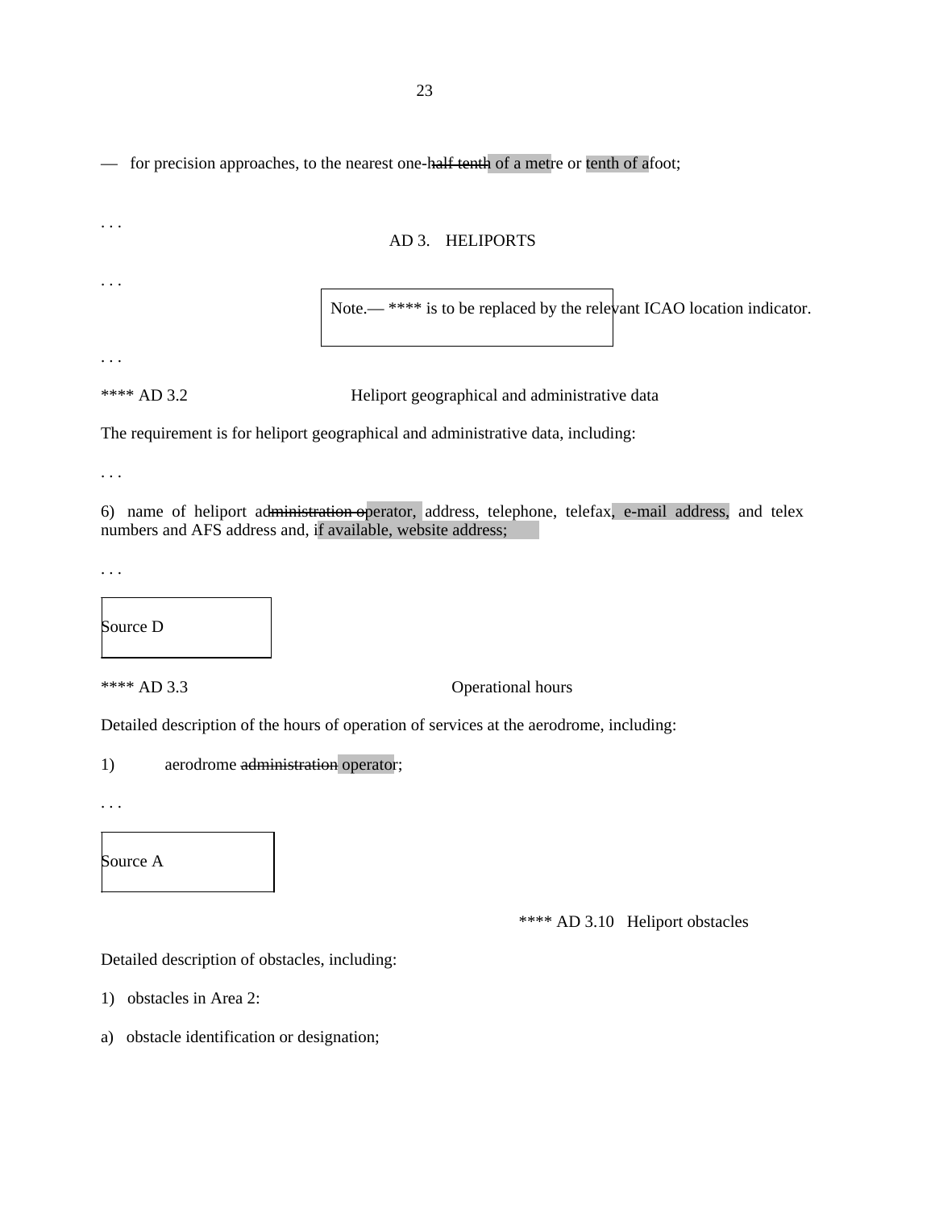— for precision approaches, to the nearest one-~~half tenth~~ of a metre or tenth of a foot;

. . .

AD 3. HELIPORTS

. . .

Note.— **** is to be replaced by the relevant ICAO location indicator.

. . .

**** AD 3.2 Heliport geographical and administrative data

The requirement is for heliport geographical and administrative data, including:

. . .

6) name of heliport ~~administration~~ operator, address, telephone, telefax, e-mail address, and telex numbers and AFS address and, if available, website address;

. . .

Source D

**** AD 3.3 Operational hours

Detailed description of the hours of operation of services at the aerodrome, including:

1) aerodrome ~~administration~~ operator;

. . .

Source A

**** AD 3.10 Heliport obstacles

Detailed description of obstacles, including:

1) obstacles in Area 2:

a) obstacle identification or designation;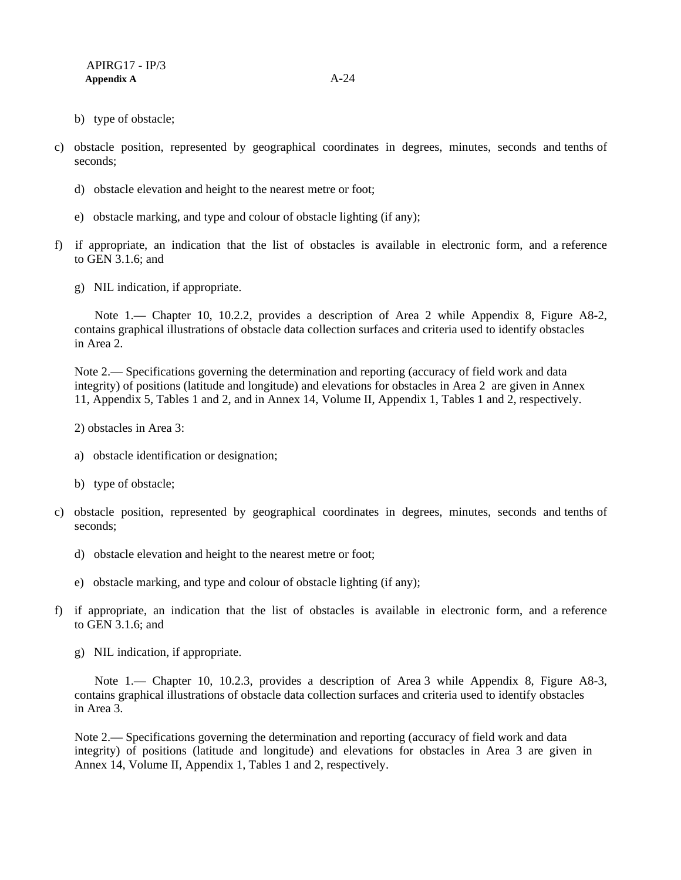b) type of obstacle;

c) obstacle position, represented by geographical coordinates in degrees, minutes, seconds and tenths of seconds;

d) obstacle elevation and height to the nearest metre or foot;

e) obstacle marking, and type and colour of obstacle lighting (if any);

f) if appropriate, an indication that the list of obstacles is available in electronic form, and a reference to GEN 3.1.6; and

g) NIL indication, if appropriate.

Note 1.— Chapter 10, 10.2.2, provides a description of Area 2 while Appendix 8, Figure A8-2, contains graphical illustrations of obstacle data collection surfaces and criteria used to identify obstacles in Area 2.

Note 2.— Specifications governing the determination and reporting (accuracy of field work and data integrity) of positions (latitude and longitude) and elevations for obstacles in Area 2 are given in Annex 11, Appendix 5, Tables 1 and 2, and in Annex 14, Volume II, Appendix 1, Tables 1 and 2, respectively.

2) obstacles in Area 3:

a) obstacle identification or designation;

b) type of obstacle;

c) obstacle position, represented by geographical coordinates in degrees, minutes, seconds and tenths of seconds;

d) obstacle elevation and height to the nearest metre or foot;

e) obstacle marking, and type and colour of obstacle lighting (if any);

f) if appropriate, an indication that the list of obstacles is available in electronic form, and a reference to GEN 3.1.6; and

g) NIL indication, if appropriate.

Note 1.— Chapter 10, 10.2.3, provides a description of Area 3 while Appendix 8, Figure A8-3, contains graphical illustrations of obstacle data collection surfaces and criteria used to identify obstacles in Area 3.

Note 2.— Specifications governing the determination and reporting (accuracy of field work and data integrity) of positions (latitude and longitude) and elevations for obstacles in Area 3 are given in Annex 14, Volume II, Appendix 1, Tables 1 and 2, respectively.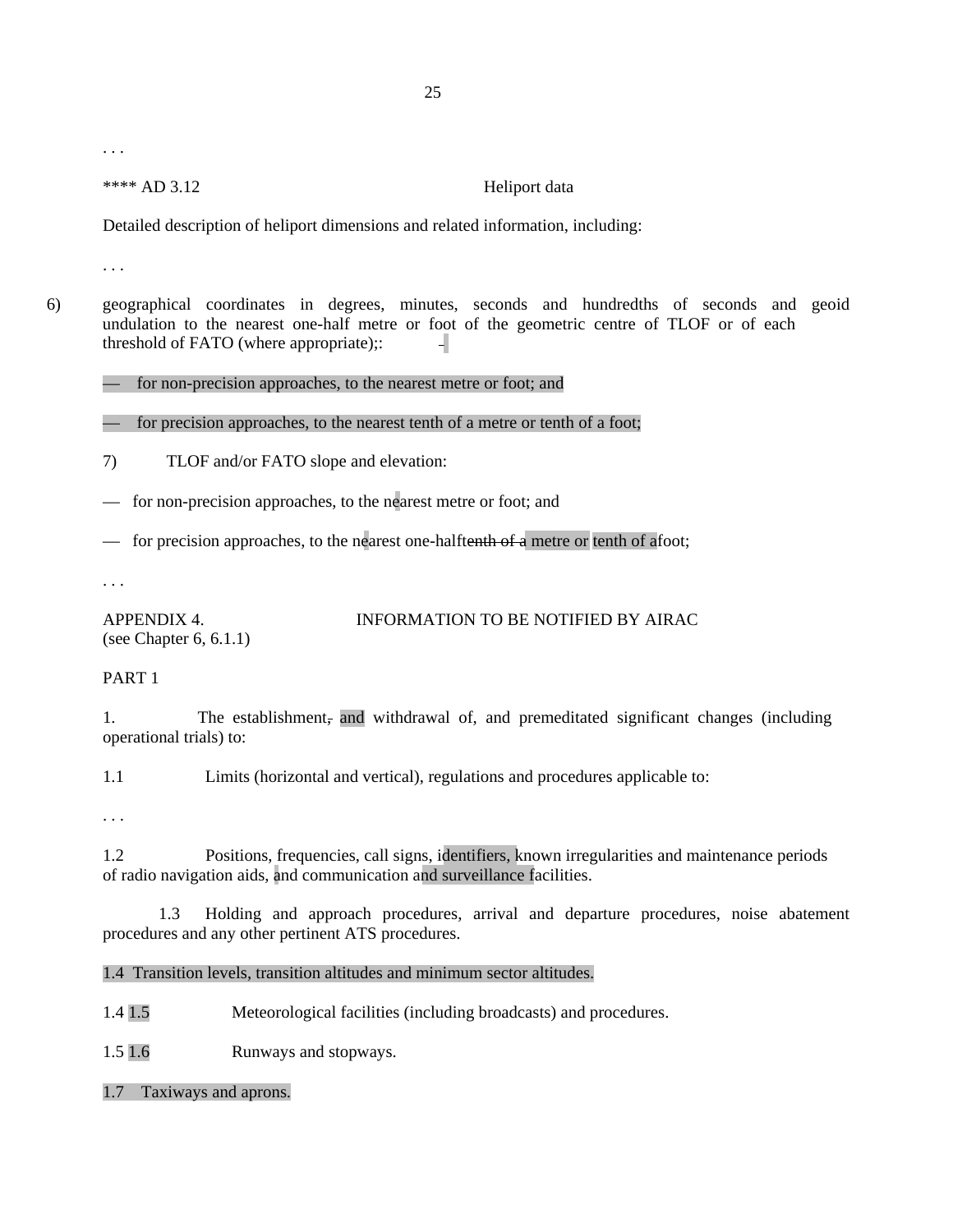. . .

**** AD 3.12 Heliport data

Detailed description of heliport dimensions and related information, including:

. . .

6) geographical coordinates in degrees, minutes, seconds and hundredths of seconds and geoid undulation to the nearest one-half metre or foot of the geometric centre of TLOF or of each threshold of FATO (where appropriate);: –

— for non-precision approaches, to the nearest metre or foot; and

— for precision approaches, to the nearest tenth of a metre or tenth of a foot;

7) TLOF and/or FATO slope and elevation:

— for non-precision approaches, to the nearest metre or foot; and

— for precision approaches, to the nearest one-halftenth of a metre or tenth of afoot;

. . .

APPENDIX 4. INFORMATION TO BE NOTIFIED BY AIRAC
(see Chapter 6, 6.1.1)

PART 1

1. The establishment, and withdrawal of, and premeditated significant changes (including operational trials) to:

1.1 Limits (horizontal and vertical), regulations and procedures applicable to:

. . .

1.2 Positions, frequencies, call signs, identifiers, known irregularities and maintenance periods of radio navigation aids, and communication and surveillance facilities.

1.3 Holding and approach procedures, arrival and departure procedures, noise abatement procedures and any other pertinent ATS procedures.

1.4 Transition levels, transition altitudes and minimum sector altitudes.

1.4 1.5 Meteorological facilities (including broadcasts) and procedures.

1.5 1.6 Runways and stopways.

1.7 Taxiways and aprons.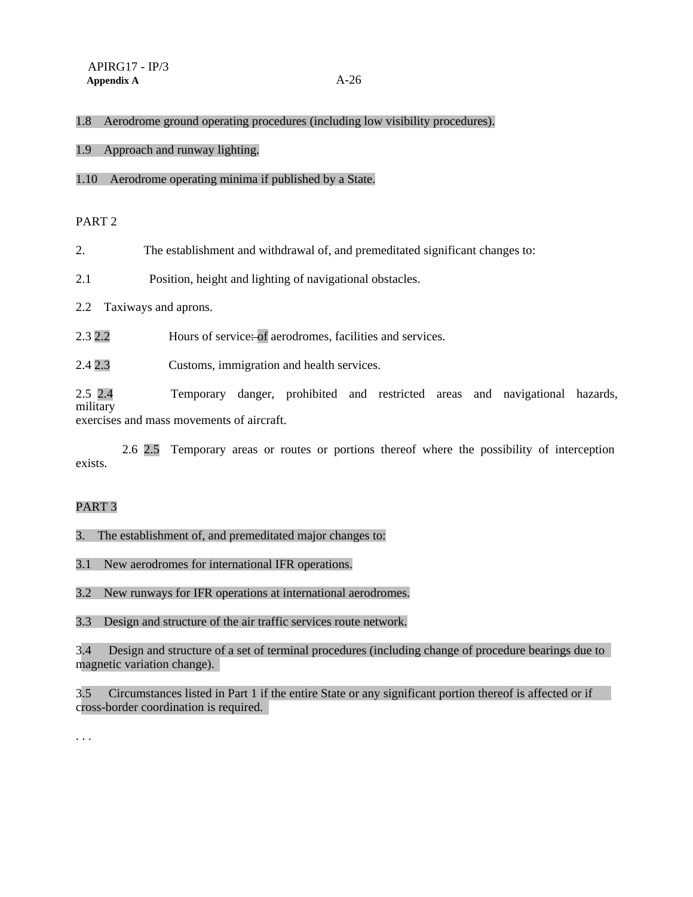1.8 Aerodrome ground operating procedures (including low visibility procedures).

1.9 Approach and runway lighting.

1.10 Aerodrome operating minima if published by a State.

PART 2

2. The establishment and withdrawal of, and premeditated significant changes to:

2.1 Position, height and lighting of navigational obstacles.

2.2 Taxiways and aprons.

2.3 2.2 Hours of service: of aerodromes, facilities and services.

2.4 2.3 Customs, immigration and health services.

2.5 2.4 Temporary danger, prohibited and restricted areas and navigational hazards, military exercises and mass movements of aircraft.

2.6 2.5 Temporary areas or routes or portions thereof where the possibility of interception exists.

PART 3

3. The establishment of, and premeditated major changes to:

3.1 New aerodromes for international IFR operations.

3.2 New runways for IFR operations at international aerodromes.

3.3 Design and structure of the air traffic services route network.

3.4 Design and structure of a set of terminal procedures (including change of procedure bearings due to magnetic variation change).

3.5 Circumstances listed in Part 1 if the entire State or any significant portion thereof is affected or if cross-border coordination is required.

. . .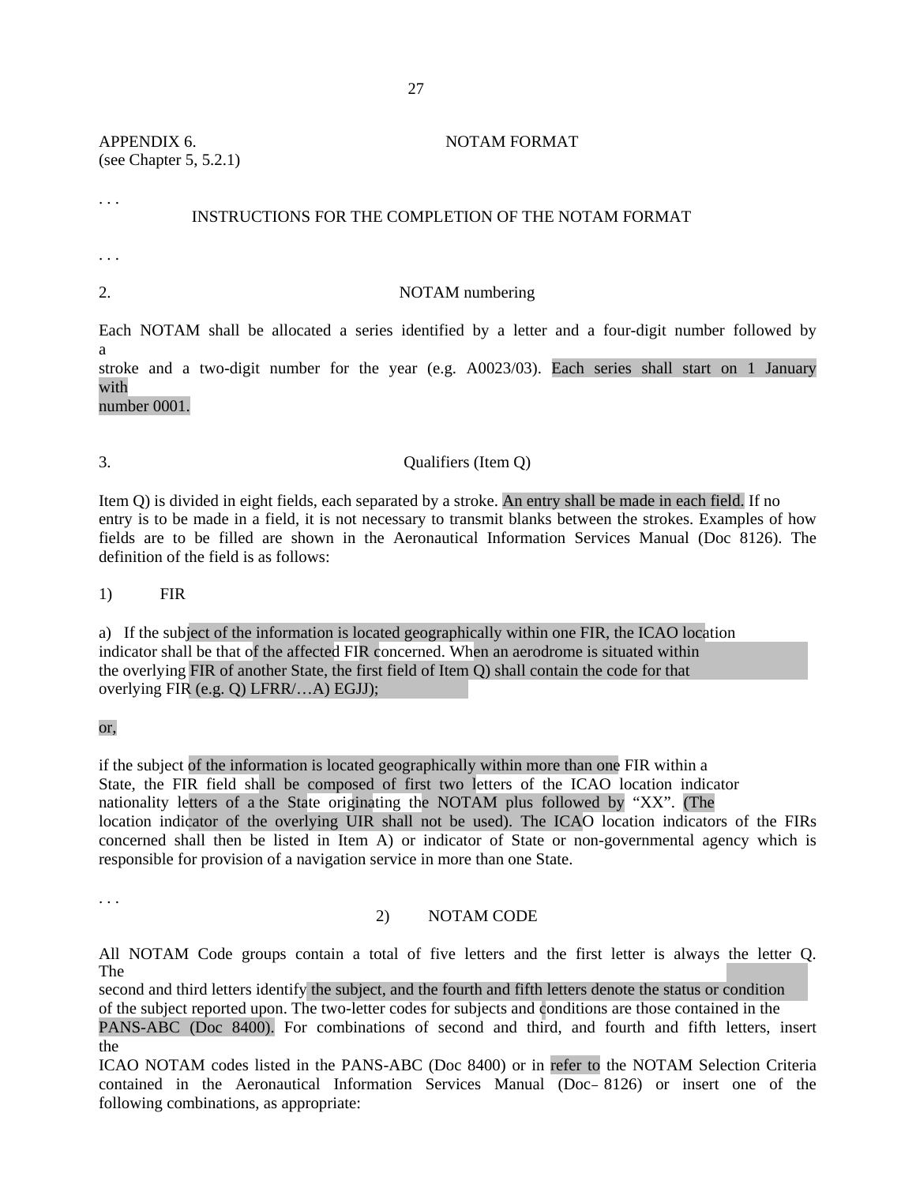APPENDIX 6. NOTAM FORMAT
(see Chapter 5, 5.2.1)

. . .

INSTRUCTIONS FOR THE COMPLETION OF THE NOTAM FORMAT

. . .

2. NOTAM numbering

Each NOTAM shall be allocated a series identified by a letter and a four-digit number followed by a stroke and a two-digit number for the year (e.g. A0023/03). Each series shall start on 1 January with number 0001.

3. Qualifiers (Item Q)

Item Q) is divided in eight fields, each separated by a stroke. An entry shall be made in each field. If no entry is to be made in a field, it is not necessary to transmit blanks between the strokes. Examples of how fields are to be filled are shown in the Aeronautical Information Services Manual (Doc 8126). The definition of the field is as follows:

1) FIR

a) If the subject of the information is located geographically within one FIR, the ICAO location indicator shall be that of the affected FIR concerned. When an aerodrome is situated within the overlying FIR of another State, the first field of Item Q) shall contain the code for that overlying FIR (e.g. Q) LFRR/…A) EGJJ);

or,

if the subject of the information is located geographically within more than one FIR within a State, the FIR field shall be composed of first two letters of the ICAO location indicator nationality letters of a the State originating the NOTAM plus followed by "XX". (The location indicator of the overlying UIR shall not be used). The ICAO location indicators of the FIRs concerned shall then be listed in Item A) or indicator of State or non-governmental agency which is responsible for provision of a navigation service in more than one State.

. . .

2) NOTAM CODE

All NOTAM Code groups contain a total of five letters and the first letter is always the letter Q. The second and third letters identify the subject, and the fourth and fifth letters denote the status or condition of the subject reported upon. The two-letter codes for subjects and conditions are those contained in the PANS-ABC (Doc 8400). For combinations of second and third, and fourth and fifth letters, insert the ICAO NOTAM codes listed in the PANS-ABC (Doc 8400) or in refer to the NOTAM Selection Criteria contained in the Aeronautical Information Services Manual (Doc 8126) or insert one of the following combinations, as appropriate: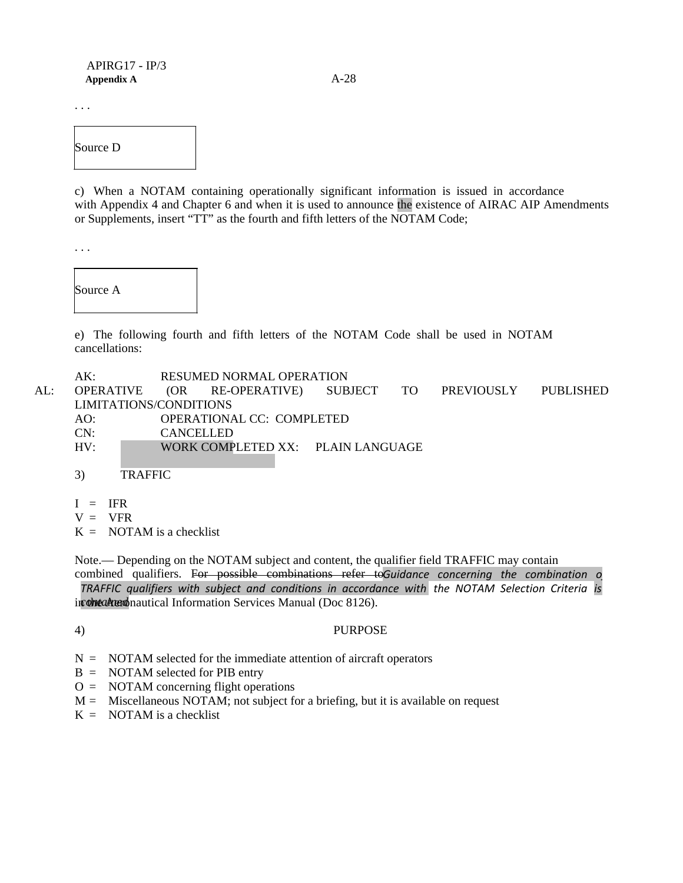. . .

Source D

c) When a NOTAM containing operationally significant information is issued in accordance with Appendix 4 and Chapter 6 and when it is used to announce the existence of AIRAC AIP Amendments or Supplements, insert "TT" as the fourth and fifth letters of the NOTAM Code;

. . .

Source A

e) The following fourth and fifth letters of the NOTAM Code shall be used in NOTAM cancellations:

AK: RESUMED NORMAL OPERATION
AL: OPERATIVE (OR RE-OPERATIVE) SUBJECT TO PREVIOUSLY PUBLISHED LIMITATIONS/CONDITIONS
AO: OPERATIONAL CC: COMPLETED
CN: CANCELLED
HV: WORK COMPLETED XX: PLAIN LANGUAGE

3) TRAFFIC

I = IFR
V = VFR
K = NOTAM is a checklist

Note.— Depending on the NOTAM subject and content, the qualifier field TRAFFIC may contain combined qualifiers. ~~For possible combinations refer to~~ *Guidance concerning the combination of TRAFFIC qualifiers with subject and conditions in accordance with the NOTAM Selection Criteria is contained* in the Aeronautical Information Services Manual (Doc 8126).

4) PURPOSE

N = NOTAM selected for the immediate attention of aircraft operators
B = NOTAM selected for PIB entry
O = NOTAM concerning flight operations
M = Miscellaneous NOTAM; not subject for a briefing, but it is available on request
K = NOTAM is a checklist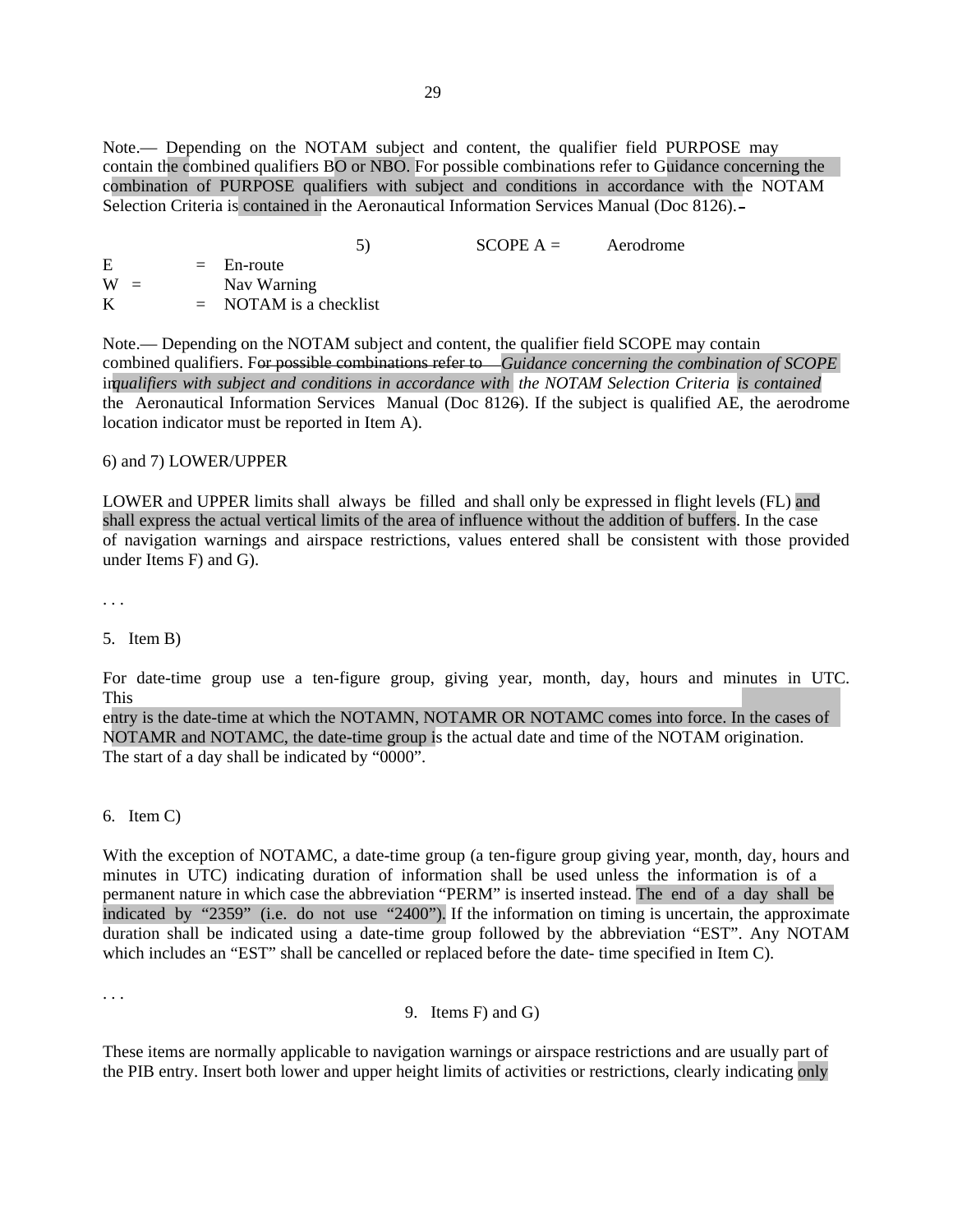Note.— Depending on the NOTAM subject and content, the qualifier field PURPOSE may contain the combined qualifiers BO or NBO. For possible combinations refer to Guidance concerning the combination of PURPOSE qualifiers with subject and conditions in accordance with the NOTAM Selection Criteria is contained in the Aeronautical Information Services Manual (Doc 8126).

5) SCOPE A = Aerodrome

E = En-route
W = Nav Warning
K = NOTAM is a checklist

Note.— Depending on the NOTAM subject and content, the qualifier field SCOPE may contain combined qualifiers. ~~For possible combinations refer to~~ *Guidance concerning the combination of SCOPE qualifiers with subject and conditions in accordance with the NOTAM Selection Criteria is contained* in the Aeronautical Information Services Manual (Doc 8126). If the subject is qualified AE, the aerodrome location indicator must be reported in Item A).

6) and 7) LOWER/UPPER

LOWER and UPPER limits shall always be filled and shall only be expressed in flight levels (FL) and shall express the actual vertical limits of the area of influence without the addition of buffers. In the case of navigation warnings and airspace restrictions, values entered shall be consistent with those provided under Items F) and G).

. . .

5. Item B)

For date-time group use a ten-figure group, giving year, month, day, hours and minutes in UTC. This entry is the date-time at which the NOTAMN, NOTAMR OR NOTAMC comes into force. In the cases of NOTAMR and NOTAMC, the date-time group is the actual date and time of the NOTAM origination. The start of a day shall be indicated by "0000".

6. Item C)

With the exception of NOTAMC, a date-time group (a ten-figure group giving year, month, day, hours and minutes in UTC) indicating duration of information shall be used unless the information is of a permanent nature in which case the abbreviation "PERM" is inserted instead. The end of a day shall be indicated by "2359" (i.e. do not use "2400"). If the information on timing is uncertain, the approximate duration shall be indicated using a date-time group followed by the abbreviation "EST". Any NOTAM which includes an "EST" shall be cancelled or replaced before the date- time specified in Item C).

. . .

9. Items F) and G)

These items are normally applicable to navigation warnings or airspace restrictions and are usually part of the PIB entry. Insert both lower and upper height limits of activities or restrictions, clearly indicating only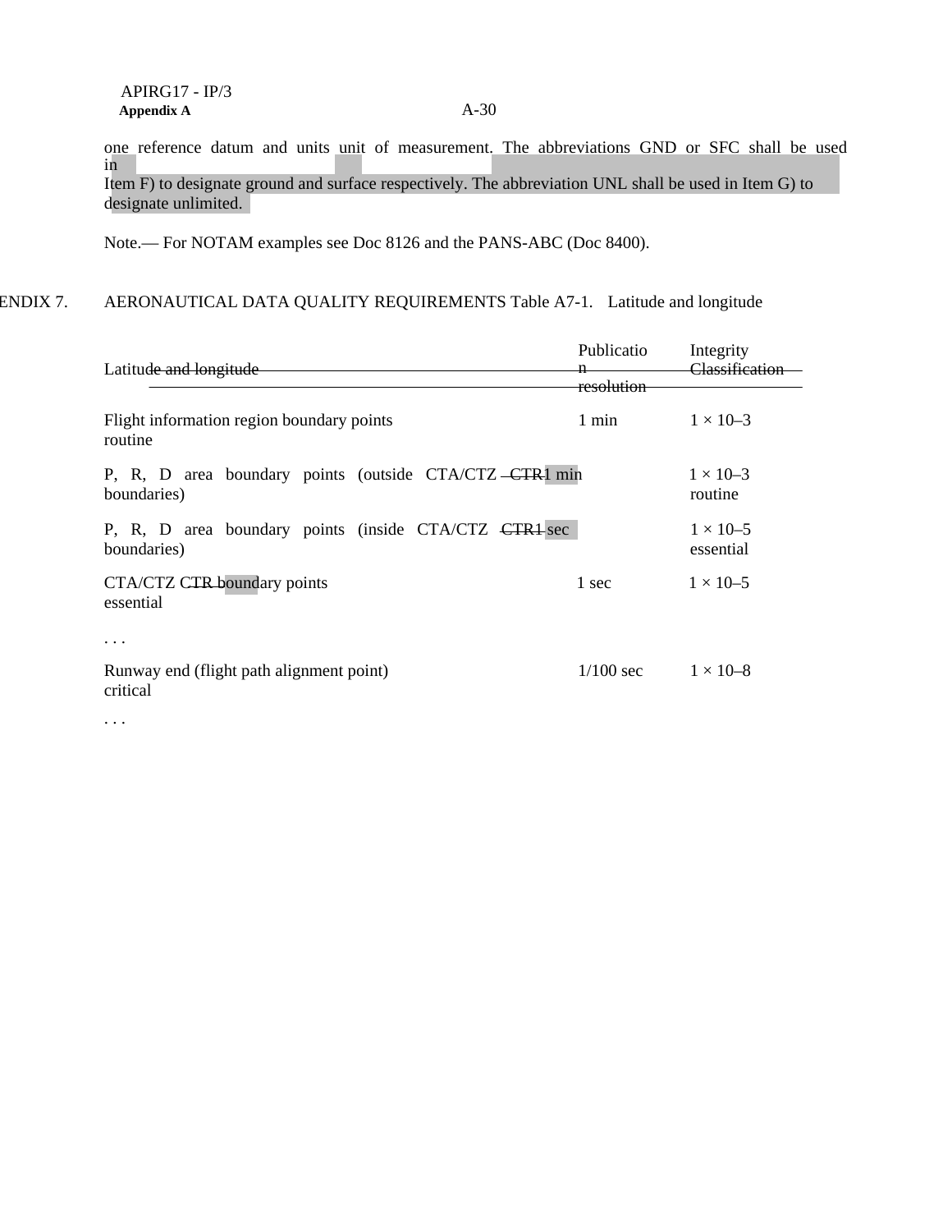one reference datum and units unit of measurement. The abbreviations GND or SFC shall be used in
Item F) to designate ground and surface respectively. The abbreviation UNL shall be used in Item G) to designate unlimited.

Note.— For NOTAM examples see Doc 8126 and the PANS-ABC (Doc 8400).

ENDIX 7. AERONAUTICAL DATA QUALITY REQUIREMENTS Table A7-1. Latitude and longitude

| Latitude and longitude | Publication resolution | Integrity Classification |
|---|---|---|
| Flight information region boundary points | 1 min | 1 × 10–3 routine |
| P, R, D area boundary points (outside CTA/CTZ CTR boundaries) | 1 min | 1 × 10–3 routine |
| P, R, D area boundary points (inside CTA/CTZ CTR boundaries) | 1 sec | 1 × 10–5 essential |
| CTA/CTZ CTR boundary points | 1 sec | 1 × 10–5 essential |
| . . . | | |
| Runway end (flight path alignment point) | 1/100 sec | 1 × 10–8 critical |
| . . . | | |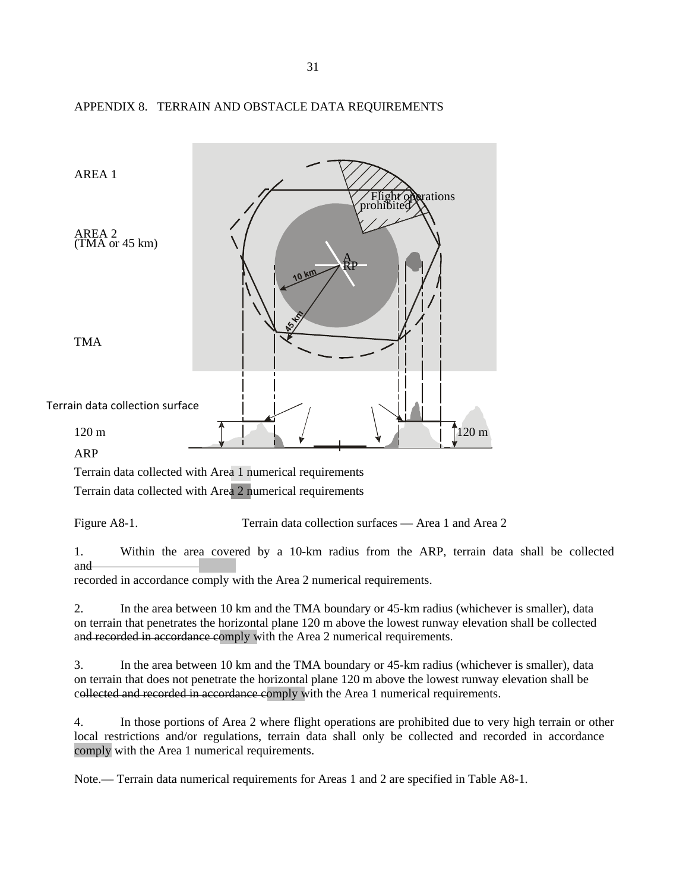APPENDIX 8.   TERRAIN AND OBSTACLE DATA REQUIREMENTS

AREA 1

Flight operations prohibited

AREA 2
(TMA or 45 km)

ARP

10 km

45 km

TMA

Terrain data collection surface

120 m

120 m

ARP

Terrain data collected with Area 1 numerical requirements

Terrain data collected with Area 2 numerical requirements

Figure A8-1.                          Terrain data collection surfaces — Area 1 and Area 2

1.  Within the area covered by a 10-km radius from the ARP, terrain data shall be collected and recorded in accordance comply with the Area 2 numerical requirements.

2.  In the area between 10 km and the TMA boundary or 45-km radius (whichever is smaller), data on terrain that penetrates the horizontal plane 120 m above the lowest runway elevation shall be collected and recorded in accordance comply with the Area 2 numerical requirements.

3.  In the area between 10 km and the TMA boundary or 45-km radius (whichever is smaller), data on terrain that does not penetrate the horizontal plane 120 m above the lowest runway elevation shall be collected and recorded in accordance comply with the Area 1 numerical requirements.

4.  In those portions of Area 2 where flight operations are prohibited due to very high terrain or other local restrictions and/or regulations, terrain data shall only be collected and recorded in accordance comply with the Area 1 numerical requirements.

Note.— Terrain data numerical requirements for Areas 1 and 2 are specified in Table A8-1.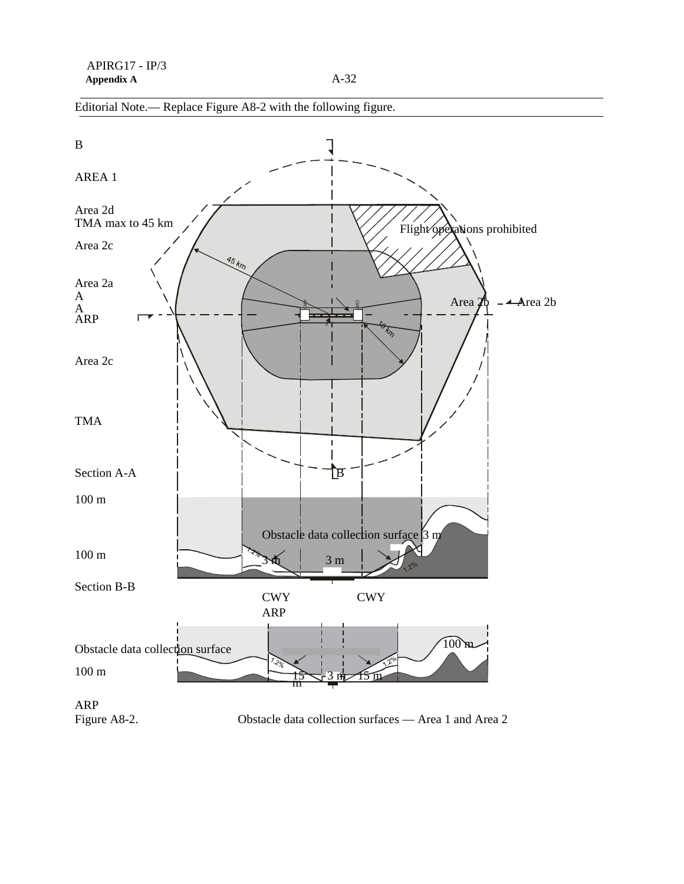Editorial Note.— Replace Figure A8-2 with the following figure.

B

AREA 1

Area 2d
TMA max to 45 km

Flight operations prohibited

Area 2c

45 km

Area 2a
A
A
ARP

Area 2b Area 2b

10 km

Area 2c

TMA

Section A-A

B

100 m

Obstacle data collection surface 3 m

100 m

1.2% 3 m 3 m 1.2%

Section B-B

CWY CWY
ARP

100 m

Obstacle data collection surface

1.2% 1.2%

100 m

15 m 3 m 15 m

ARP

Figure A8-2. Obstacle data collection surfaces — Area 1 and Area 2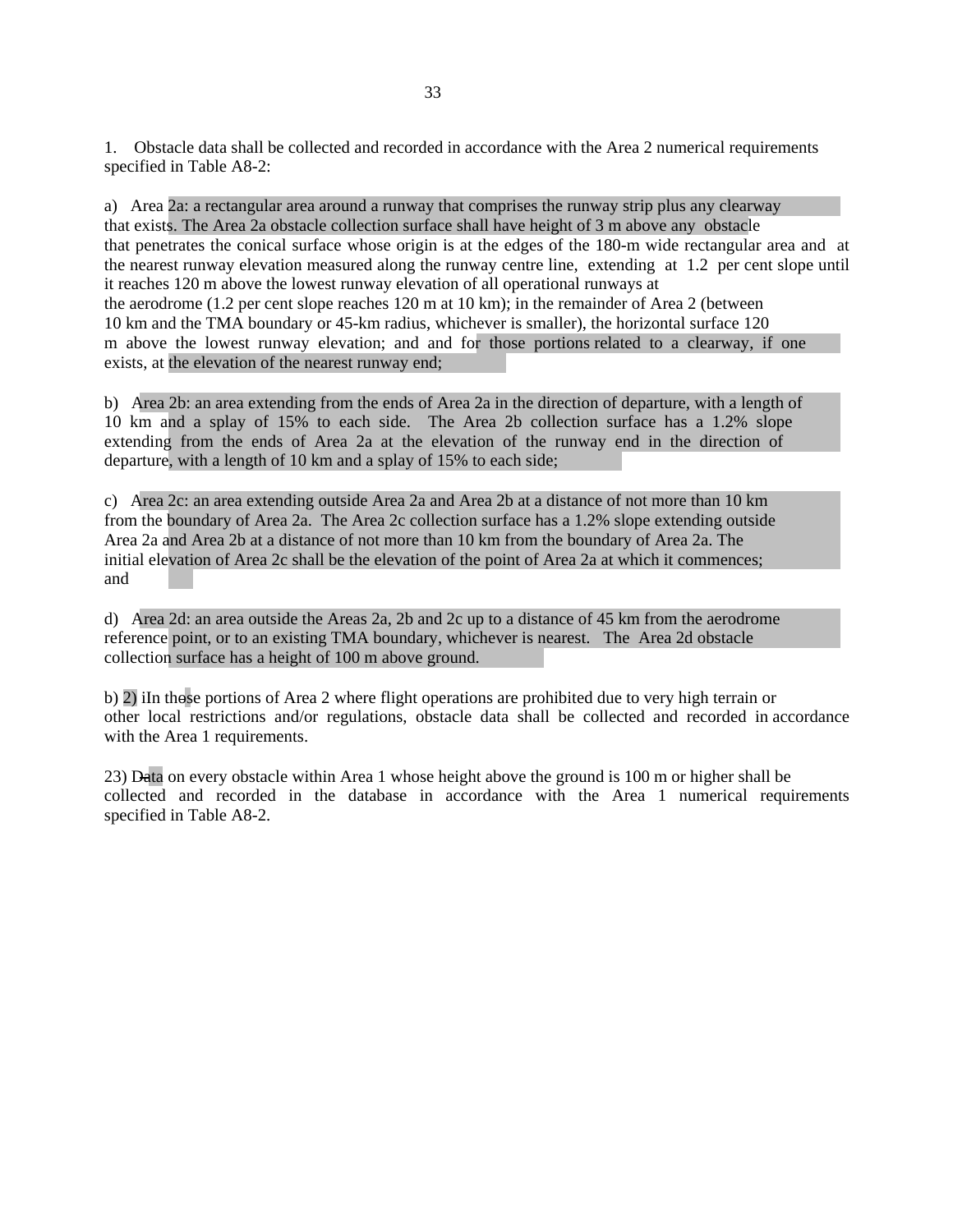1. Obstacle data shall be collected and recorded in accordance with the Area 2 numerical requirements specified in Table A8-2:

a) Area 2a: a rectangular area around a runway that comprises the runway strip plus any clearway that exists. The Area 2a obstacle collection surface shall have height of 3 m above any obstacle that penetrates the conical surface whose origin is at the edges of the 180-m wide rectangular area and at the nearest runway elevation measured along the runway centre line, extending at 1.2 per cent slope until it reaches 120 m above the lowest runway elevation of all operational runways at the aerodrome (1.2 per cent slope reaches 120 m at 10 km); in the remainder of Area 2 (between 10 km and the TMA boundary or 45-km radius, whichever is smaller), the horizontal surface 120 m above the lowest runway elevation; and and for those portions related to a clearway, if one exists, at the elevation of the nearest runway end;

b) Area 2b: an area extending from the ends of Area 2a in the direction of departure, with a length of 10 km and a splay of 15% to each side. The Area 2b collection surface has a 1.2% slope extending from the ends of Area 2a at the elevation of the runway end in the direction of departure, with a length of 10 km and a splay of 15% to each side;

c) Area 2c: an area extending outside Area 2a and Area 2b at a distance of not more than 10 km from the boundary of Area 2a. The Area 2c collection surface has a 1.2% slope extending outside Area 2a and Area 2b at a distance of not more than 10 km from the boundary of Area 2a. The initial elevation of Area 2c shall be the elevation of the point of Area 2a at which it commences; and

d) Area 2d: an area outside the Areas 2a, 2b and 2c up to a distance of 45 km from the aerodrome reference point, or to an existing TMA boundary, whichever is nearest. The Area 2d obstacle collection surface has a height of 100 m above ground.

b) 2) iIn these portions of Area 2 where flight operations are prohibited due to very high terrain or other local restrictions and/or regulations, obstacle data shall be collected and recorded in accordance with the Area 1 requirements.

23) Data on every obstacle within Area 1 whose height above the ground is 100 m or higher shall be collected and recorded in the database in accordance with the Area 1 numerical requirements specified in Table A8-2.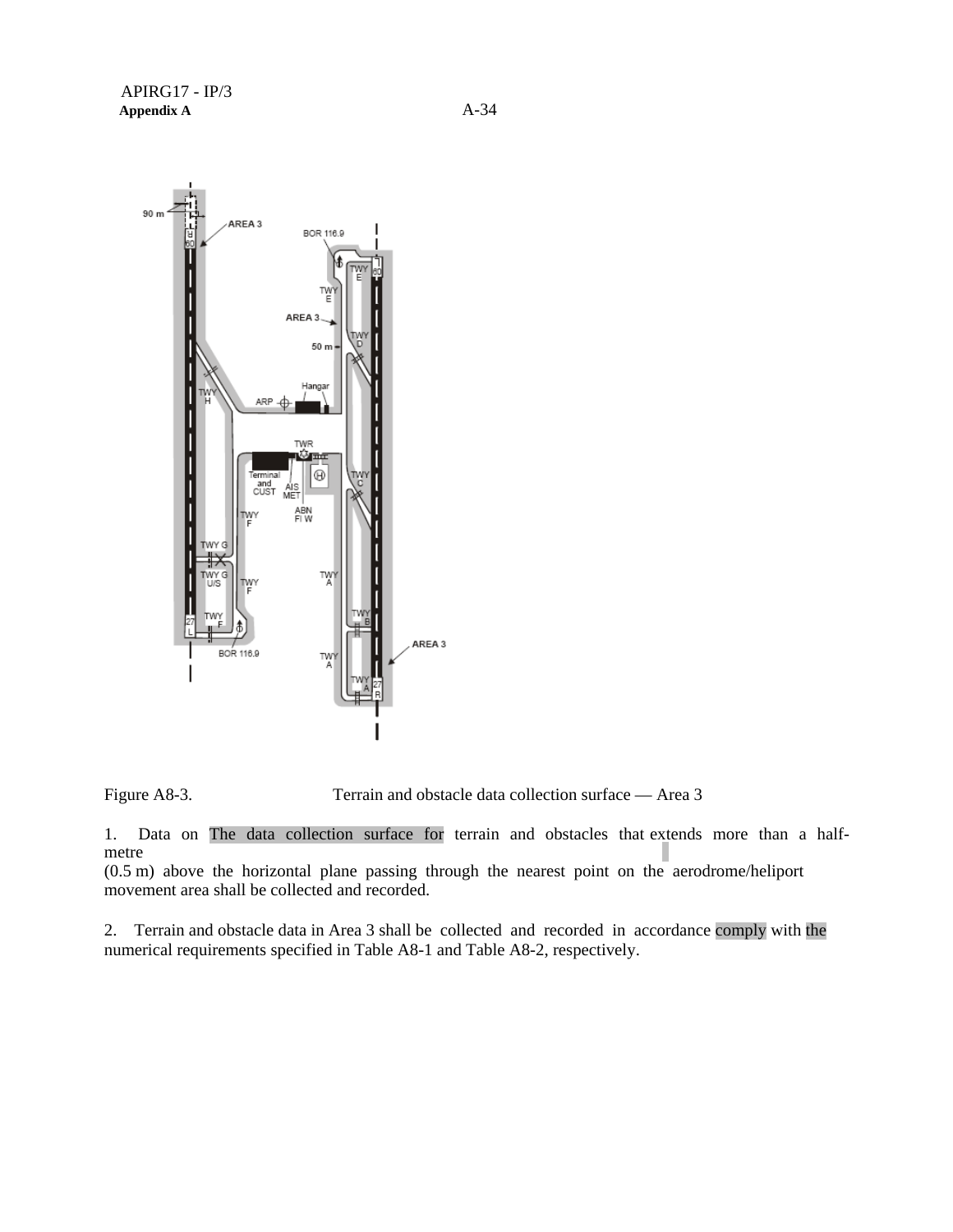Figure A8-3. Terrain and obstacle data collection surface — Area 3

1. Data on The data collection surface for terrain and obstacles that extends more than a half-metre (0.5 m) above the horizontal plane passing through the nearest point on the aerodrome/heliport movement area shall be collected and recorded.

2. Terrain and obstacle data in Area 3 shall be collected and recorded in accordance comply with the numerical requirements specified in Table A8-1 and Table A8-2, respectively.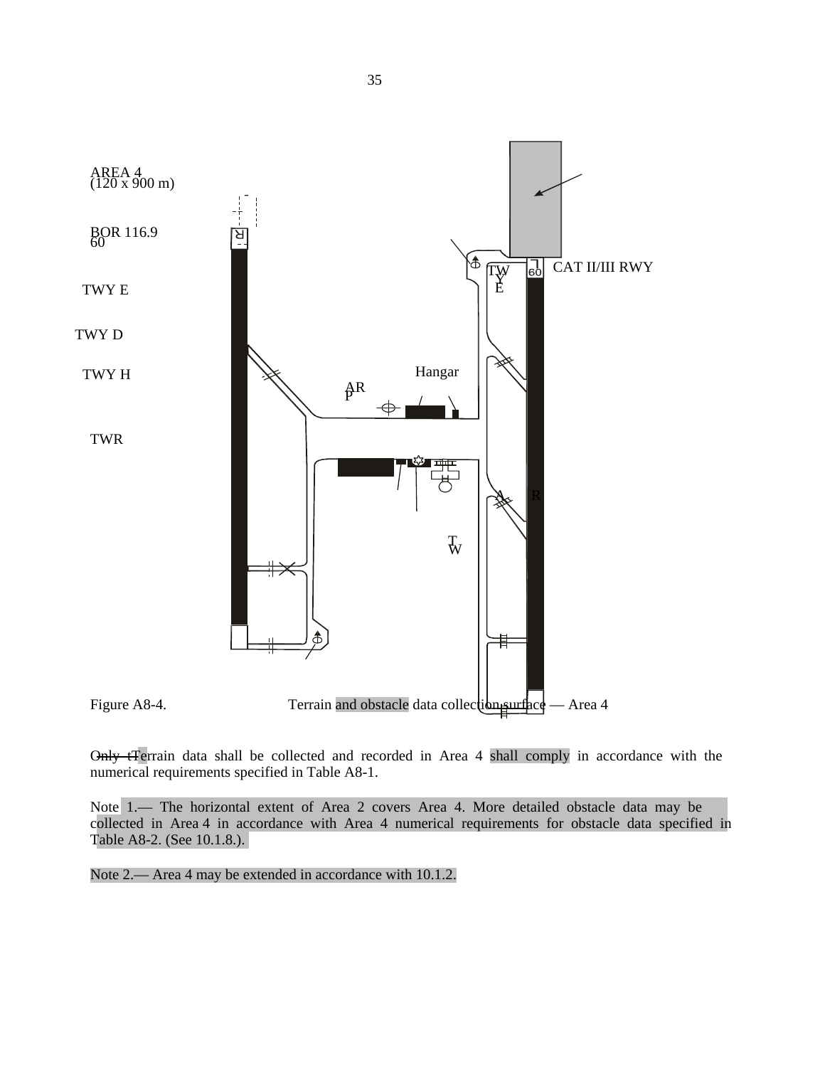AREA 4
(120 x 900 m)

BOR 116.9
60

TWY E

TWY D

TWY H

TWR

Hangar

ARP

CAT II/III RWY

Figure A8-4. Terrain and obstacle data collection surface — Area 4

Only tTerrain data shall be collected and recorded in Area 4 shall comply in accordance with the numerical requirements specified in Table A8-1.

Note 1.— The horizontal extent of Area 2 covers Area 4. More detailed obstacle data may be collected in Area 4 in accordance with Area 4 numerical requirements for obstacle data specified in Table A8-2. (See 10.1.8.).

Note 2.— Area 4 may be extended in accordance with 10.1.2.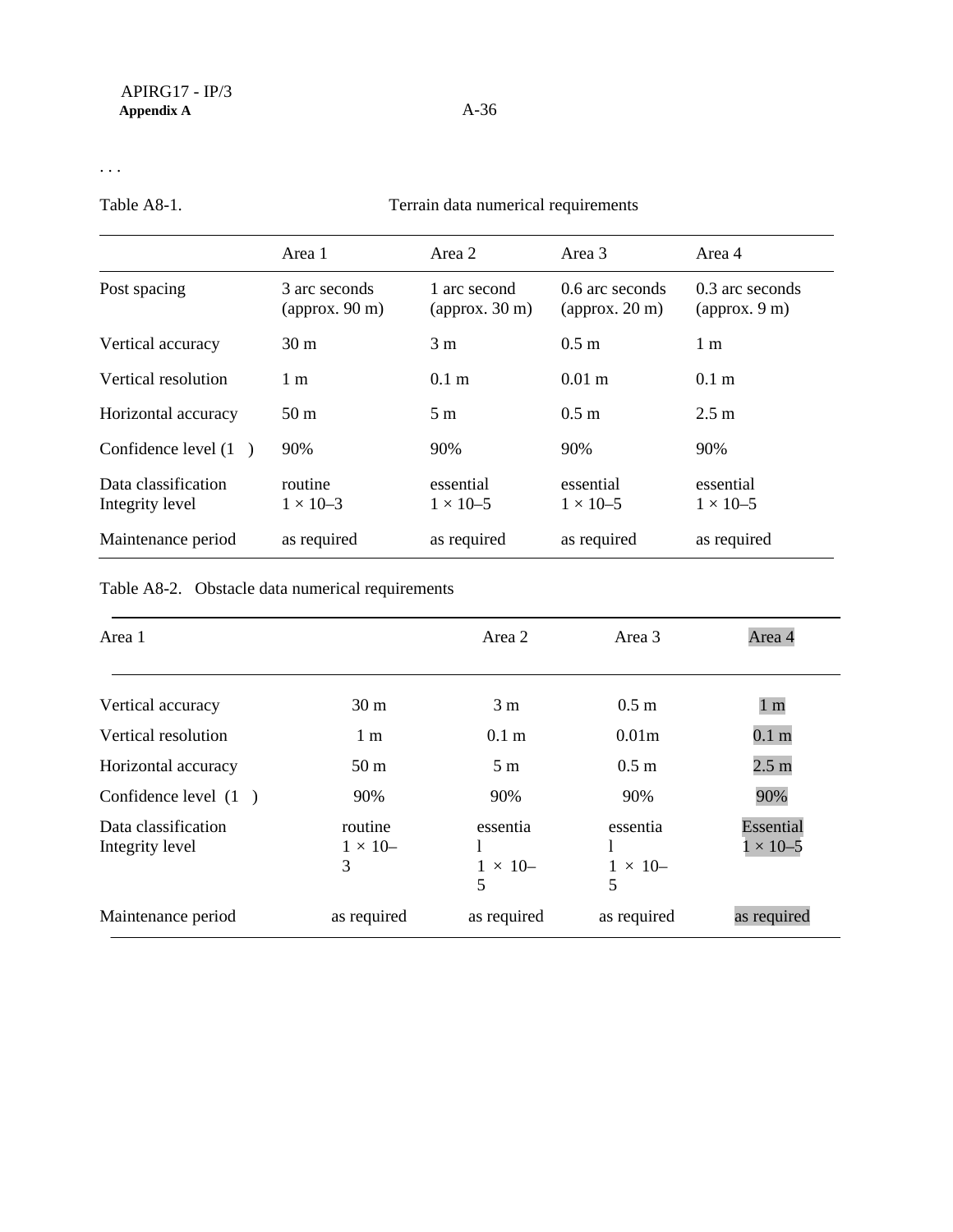. . .

Table A8-1. Terrain data numerical requirements

| | Area 1 | Area 2 | Area 3 | Area 4 |
|---|---|---|---|---|
| Post spacing | 3 arc seconds (approx. 90 m) | 1 arc second (approx. 30 m) | 0.6 arc seconds (approx. 20 m) | 0.3 arc seconds (approx. 9 m) |
| Vertical accuracy | 30 m | 3 m | 0.5 m | 1 m |
| Vertical resolution | 1 m | 0.1 m | 0.01 m | 0.1 m |
| Horizontal accuracy | 50 m | 5 m | 0.5 m | 2.5 m |
| Confidence level (1 ) | 90% | 90% | 90% | 90% |
| Data classification Integrity level | routine $1 \times 10^{-3}$ | essential $1 \times 10^{-5}$ | essential $1 \times 10^{-5}$ | essential $1 \times 10^{-5}$ |
| Maintenance period | as required | as required | as required | as required |

Table A8-2. Obstacle data numerical requirements

| | Area 1 | Area 2 | Area 3 | Area 4 |
|---|---|---|---|---|
| Vertical accuracy | 30 m | 3 m | 0.5 m | 1 m |
| Vertical resolution | 1 m | 0.1 m | 0.01m | 0.1 m |
| Horizontal accuracy | 50 m | 5 m | 0.5 m | 2.5 m |
| Confidence level (1 ) | 90% | 90% | 90% | 90% |
| Data classification Integrity level | routine $1 \times 10^{-3}$ | essential $1 \times 10^{-5}$ | essential $1 \times 10^{-5}$ | Essential $1 \times 10^{-5}$ |
| Maintenance period | as required | as required | as required | as required |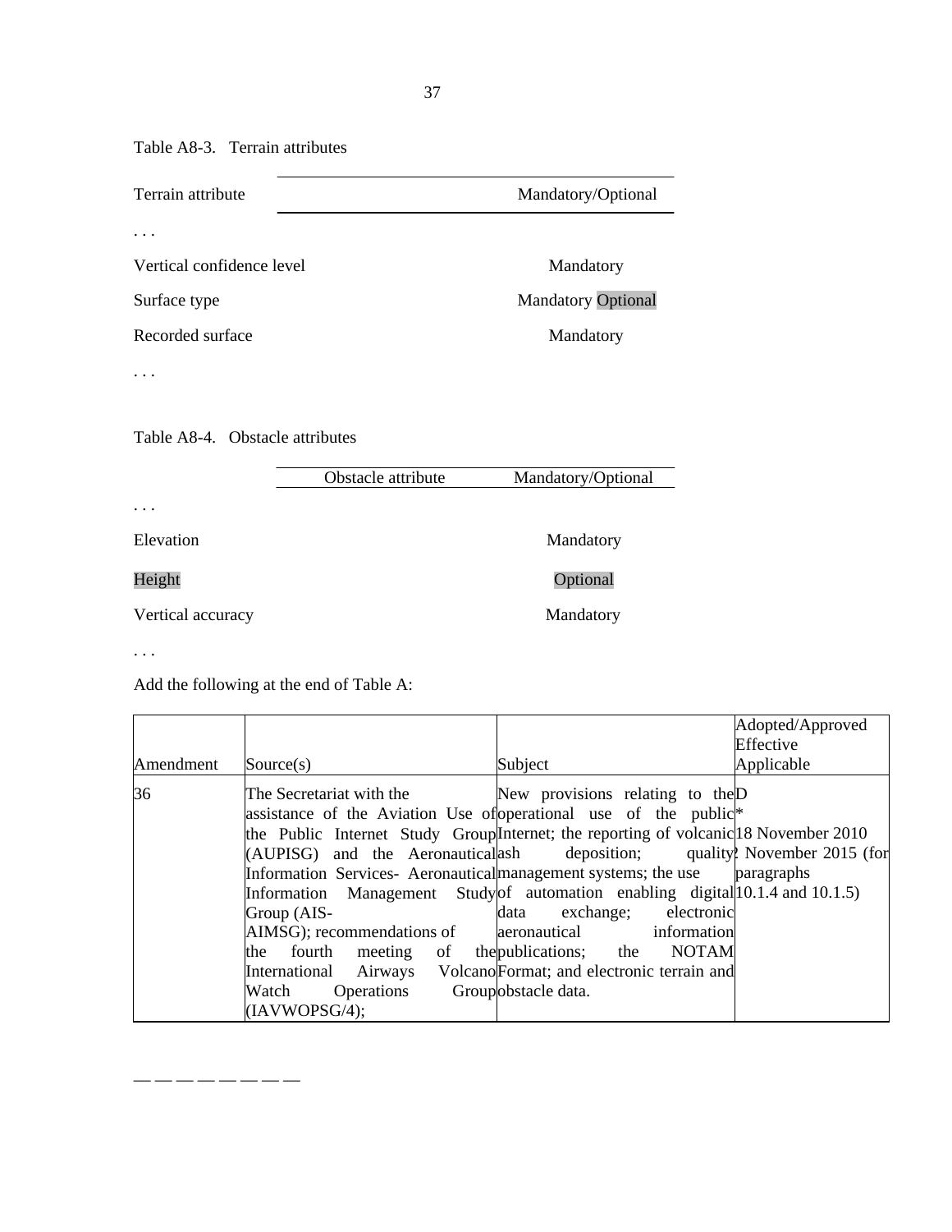Table A8-3. Terrain attributes

| Terrain attribute | Mandatory/Optional |
|---|---|
| . . . | |
| Vertical confidence level | Mandatory |
| Surface type | Mandatory Optional |
| Recorded surface | Mandatory |
| . . . | |

Table A8-4. Obstacle attributes

| Obstacle attribute | Mandatory/Optional |
|---|---|
| . . . | |
| Elevation | Mandatory |
| Height | Optional |
| Vertical accuracy | Mandatory |
| . . . | |

Add the following at the end of Table A:

| Amendment | Source(s) | Subject | Adopted/Approved Effective Applicable |
|---|---|---|---|
| 36 | The Secretariat with the assistance of the Aviation Use of the Public Internet Study Group (AUPISG) and the Aeronautical Information Services- Aeronautical Information Management Study Group (AIS-AIMSG); recommendations of the fourth meeting of the International Airways Volcano Watch Operations Group (IAVWOPSG/4); | New provisions relating to the operational use of the public Internet; the reporting of volcanic ash deposition; quality management systems; the use of automation enabling digital data exchange; electronic aeronautical information publications; the NOTAM Format; and electronic terrain and obstacle data. | D<br>*<br>18 November 2010<br>? November 2015 (for paragraphs 10.1.4 and 10.1.5) |

— — — — — — — —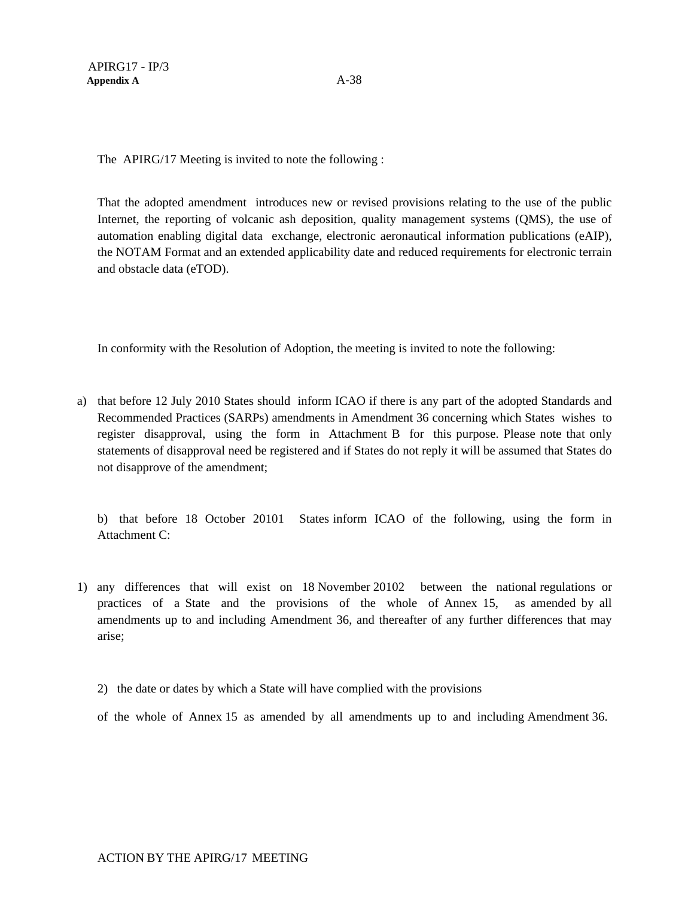The APIRG/17 Meeting is invited to note the following :

That the adopted amendment introduces new or revised provisions relating to the use of the public Internet, the reporting of volcanic ash deposition, quality management systems (QMS), the use of automation enabling digital data exchange, electronic aeronautical information publications (eAIP), the NOTAM Format and an extended applicability date and reduced requirements for electronic terrain and obstacle data (eTOD).

In conformity with the Resolution of Adoption, the meeting is invited to note the following:

a) that before 12 July 2010 States should inform ICAO if there is any part of the adopted Standards and Recommended Practices (SARPs) amendments in Amendment 36 concerning which States wishes to register disapproval, using the form in Attachment B for this purpose. Please note that only statements of disapproval need be registered and if States do not reply it will be assumed that States do not disapprove of the amendment;

b) that before 18 October 2010[1] States inform ICAO of the following, using the form in Attachment C:

1) any differences that will exist on 18 November 2010[2] between the national regulations or practices of a State and the provisions of the whole of Annex 15, as amended by all amendments up to and including Amendment 36, and thereafter of any further differences that may arise;

2) the date or dates by which a State will have complied with the provisions of the whole of Annex 15 as amended by all amendments up to and including Amendment 36.

ACTION BY THE APIRG/17 MEETING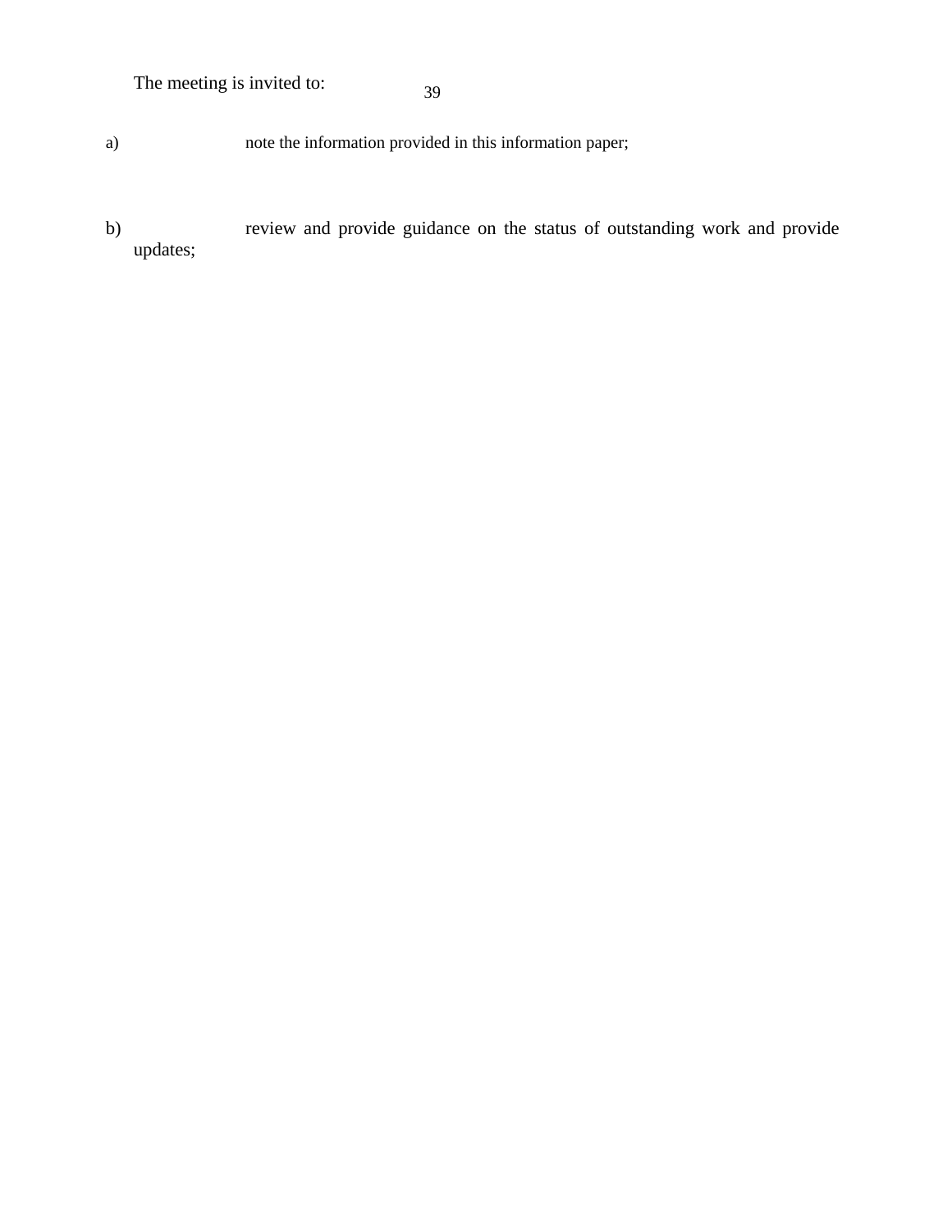The meeting is invited to:

a) note the information provided in this information paper;

b) review and provide guidance on the status of outstanding work and provide updates;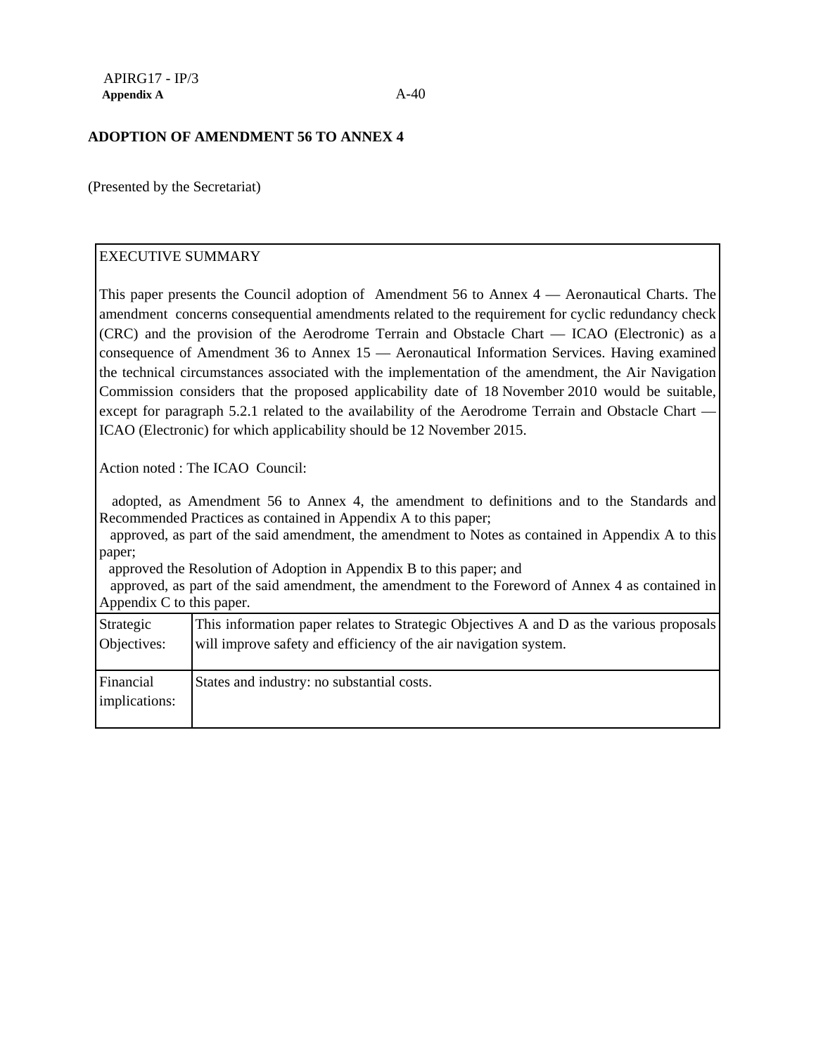## ADOPTION OF AMENDMENT 56 TO ANNEX 4

(Presented by the Secretariat)

| EXECUTIVE SUMMARY | |
|---|---|
| This paper presents the Council adoption of Amendment 56 to Annex 4 — Aeronautical Charts. The amendment concerns consequential amendments related to the requirement for cyclic redundancy check (CRC) and the provision of the Aerodrome Terrain and Obstacle Chart — ICAO (Electronic) as a consequence of Amendment 36 to Annex 15 — Aeronautical Information Services. Having examined the technical circumstances associated with the implementation of the amendment, the Air Navigation Commission considers that the proposed applicability date of 18 November 2010 would be suitable, except for paragraph 5.2.1 related to the availability of the Aerodrome Terrain and Obstacle Chart — ICAO (Electronic) for which applicability should be 12 November 2015.<br><br>Action noted : The ICAO Council:<br><br>adopted, as Amendment 56 to Annex 4, the amendment to definitions and to the Standards and Recommended Practices as contained in Appendix A to this paper;<br>approved, as part of the said amendment, the amendment to Notes as contained in Appendix A to this paper;<br>approved the Resolution of Adoption in Appendix B to this paper; and<br>approved, as part of the said amendment, the amendment to the Foreword of Annex 4 as contained in Appendix C to this paper. | |
| Strategic Objectives: | This information paper relates to Strategic Objectives A and D as the various proposals will improve safety and efficiency of the air navigation system. |
| Financial implications: | States and industry: no substantial costs. |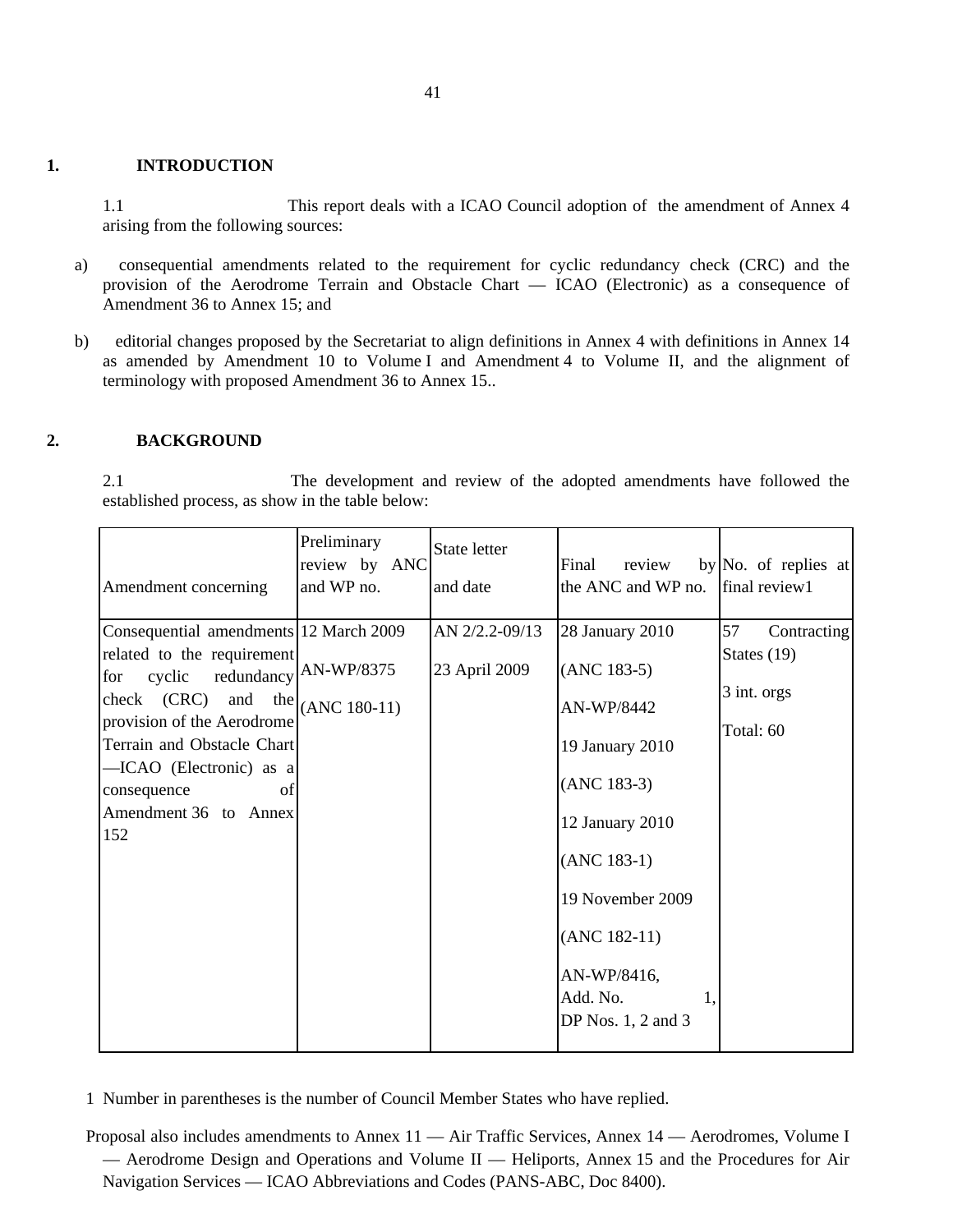## 1. INTRODUCTION

1.1 This report deals with a ICAO Council adoption of the amendment of Annex 4 arising from the following sources:

a) consequential amendments related to the requirement for cyclic redundancy check (CRC) and the provision of the Aerodrome Terrain and Obstacle Chart — ICAO (Electronic) as a consequence of Amendment 36 to Annex 15; and

b) editorial changes proposed by the Secretariat to align definitions in Annex 4 with definitions in Annex 14 as amended by Amendment 10 to Volume I and Amendment 4 to Volume II, and the alignment of terminology with proposed Amendment 36 to Annex 15..

## 2. BACKGROUND

2.1 The development and review of the adopted amendments have followed the established process, as show in the table below:

| Amendment concerning | Preliminary review by ANC and WP no. | State letter and date | Final review by the ANC and WP no. | No. of replies at final review1 |
|---|---|---|---|---|
| Consequential amendments related to the requirement for cyclic redundancy check (CRC) and the provision of the Aerodrome Terrain and Obstacle Chart —ICAO (Electronic) as a consequence of Amendment 36 to Annex 152 | 12 March 2009<br>AN-WP/8375<br>(ANC 180-11) | AN 2/2.2-09/13<br>23 April 2009 | 28 January 2010<br>(ANC 183-5)<br>AN-WP/8442<br>19 January 2010<br>(ANC 183-3)<br>12 January 2010<br>(ANC 183-1)<br>19 November 2009<br>(ANC 182-11)<br>AN-WP/8416, Add. No. 1, DP Nos. 1, 2 and 3 | 57 Contracting States (19)<br>3 int. orgs<br>Total: 60 |

1 Number in parentheses is the number of Council Member States who have replied.

Proposal also includes amendments to Annex 11 — Air Traffic Services, Annex 14 — Aerodromes, Volume I — Aerodrome Design and Operations and Volume II — Heliports, Annex 15 and the Procedures for Air Navigation Services — ICAO Abbreviations and Codes (PANS-ABC, Doc 8400).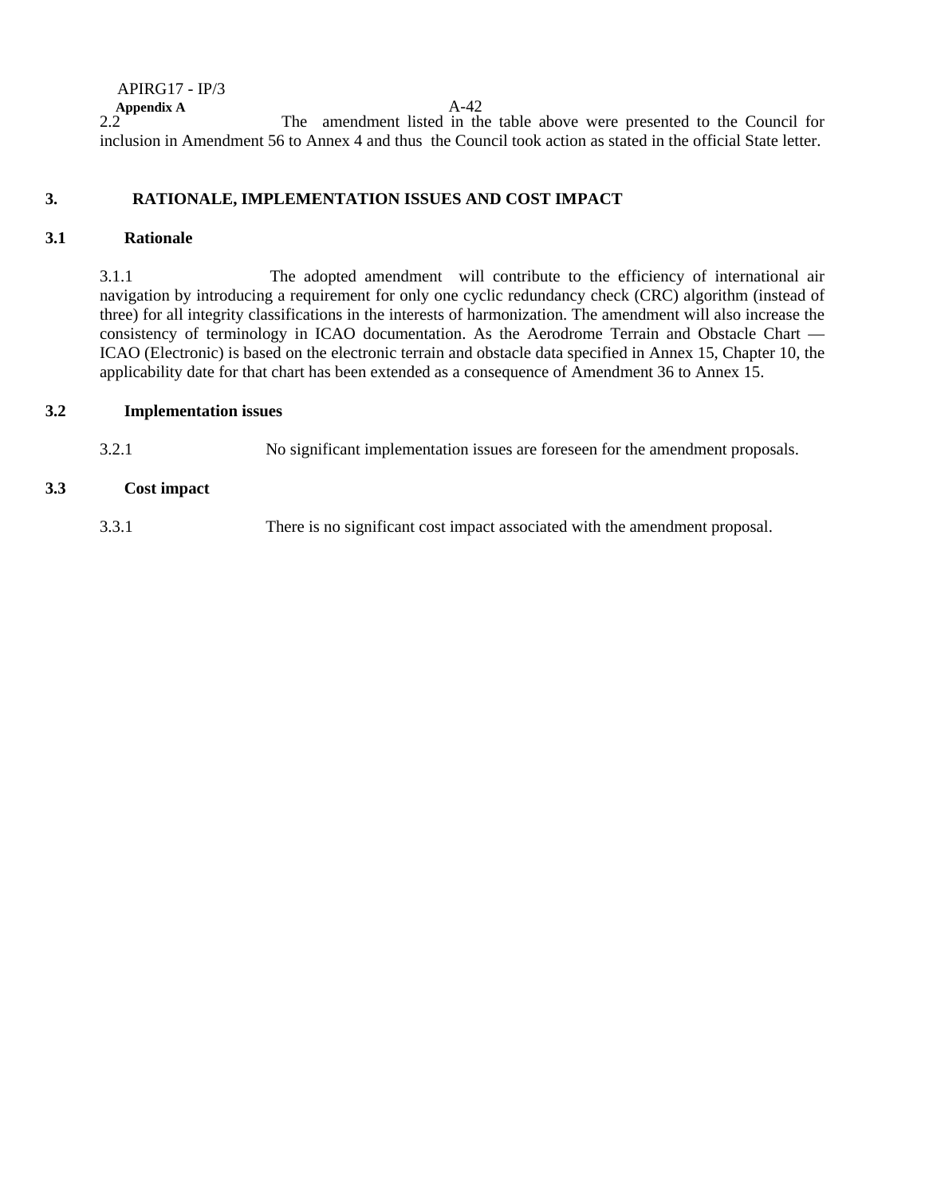2.2 The amendment listed in the table above were presented to the Council for inclusion in Amendment 56 to Annex 4 and thus the Council took action as stated in the official State letter.

## 3. RATIONALE, IMPLEMENTATION ISSUES AND COST IMPACT

### 3.1 Rationale

3.1.1 The adopted amendment will contribute to the efficiency of international air navigation by introducing a requirement for only one cyclic redundancy check (CRC) algorithm (instead of three) for all integrity classifications in the interests of harmonization. The amendment will also increase the consistency of terminology in ICAO documentation. As the Aerodrome Terrain and Obstacle Chart — ICAO (Electronic) is based on the electronic terrain and obstacle data specified in Annex 15, Chapter 10, the applicability date for that chart has been extended as a consequence of Amendment 36 to Annex 15.

### 3.2 Implementation issues

3.2.1 No significant implementation issues are foreseen for the amendment proposals.

### 3.3 Cost impact

3.3.1 There is no significant cost impact associated with the amendment proposal.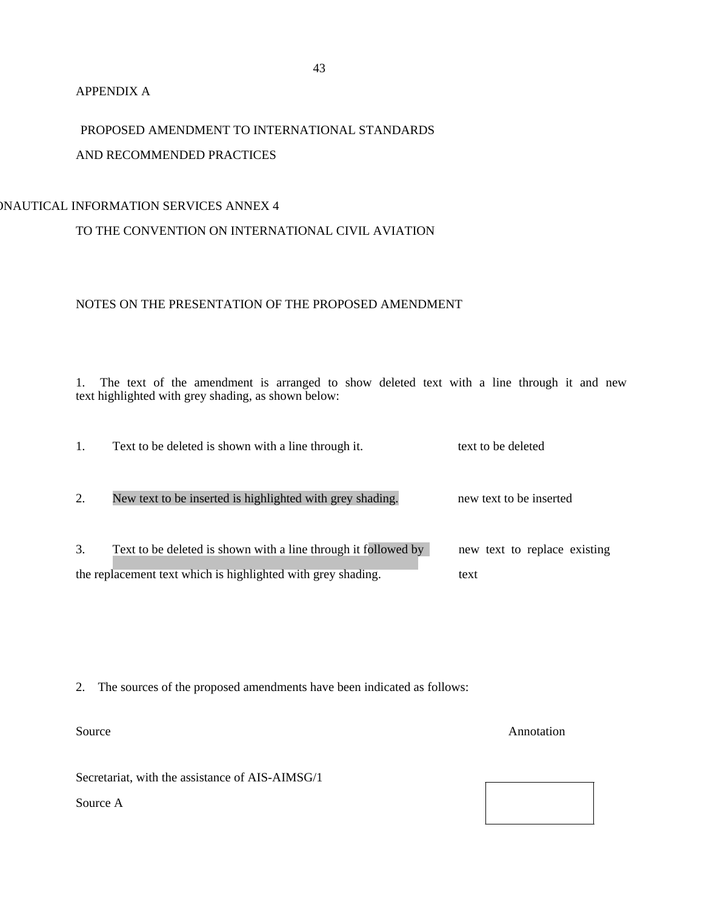APPENDIX A

PROPOSED AMENDMENT TO INTERNATIONAL STANDARDS

AND RECOMMENDED PRACTICES

ONAUTICAL INFORMATION SERVICES ANNEX 4

TO THE CONVENTION ON INTERNATIONAL CIVIL AVIATION

NOTES ON THE PRESENTATION OF THE PROPOSED AMENDMENT

1. The text of the amendment is arranged to show deleted text with a line through it and new text highlighted with grey shading, as shown below:

| | | |
|---|---|---|
| 1. | Text to be deleted is shown with a line through it. | text to be deleted |
| 2. | New text to be inserted is highlighted with grey shading. | new text to be inserted |
| 3. | Text to be deleted is shown with a line through it followed by the replacement text which is highlighted with grey shading. | new text to replace existing text |

2. The sources of the proposed amendments have been indicated as follows:

| Source | Annotation |
|---|---|
| Secretariat, with the assistance of AIS-AIMSG/1 | |
| Source A | |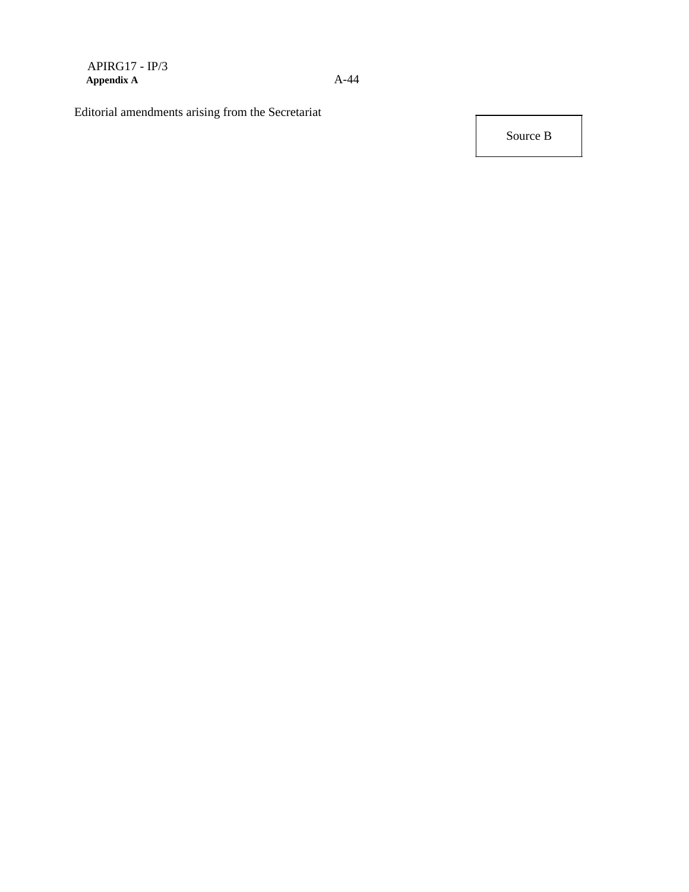Editorial amendments arising from the Secretariat

| Source B |
|---|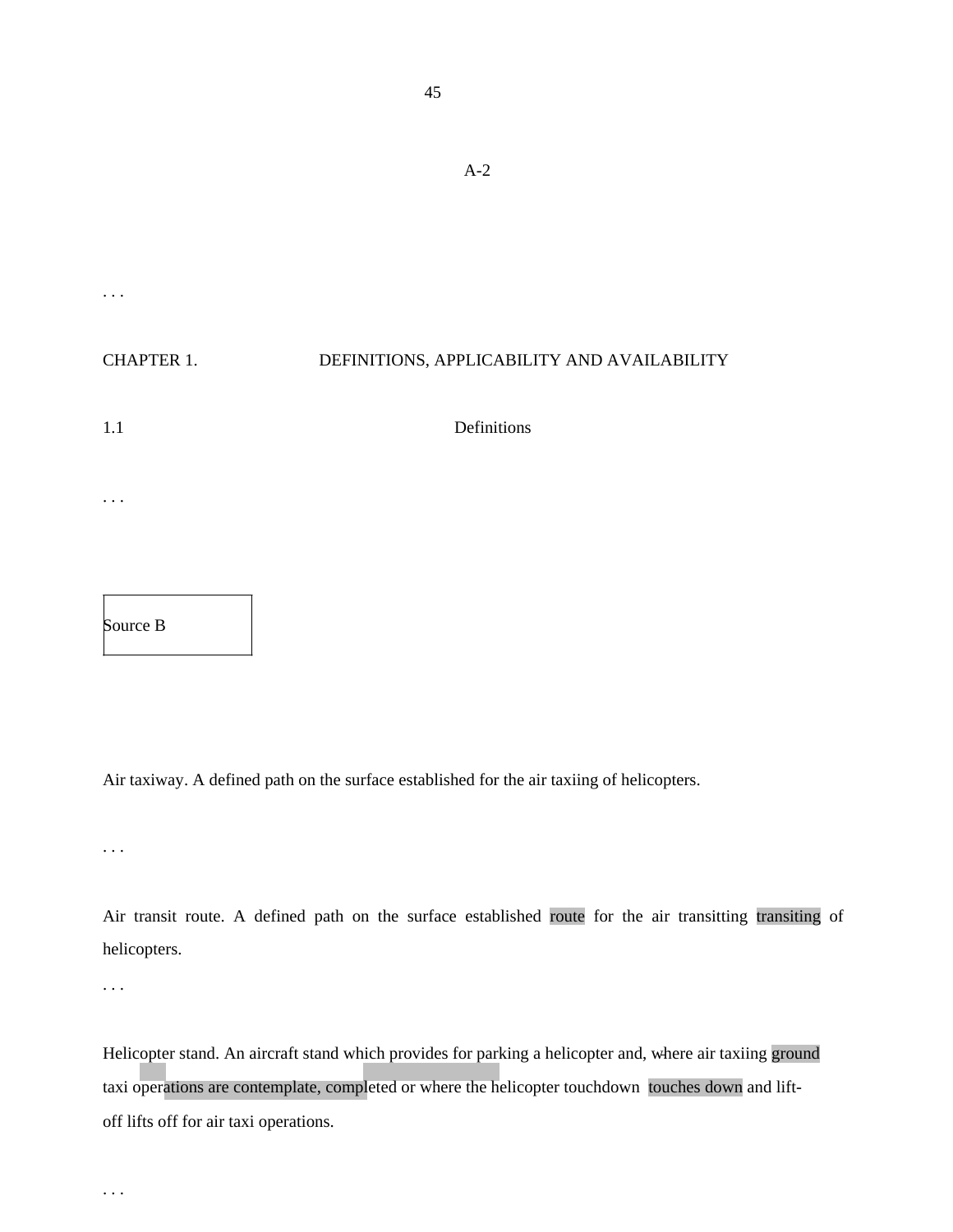A-2

. . .

CHAPTER 1. DEFINITIONS, APPLICABILITY AND AVAILABILITY

1.1 Definitions

. . .

Source B

Air taxiway. A defined path on the surface established for the air taxiing of helicopters.

. . .

Air transit route. A defined path on the surface established route for the air transitting transiting of helicopters.

. . .

Helicopter stand. An aircraft stand which provides for parking a helicopter and, where air taxiing ground taxi operations are contemplate, completed or where the helicopter touchdown touches down and lift-off lifts off for air taxi operations.

. . .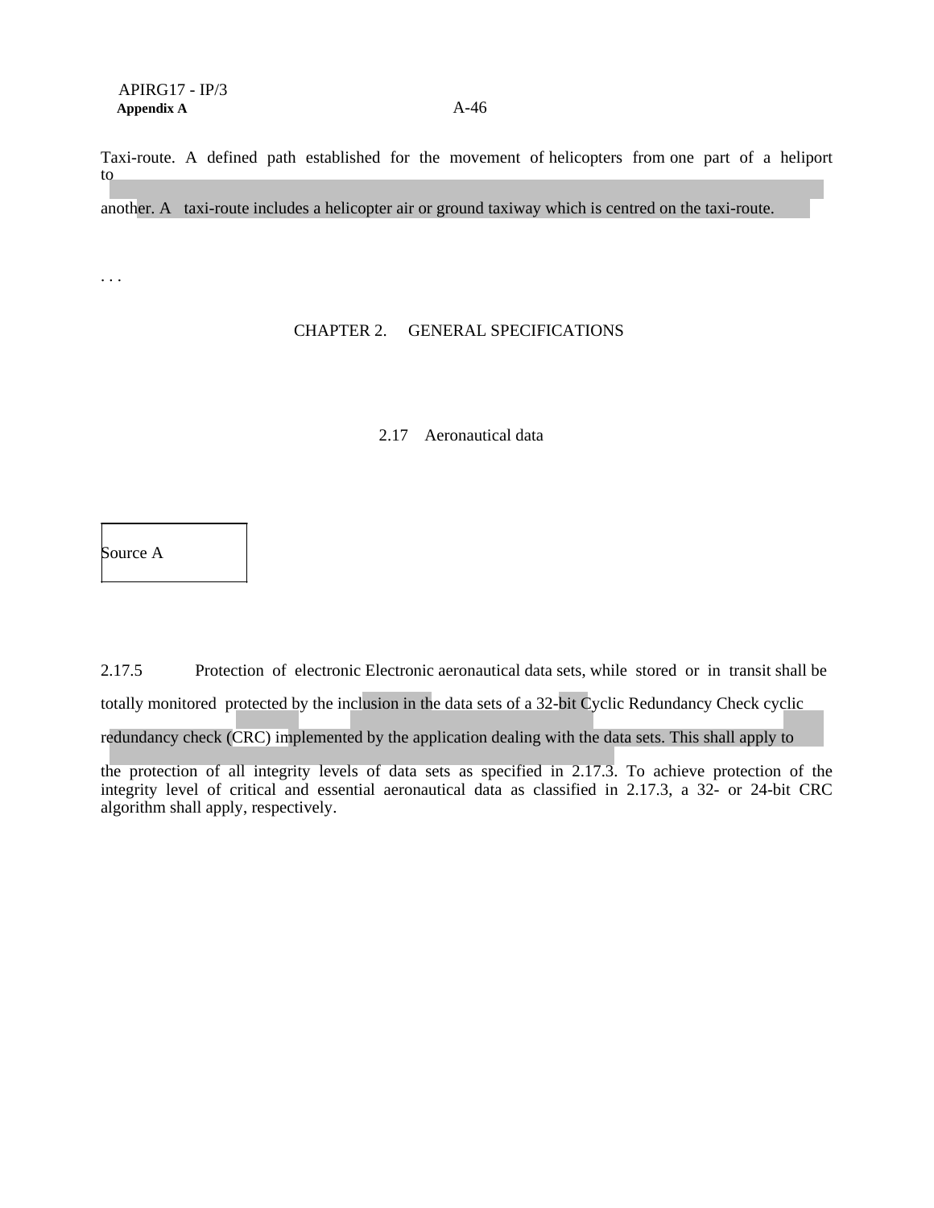Taxi-route. A defined path established for the movement of helicopters from one part of a heliport to another. A taxi-route includes a helicopter air or ground taxiway which is centred on the taxi-route.

. . .

CHAPTER 2. GENERAL SPECIFICATIONS

2.17 Aeronautical data

Source A

2.17.5 Protection of electronic Electronic aeronautical data sets, while stored or in transit shall be totally monitored protected by the inclusion in the data sets of a 32-bit Cyclic Redundancy Check cyclic redundancy check (CRC) implemented by the application dealing with the data sets. This shall apply to the protection of all integrity levels of data sets as specified in 2.17.3. To achieve protection of the integrity level of critical and essential aeronautical data as classified in 2.17.3, a 32- or 24-bit CRC algorithm shall apply, respectively.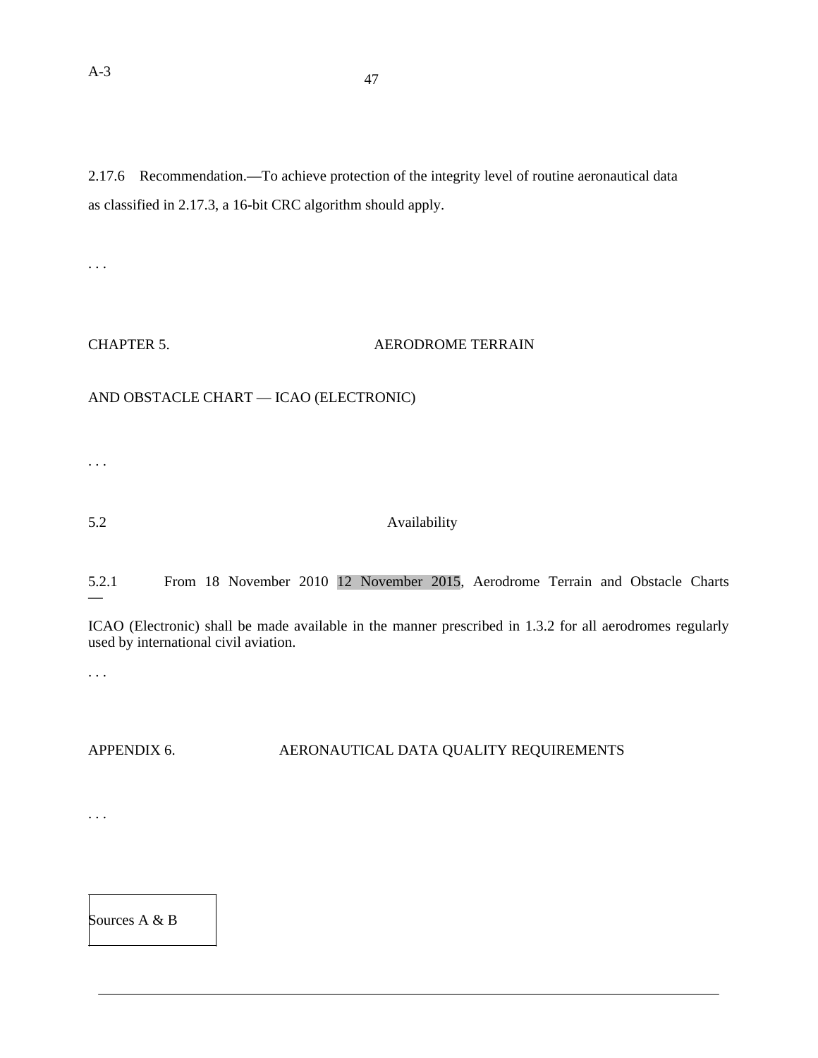2.17.6 Recommendation.—To achieve protection of the integrity level of routine aeronautical data as classified in 2.17.3, a 16-bit CRC algorithm should apply.

. . .

## CHAPTER 5. AERODROME TERRAIN AND OBSTACLE CHART — ICAO (ELECTRONIC)

. . .

### 5.2 Availability

5.2.1 From 18 November 2010 12 November 2015, Aerodrome Terrain and Obstacle Charts — ICAO (Electronic) shall be made available in the manner prescribed in 1.3.2 for all aerodromes regularly used by international civil aviation.

. . .

## APPENDIX 6. AERONAUTICAL DATA QUALITY REQUIREMENTS

. . .

Sources A & B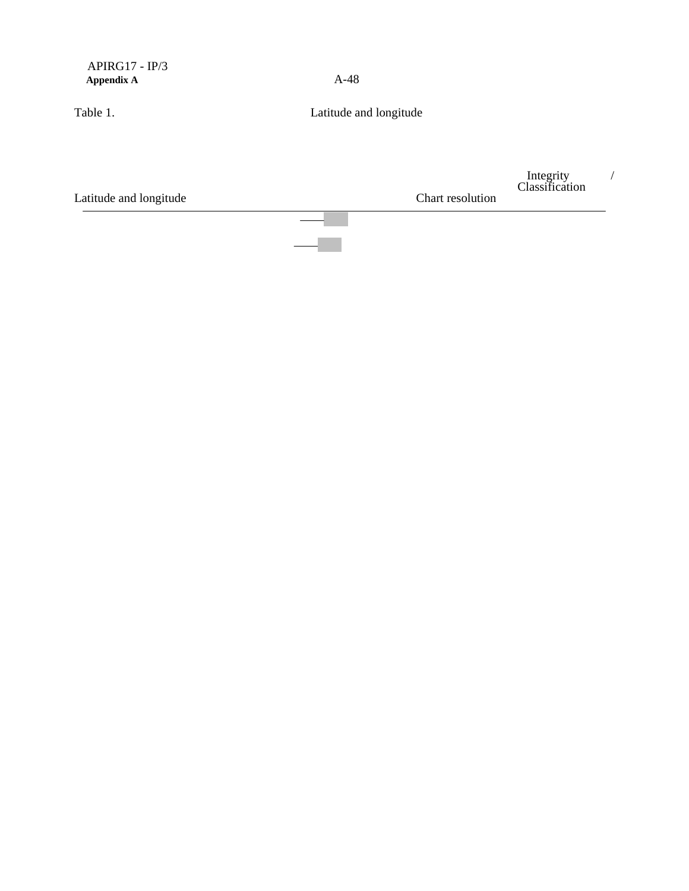Table 1. Latitude and longitude

| Latitude and longitude | Chart resolution | Integrity / Classification |
|---|---|---|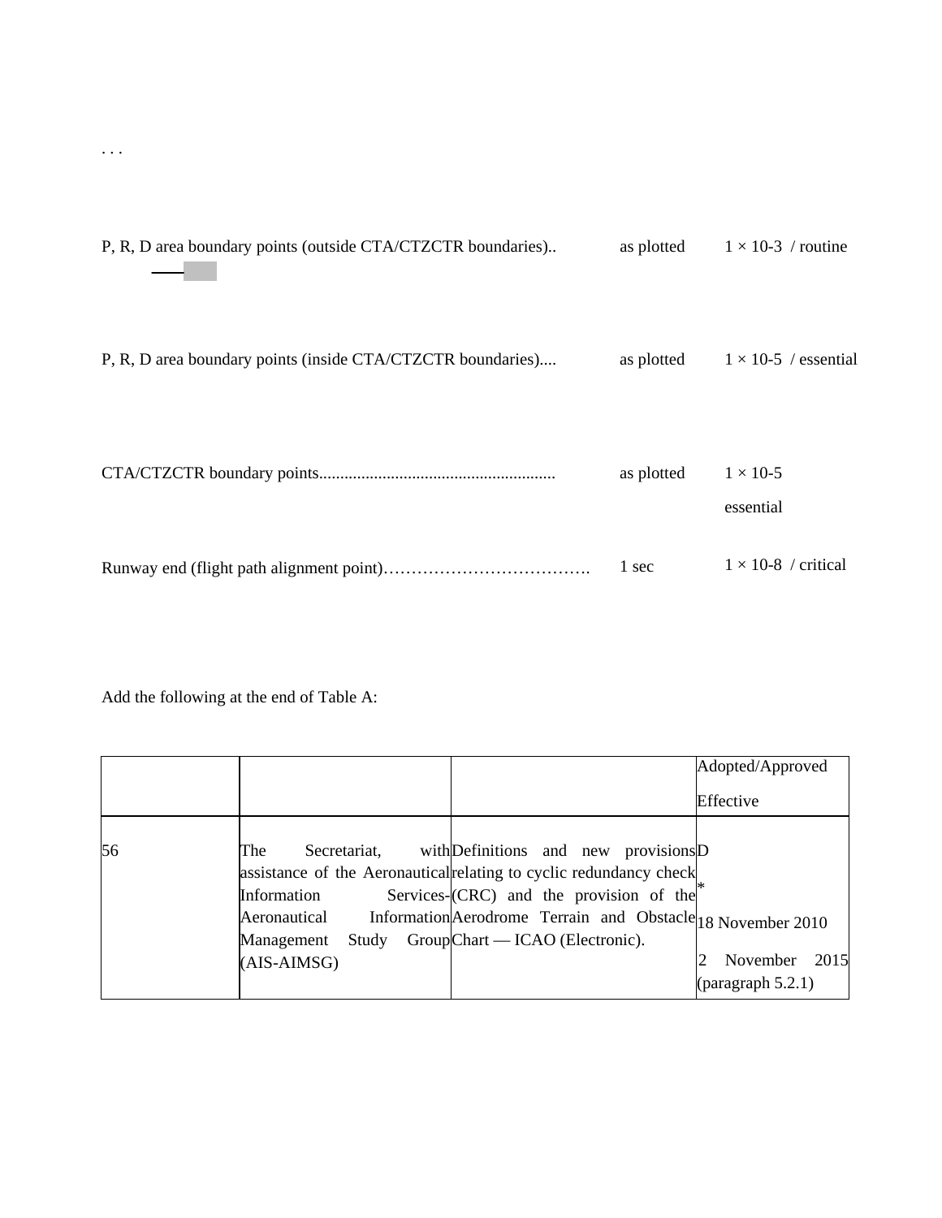. . .

| | | |
|---|---|---|
| P, R, D area boundary points (outside CTA/CTZCTR boundaries).. | as plotted | $1 \times 10^{-3}$ / routine |
| P, R, D area boundary points (inside CTA/CTZCTR boundaries).... | as plotted | $1 \times 10^{-5}$ / essential |
| CTA/CTZCTR boundary points........................................................ | as plotted | $1 \times 10^{-5}$ essential |
| Runway end (flight path alignment point)………………………………. | 1 sec | $1 \times 10^{-8}$ / critical |

Add the following at the end of Table A:

| | | | Adopted/Approved Effective |
|---|---|---|---|
| 56 | The Secretariat, with assistance of the Aeronautical Information Services-Aeronautical Information Management Study Group (AIS-AIMSG) | Definitions and new provisions relating to cyclic redundancy check (CRC) and the provision of the Aerodrome Terrain and Obstacle Chart — ICAO (Electronic). | D * 18 November 2010 2 November 2015 (paragraph 5.2.1) |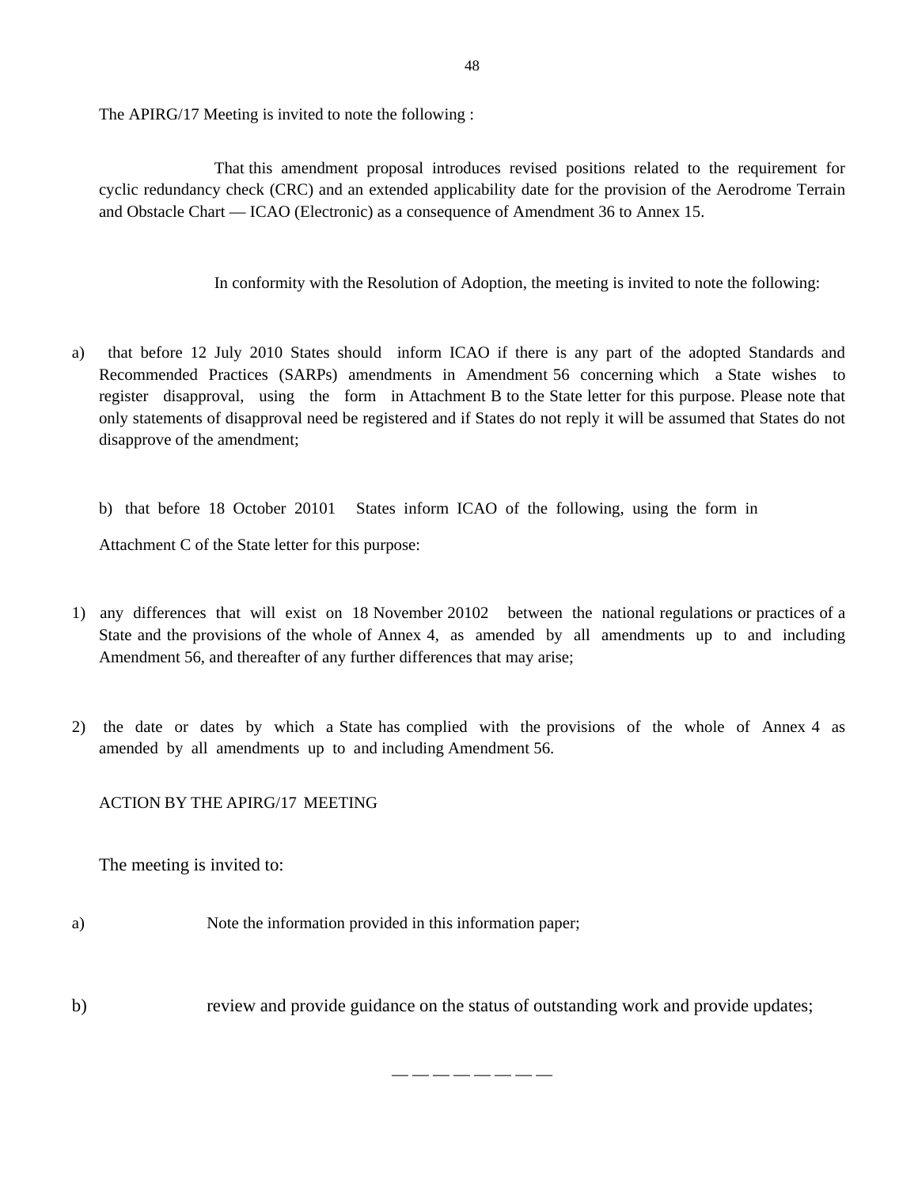The APIRG/17 Meeting is invited to note the following :

That this amendment proposal introduces revised positions related to the requirement for cyclic redundancy check (CRC) and an extended applicability date for the provision of the Aerodrome Terrain and Obstacle Chart — ICAO (Electronic) as a consequence of Amendment 36 to Annex 15.

In conformity with the Resolution of Adoption, the meeting is invited to note the following:

a) that before 12 July 2010 States should inform ICAO if there is any part of the adopted Standards and Recommended Practices (SARPs) amendments in Amendment 56 concerning which a State wishes to register disapproval, using the form in Attachment B to the State letter for this purpose. Please note that only statements of disapproval need be registered and if States do not reply it will be assumed that States do not disapprove of the amendment;

b) that before 18 October 2010[1] States inform ICAO of the following, using the form in Attachment C of the State letter for this purpose:

1) any differences that will exist on 18 November 2010[2] between the national regulations or practices of a State and the provisions of the whole of Annex 4, as amended by all amendments up to and including Amendment 56, and thereafter of any further differences that may arise;

2) the date or dates by which a State has complied with the provisions of the whole of Annex 4 as amended by all amendments up to and including Amendment 56.

ACTION BY THE APIRG/17 MEETING

The meeting is invited to:

a) Note the information provided in this information paper;

b) review and provide guidance on the status of outstanding work and provide updates;

— — — — — — — —